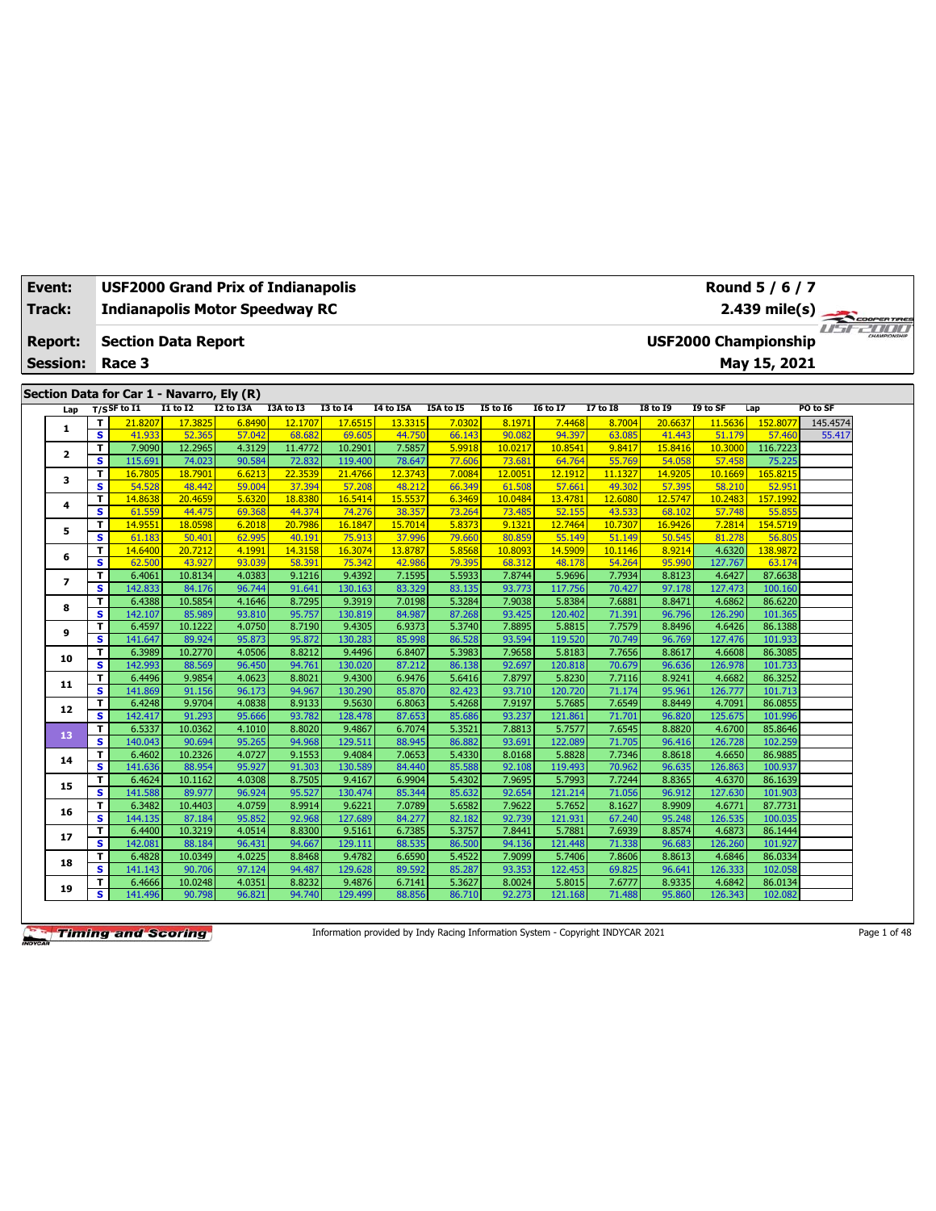| Event: | USF2000 Grand Prix of Indianapolis | Round 5 / 6 / 7 |
|---|---|---|
| Track: | Indianapolis Motor Speedway RC | 2.439 mile(s) |
| Report: | Section Data Report | USF2000 Championship |
| Session: | Race 3 | May 15, 2021 |

## Section Data for Car 1 - Navarro, Ely (R)

| Lap | T/S | SF to I1 | I1 to I2 | I2 to I3A | I3A to I3 | I3 to I4 | I4 to I5A | I5A to I5 | I5 to I6 | I6 to I7 | I7 to I8 | I8 to I9 | I9 to SF | Lap | PO to SF |
|---|---|---|---|---|---|---|---|---|---|---|---|---|---|---|---|
| 1 | T | 21.8207 | 17.3825 | 6.8490 | 12.1707 | 17.6515 | 13.3315 | 7.0302 | 8.1971 | 7.4468 | 8.7004 | 20.6637 | 11.5636 | 152.8077 | 145.4574 |
| | S | 41.933 | 52.365 | 57.042 | 68.682 | 69.605 | 44.750 | 66.143 | 90.082 | 94.397 | 63.085 | 41.443 | 51.179 | 57.460 | 55.417 |
| 2 | T | 7.9090 | 12.2965 | 4.3129 | 11.4772 | 10.2901 | 7.5857 | 5.9918 | 10.0217 | 10.8541 | 9.8417 | 15.8416 | 10.3000 | 116.7223 | |
| | S | 115.691 | 74.023 | 90.584 | 72.832 | 119.400 | 78.647 | 77.606 | 73.681 | 64.764 | 55.769 | 54.058 | 57.458 | 75.225 | |
| 3 | T | 16.7805 | 18.7901 | 6.6213 | 22.3539 | 21.4766 | 12.3743 | 7.0084 | 12.0051 | 12.1912 | 11.1327 | 14.9205 | 10.1669 | 165.8215 | |
| | S | 54.528 | 48.442 | 59.004 | 37.394 | 57.208 | 48.212 | 66.349 | 61.508 | 57.661 | 49.302 | 57.395 | 58.210 | 52.951 | |
| 4 | T | 14.8638 | 20.4659 | 5.6320 | 18.8380 | 16.5414 | 15.5537 | 6.3469 | 10.0484 | 13.4781 | 12.6080 | 12.5747 | 10.2483 | 157.1992 | |
| | S | 61.559 | 44.475 | 69.368 | 44.374 | 74.276 | 38.357 | 73.264 | 73.485 | 52.155 | 43.533 | 68.102 | 57.748 | 55.855 | |
| 5 | T | 14.9551 | 18.0598 | 6.2018 | 20.7986 | 16.1847 | 15.7014 | 5.8373 | 9.1321 | 12.7464 | 10.7307 | 16.9426 | 7.2814 | 154.5719 | |
| | S | 61.183 | 50.401 | 62.995 | 40.191 | 75.913 | 37.996 | 79.660 | 80.859 | 55.149 | 51.149 | 50.545 | 81.278 | 56.805 | |
| 6 | T | 14.6400 | 20.7212 | 4.1991 | 14.3158 | 16.3074 | 13.8787 | 5.8568 | 10.8093 | 14.5909 | 10.1146 | 8.9214 | 4.6320 | 138.9872 | |
| | S | 62.500 | 43.927 | 93.039 | 58.391 | 75.342 | 42.986 | 79.395 | 68.312 | 48.178 | 54.264 | 95.990 | 127.767 | 63.174 | |
| 7 | T | 6.4061 | 10.8134 | 4.0383 | 9.1216 | 9.4392 | 7.1595 | 5.5933 | 7.8744 | 5.9696 | 7.7934 | 8.8123 | 4.6427 | 87.6638 | |
| | S | 142.833 | 84.176 | 96.744 | 91.641 | 130.163 | 83.329 | 83.135 | 93.773 | 117.756 | 70.427 | 97.178 | 127.473 | 100.160 | |
| 8 | T | 6.4388 | 10.5854 | 4.1646 | 8.7295 | 9.3919 | 7.0198 | 5.3284 | 7.9038 | 5.8384 | 7.6881 | 8.8471 | 4.6862 | 86.6220 | |
| | S | 142.107 | 85.989 | 93.810 | 95.757 | 130.819 | 84.987 | 87.268 | 93.425 | 120.402 | 71.391 | 96.796 | 126.290 | 101.365 | |
| 9 | T | 6.4597 | 10.1222 | 4.0750 | 8.7190 | 9.4305 | 6.9373 | 5.3740 | 7.8895 | 5.8815 | 7.7579 | 8.8496 | 4.6426 | 86.1388 | |
| | S | 141.647 | 89.924 | 95.873 | 95.872 | 130.283 | 85.998 | 86.528 | 93.594 | 119.520 | 70.749 | 96.769 | 127.476 | 101.933 | |
| 10 | T | 6.3989 | 10.2770 | 4.0506 | 8.8212 | 9.4496 | 6.8407 | 5.3983 | 7.9658 | 5.8183 | 7.7656 | 8.8617 | 4.6608 | 86.3085 | |
| | S | 142.993 | 88.569 | 96.450 | 94.761 | 130.020 | 87.212 | 86.138 | 92.697 | 120.818 | 70.679 | 96.636 | 126.978 | 101.733 | |
| 11 | T | 6.4496 | 9.9854 | 4.0623 | 8.8021 | 9.4300 | 6.9476 | 5.6416 | 7.8797 | 5.8230 | 7.7116 | 8.9241 | 4.6682 | 86.3252 | |
| | S | 141.869 | 91.156 | 96.173 | 94.967 | 130.290 | 85.870 | 82.423 | 93.710 | 120.720 | 71.174 | 95.961 | 126.777 | 101.713 | |
| 12 | T | 6.4248 | 9.9704 | 4.0838 | 8.9133 | 9.5630 | 6.8063 | 5.4268 | 7.9197 | 5.7685 | 7.6549 | 8.8449 | 4.7091 | 86.0855 | |
| | S | 142.417 | 91.293 | 95.666 | 93.782 | 128.478 | 87.653 | 85.686 | 93.237 | 121.861 | 71.701 | 96.820 | 125.675 | 101.996 | |
| 13 | T | 6.5337 | 10.0362 | 4.1010 | 8.8020 | 9.4867 | 6.7074 | 5.3521 | 7.8813 | 5.7577 | 7.6545 | 8.8820 | 4.6700 | 85.8646 | |
| | S | 140.043 | 90.694 | 95.265 | 94.968 | 129.511 | 88.945 | 86.882 | 93.691 | 122.089 | 71.705 | 96.416 | 126.728 | 102.259 | |
| 14 | T | 6.4602 | 10.2326 | 4.0727 | 9.1553 | 9.4084 | 7.0653 | 5.4330 | 8.0168 | 5.8828 | 7.7346 | 8.8618 | 4.6650 | 86.9885 | |
| | S | 141.636 | 88.954 | 95.927 | 91.303 | 130.589 | 84.440 | 85.588 | 92.108 | 119.493 | 70.962 | 96.635 | 126.863 | 100.937 | |
| 15 | T | 6.4624 | 10.1162 | 4.0308 | 8.7505 | 9.4167 | 6.9904 | 5.4302 | 7.9695 | 5.7993 | 7.7244 | 8.8365 | 4.6370 | 86.1639 | |
| | S | 141.588 | 89.977 | 96.924 | 95.527 | 130.474 | 85.344 | 85.632 | 92.654 | 121.214 | 71.056 | 96.912 | 127.630 | 101.903 | |
| 16 | T | 6.3482 | 10.4403 | 4.0759 | 8.9914 | 9.6221 | 7.0789 | 5.6582 | 7.9622 | 5.7652 | 8.1627 | 8.9909 | 4.6771 | 87.7731 | |
| | S | 144.135 | 87.184 | 95.852 | 92.968 | 127.689 | 84.277 | 82.182 | 92.739 | 121.931 | 67.240 | 95.248 | 126.535 | 100.035 | |
| 17 | T | 6.4400 | 10.3219 | 4.0514 | 8.8300 | 9.5161 | 6.7385 | 5.3757 | 7.8441 | 5.7881 | 7.6939 | 8.8574 | 4.6873 | 86.1444 | |
| | S | 142.081 | 88.184 | 96.431 | 94.667 | 129.111 | 88.535 | 86.500 | 94.136 | 121.448 | 71.338 | 96.683 | 126.260 | 101.927 | |
| 18 | T | 6.4828 | 10.0349 | 4.0225 | 8.8468 | 9.4782 | 6.6590 | 5.4522 | 7.9099 | 5.7406 | 7.8606 | 8.8613 | 4.6846 | 86.0334 | |
| | S | 141.143 | 90.706 | 97.124 | 94.487 | 129.628 | 89.592 | 85.287 | 93.353 | 122.453 | 69.825 | 96.641 | 126.333 | 102.058 | |
| 19 | T | 6.4666 | 10.0248 | 4.0351 | 8.8232 | 9.4876 | 6.7141 | 5.3627 | 8.0024 | 5.8015 | 7.6777 | 8.9335 | 4.6842 | 86.0134 | |
| | S | 141.496 | 90.798 | 96.821 | 94.740 | 129.499 | 88.856 | 86.710 | 92.273 | 121.168 | 71.488 | 95.860 | 126.343 | 102.082 | |

Information provided by Indy Racing Information System - Copyright INDYCAR 2021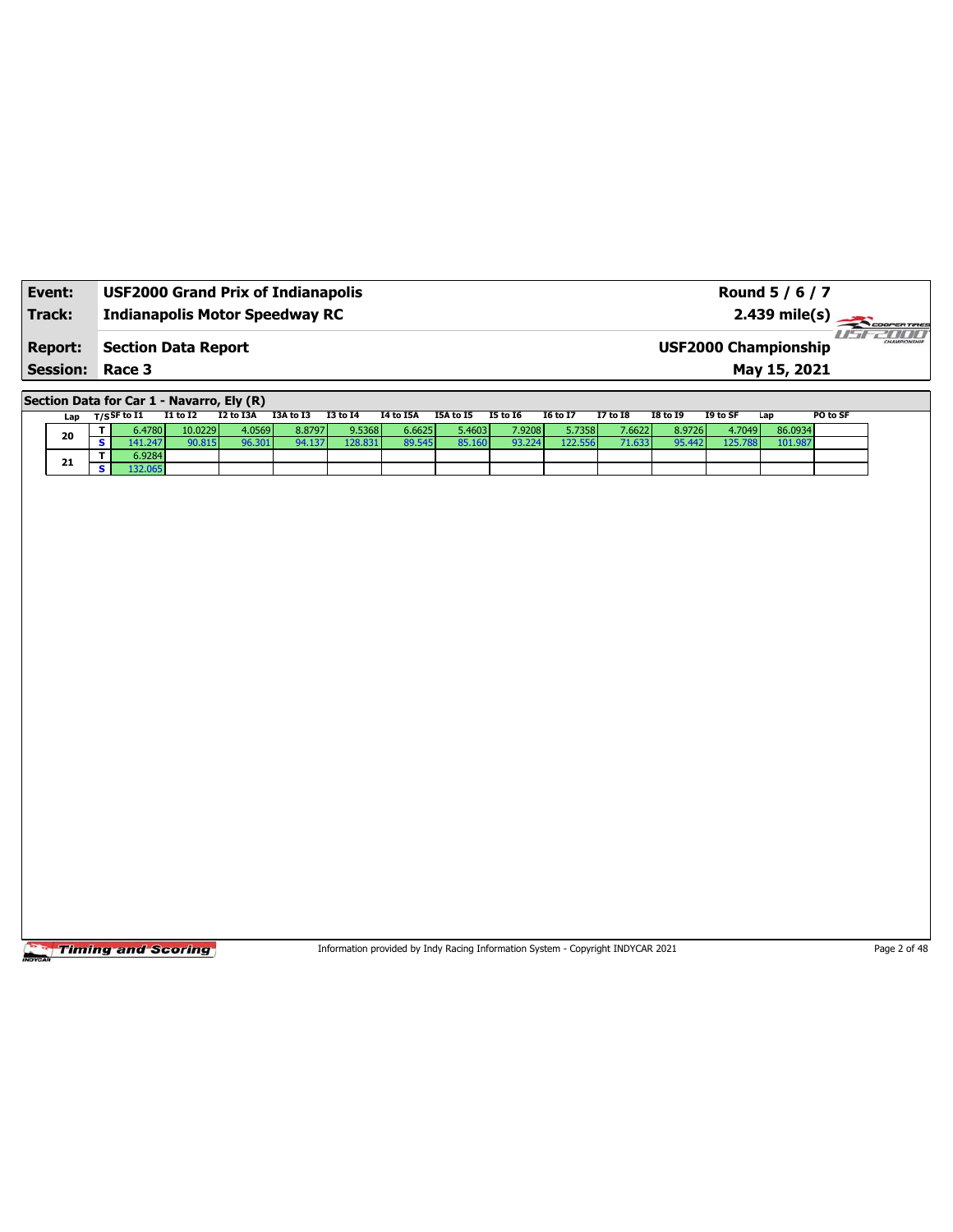| **Event:** | **USF2000 Grand Prix of Indianapolis** | **Round 5 / 6 / 7** |
|---|---|---|
| **Track:** | **Indianapolis Motor Speedway RC** | **2.439 mile(s)** |
| **Report:** | **Section Data Report** | **USF2000 Championship** |
| **Session:** | **Race 3** | **May 15, 2021** |

## Section Data for Car 1 - Navarro, Ely (R)

| Lap | T/S | SF to I1 | I1 to I2 | I2 to I3A | I3A to I3 | I3 to I4 | I4 to I5A | I5A to I5 | I5 to I6 | I6 to I7 | I7 to I8 | I8 to I9 | I9 to SF | Lap | PO to SF |
|---|---|---|---|---|---|---|---|---|---|---|---|---|---|---|---|
| 20 | T | 6.4780 | 10.0229 | 4.0569 | 8.8797 | 9.5368 | 6.6625 | 5.4603 | 7.9208 | 5.7358 | 7.6622 | 8.9726 | 4.7049 | 86.0934 | |
| | S | 141.247 | 90.815 | 96.301 | 94.137 | 128.831 | 89.545 | 85.160 | 93.224 | 122.556 | 71.633 | 95.442 | 125.788 | 101.987 | |
| 21 | T | 6.9284 | | | | | | | | | | | | | |
| | S | 132.065 | | | | | | | | | | | | | |

Information provided by Indy Racing Information System - Copyright INDYCAR 2021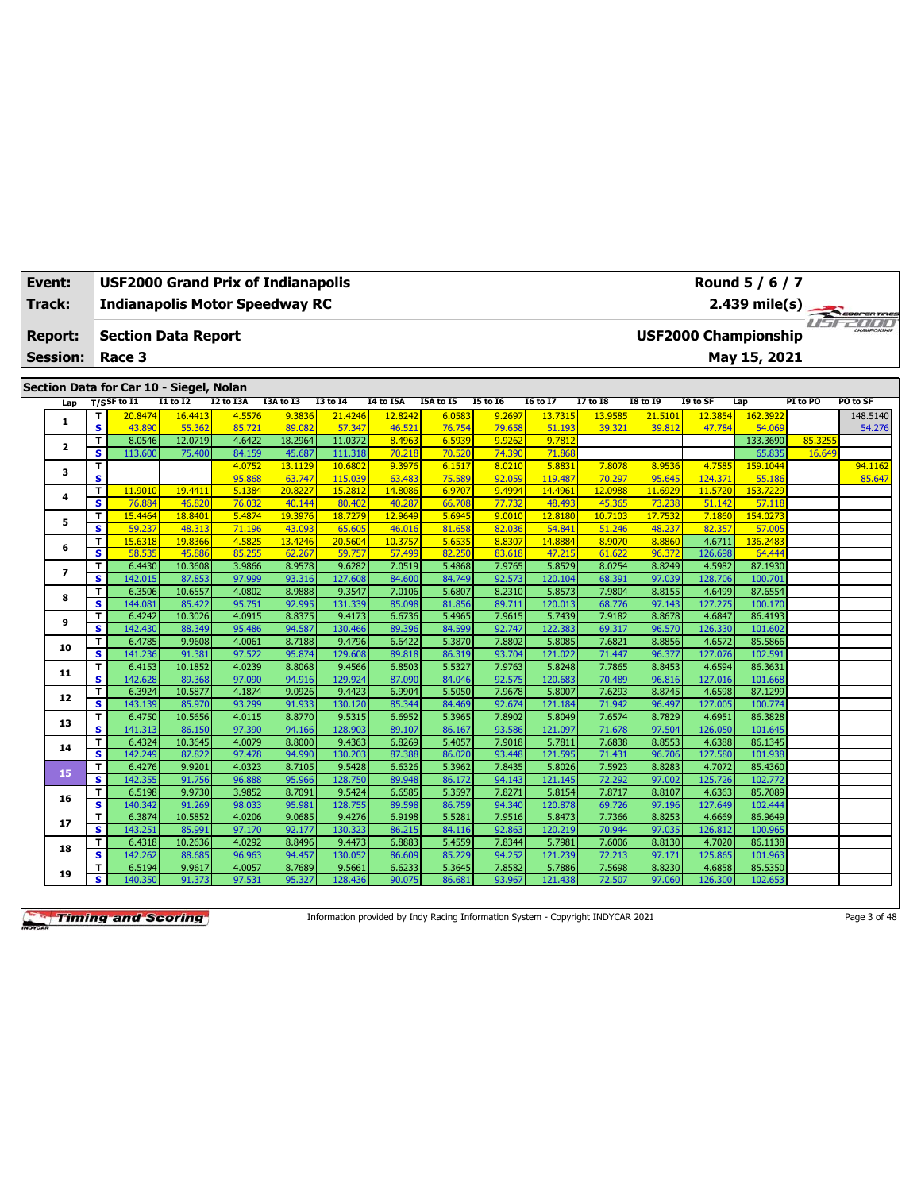| Event: | USF2000 Grand Prix of Indianapolis | Round 5 / 6 / 7 |
|---|---|---|
| Track: | Indianapolis Motor Speedway RC | 2.439 mile(s) |
| Report: | Section Data Report | USF2000 Championship |
| Session: | Race 3 | May 15, 2021 |

## Section Data for Car 10 - Siegel, Nolan

| Lap | T/S | SF to I1 | I1 to I2 | I2 to I3A | I3A to I3 | I3 to I4 | I4 to I5A | I5A to I5 | I5 to I6 | I6 to I7 | I7 to I8 | I8 to I9 | I9 to SF | Lap | PI to PO | PO to SF |
|---|---|---|---|---|---|---|---|---|---|---|---|---|---|---|---|---|
| 1 | T | 20.8474 | 16.4413 | 4.5576 | 9.3836 | 21.4246 | 12.8242 | 6.0583 | 9.2697 | 13.7315 | 13.9585 | 21.5101 | 12.3854 | 162.3922 | | 148.5140 |
| | S | 43.890 | 55.362 | 85.721 | 89.082 | 57.347 | 46.521 | 76.754 | 79.658 | 51.193 | 39.321 | 39.812 | 47.784 | 54.069 | | 54.276 |
| 2 | T | 8.0546 | 12.0719 | 4.6422 | 18.2964 | 11.0372 | 8.4963 | 6.5939 | 9.9262 | 9.7812 | | | | 133.3690 | 85.3255 | |
| | S | 113.600 | 75.400 | 84.159 | 45.687 | 111.318 | 70.218 | 70.520 | 74.390 | 71.868 | | | | 65.835 | 16.649 | |
| 3 | T | | | 4.0752 | 13.1129 | 10.6802 | 9.3976 | 6.1517 | 8.0210 | 5.8831 | 7.8078 | 8.9536 | 4.7585 | 159.1044 | | 94.1162 |
| | S | | | 95.868 | 63.747 | 115.039 | 63.483 | 75.589 | 92.059 | 119.487 | 70.297 | 95.645 | 124.371 | 55.186 | | 85.647 |
| 4 | T | 11.9010 | 19.4411 | 5.1384 | 20.8227 | 15.2812 | 14.8086 | 6.9707 | 9.4994 | 14.4961 | 12.0988 | 11.6929 | 11.5720 | 153.7229 | | |
| | S | 76.884 | 46.820 | 76.032 | 40.144 | 80.402 | 40.287 | 66.708 | 77.732 | 48.493 | 45.365 | 73.238 | 51.142 | 57.118 | | |
| 5 | T | 15.4464 | 18.8401 | 5.4874 | 19.3976 | 18.7279 | 12.9649 | 5.6945 | 9.0010 | 12.8180 | 10.7103 | 17.7532 | 7.1860 | 154.0273 | | |
| | S | 59.237 | 48.313 | 71.196 | 43.093 | 65.605 | 46.016 | 81.658 | 82.036 | 54.841 | 51.246 | 48.237 | 82.357 | 57.005 | | |
| 6 | T | 15.6318 | 19.8366 | 4.5825 | 13.4246 | 20.5604 | 10.3757 | 5.6535 | 8.8307 | 14.8884 | 8.9070 | 8.8860 | 4.6711 | 136.2483 | | |
| | S | 58.535 | 45.886 | 85.255 | 62.267 | 59.757 | 57.499 | 82.250 | 83.618 | 47.215 | 61.622 | 96.372 | 126.698 | 64.444 | | |
| 7 | T | 6.4430 | 10.3608 | 3.9866 | 8.9578 | 9.6282 | 7.0519 | 5.4868 | 7.9765 | 5.8529 | 8.0254 | 8.8249 | 4.5982 | 87.1930 | | |
| | S | 142.015 | 87.853 | 97.999 | 93.316 | 127.608 | 84.600 | 84.749 | 92.573 | 120.104 | 68.391 | 97.039 | 128.706 | 100.701 | | |
| 8 | T | 6.3506 | 10.6557 | 4.0802 | 8.9888 | 9.3547 | 7.0106 | 5.6807 | 8.2310 | 5.8573 | 7.9804 | 8.8155 | 4.6499 | 87.6554 | | |
| | S | 144.081 | 85.422 | 95.751 | 92.995 | 131.339 | 85.098 | 81.856 | 89.711 | 120.013 | 68.776 | 97.143 | 127.275 | 100.170 | | |
| 9 | T | 6.4242 | 10.3026 | 4.0915 | 8.8375 | 9.4173 | 6.6736 | 5.4965 | 7.9615 | 5.7439 | 7.9182 | 8.8678 | 4.6847 | 86.4193 | | |
| | S | 142.430 | 88.349 | 95.486 | 94.587 | 130.466 | 89.396 | 84.599 | 92.747 | 122.383 | 69.317 | 96.570 | 126.330 | 101.602 | | |
| 10 | T | 6.4785 | 9.9608 | 4.0061 | 8.7188 | 9.4796 | 6.6422 | 5.3870 | 7.8802 | 5.8085 | 7.6821 | 8.8856 | 4.6572 | 85.5866 | | |
| | S | 141.236 | 91.381 | 97.522 | 95.874 | 129.608 | 89.818 | 86.319 | 93.704 | 121.022 | 71.447 | 96.377 | 127.076 | 102.591 | | |
| 11 | T | 6.4153 | 10.1852 | 4.0239 | 8.8068 | 9.4566 | 6.8503 | 5.5327 | 7.9763 | 5.8248 | 7.7865 | 8.8453 | 4.6594 | 86.3631 | | |
| | S | 142.628 | 89.368 | 97.090 | 94.916 | 129.924 | 87.090 | 84.046 | 92.575 | 120.683 | 70.489 | 96.816 | 127.016 | 101.668 | | |
| 12 | T | 6.3924 | 10.5877 | 4.1874 | 9.0926 | 9.4423 | 6.9904 | 5.5050 | 7.9678 | 5.8007 | 7.6293 | 8.8745 | 4.6598 | 87.1299 | | |
| | S | 143.139 | 85.970 | 93.299 | 91.933 | 130.120 | 85.344 | 84.469 | 92.674 | 121.184 | 71.942 | 96.497 | 127.005 | 100.774 | | |
| 13 | T | 6.4750 | 10.5656 | 4.0115 | 8.8770 | 9.5315 | 6.6952 | 5.3965 | 7.8902 | 5.8049 | 7.6574 | 8.7829 | 4.6951 | 86.3828 | | |
| | S | 141.313 | 86.150 | 97.390 | 94.166 | 128.903 | 89.107 | 86.167 | 93.586 | 121.097 | 71.678 | 97.504 | 126.050 | 101.645 | | |
| 14 | T | 6.4324 | 10.3645 | 4.0079 | 8.8000 | 9.4363 | 6.8269 | 5.4057 | 7.9018 | 5.7811 | 7.6838 | 8.8553 | 4.6388 | 86.1345 | | |
| | S | 142.249 | 87.822 | 97.478 | 94.990 | 130.203 | 87.388 | 86.020 | 93.448 | 121.595 | 71.431 | 96.706 | 127.580 | 101.938 | | |
| 15 | T | 6.4276 | 9.9201 | 4.0323 | 8.7105 | 9.5428 | 6.6326 | 5.3962 | 7.8435 | 5.8026 | 7.5923 | 8.8283 | 4.7072 | 85.4360 | | |
| | S | 142.355 | 91.756 | 96.888 | 95.966 | 128.750 | 89.948 | 86.172 | 94.143 | 121.145 | 72.292 | 97.002 | 125.726 | 102.772 | | |
| 16 | T | 6.5198 | 9.9730 | 3.9852 | 8.7091 | 9.5424 | 6.6585 | 5.3597 | 7.8271 | 5.8154 | 7.8717 | 8.8107 | 4.6363 | 85.7089 | | |
| | S | 140.342 | 91.269 | 98.033 | 95.981 | 128.755 | 89.598 | 86.759 | 94.340 | 120.878 | 69.726 | 97.196 | 127.649 | 102.444 | | |
| 17 | T | 6.3874 | 10.5852 | 4.0206 | 9.0685 | 9.4276 | 6.9198 | 5.5281 | 7.9516 | 5.8473 | 7.7366 | 8.8253 | 4.6669 | 86.9649 | | |
| | S | 143.251 | 85.991 | 97.170 | 92.177 | 130.323 | 86.215 | 84.116 | 92.863 | 120.219 | 70.944 | 97.035 | 126.812 | 100.965 | | |
| 18 | T | 6.4318 | 10.2636 | 4.0292 | 8.8496 | 9.4473 | 6.8883 | 5.4559 | 7.8344 | 5.7981 | 7.6006 | 8.8130 | 4.7020 | 86.1138 | | |
| | S | 142.262 | 88.685 | 96.963 | 94.457 | 130.052 | 86.609 | 85.229 | 94.252 | 121.239 | 72.213 | 97.171 | 125.865 | 101.963 | | |
| 19 | T | 6.5194 | 9.9617 | 4.0057 | 8.7689 | 9.5661 | 6.6233 | 5.3645 | 7.8582 | 5.7886 | 7.5698 | 8.8230 | 4.6858 | 85.5350 | | |
| | S | 140.350 | 91.373 | 97.531 | 95.327 | 128.436 | 90.075 | 86.681 | 93.967 | 121.438 | 72.507 | 97.060 | 126.300 | 102.653 | | |

Information provided by Indy Racing Information System - Copyright INDYCAR 2021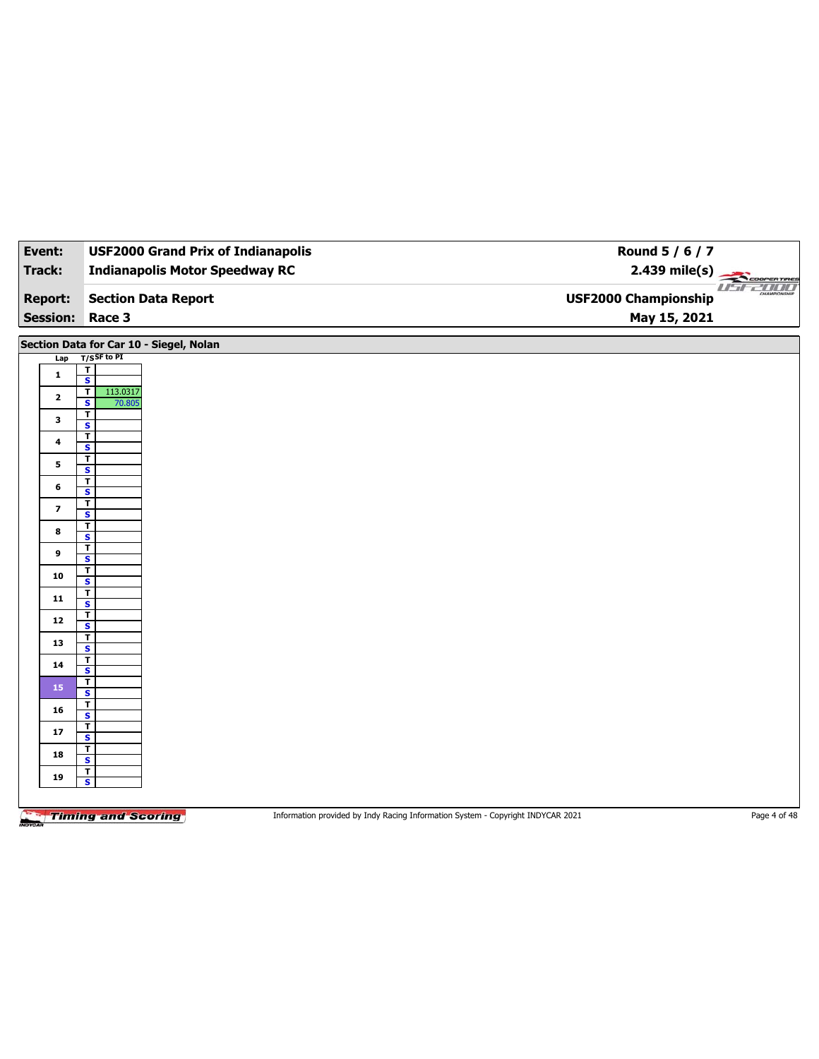| | |
|---|---|
| **Event:** | **USF2000 Grand Prix of Indianapolis** |
| **Track:** | **Indianapolis Motor Speedway RC** |
| **Report:** | **Section Data Report** |
| **Session:** | **Race 3** |

**Round 5 / 6 / 7**
**2.439 mile(s)**
**USF2000 Championship**
**May 15, 2021**

## Section Data for Car 10 - Siegel, Nolan

| Lap | T/S | SF to PI |
|---|---|---|
| 1 | T | |
| | S | |
| 2 | T | 113.0317 |
| | S | 70.805 |
| 3 | T | |
| | S | |
| 4 | T | |
| | S | |
| 5 | T | |
| | S | |
| 6 | T | |
| | S | |
| 7 | T | |
| | S | |
| 8 | T | |
| | S | |
| 9 | T | |
| | S | |
| 10 | T | |
| | S | |
| 11 | T | |
| | S | |
| 12 | T | |
| | S | |
| 13 | T | |
| | S | |
| 14 | T | |
| | S | |
| 15 | T | |
| | S | |
| 16 | T | |
| | S | |
| 17 | T | |
| | S | |
| 18 | T | |
| | S | |
| 19 | T | |
| | S | |

Information provided by Indy Racing Information System - Copyright INDYCAR 2021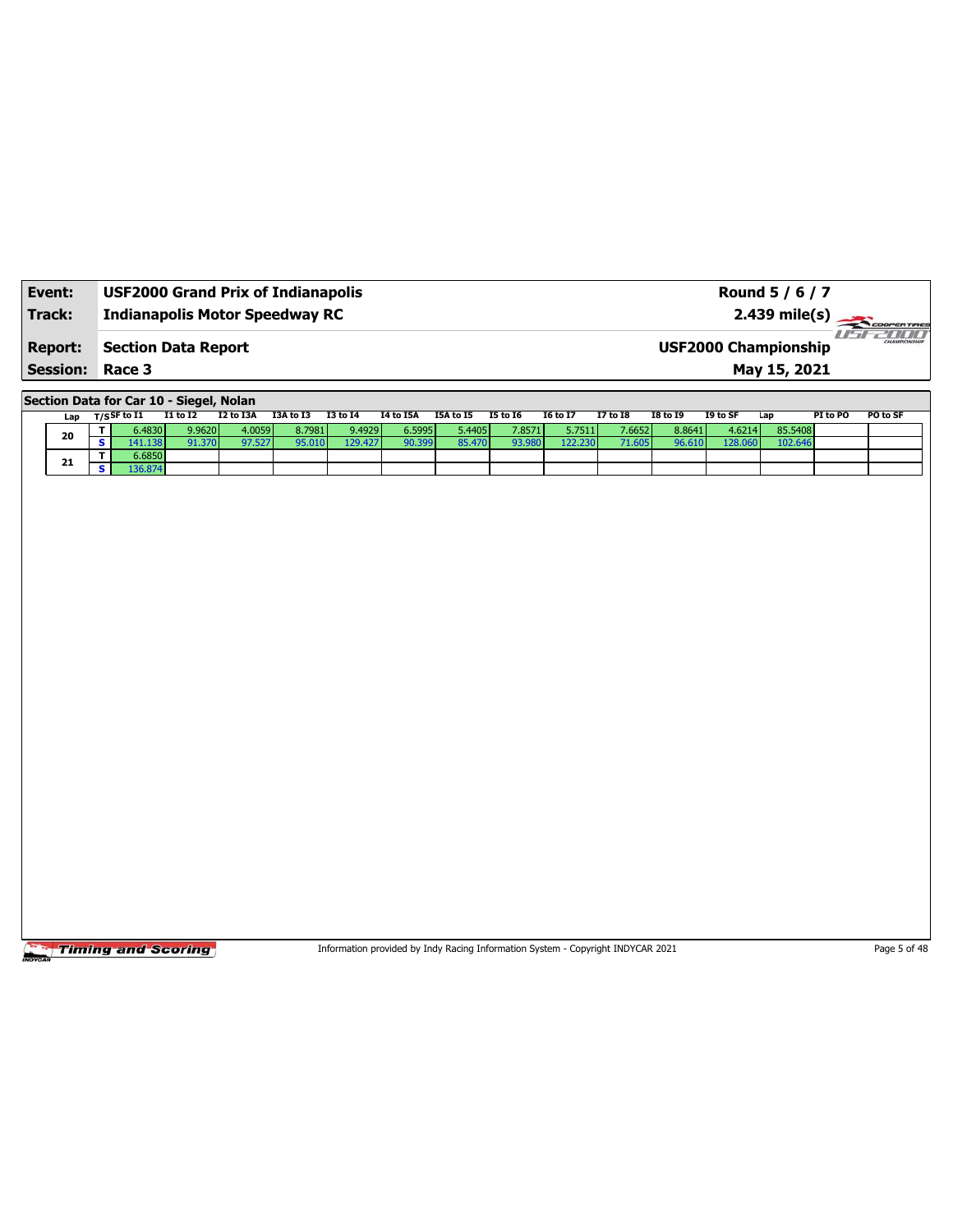| **Event:** | **USF2000 Grand Prix of Indianapolis** | **Round 5 / 6 / 7** |
|---|---|---|
| **Track:** | **Indianapolis Motor Speedway RC** | **2.439 mile(s)** |
| **Report:** | **Section Data Report** | **USF2000 Championship** |
| **Session:** | **Race 3** | **May 15, 2021** |

**Section Data for Car 10 - Siegel, Nolan**

| Lap | T/S | SF to I1 | I1 to I2 | I2 to I3A | I3A to I3 | I3 to I4 | I4 to I5A | I5A to I5 | I5 to I6 | I6 to I7 | I7 to I8 | I8 to I9 | I9 to SF | Lap | PI to PO | PO to SF |
|---|---|---|---|---|---|---|---|---|---|---|---|---|---|---|---|---|
| 20 | T | 6.4830 | 9.9620 | 4.0059 | 8.7981 | 9.4929 | 6.5995 | 5.4405 | 7.8571 | 5.7511 | 7.6652 | 8.8641 | 4.6214 | 85.5408 | | |
| | S | 141.138 | 91.370 | 97.527 | 95.010 | 129.427 | 90.399 | 85.470 | 93.980 | 122.230 | 71.605 | 96.610 | 128.060 | 102.646 | | |
| 21 | T | 6.6850 | | | | | | | | | | | | | | |
| | S | 136.874 | | | | | | | | | | | | | | |

Information provided by Indy Racing Information System - Copyright INDYCAR 2021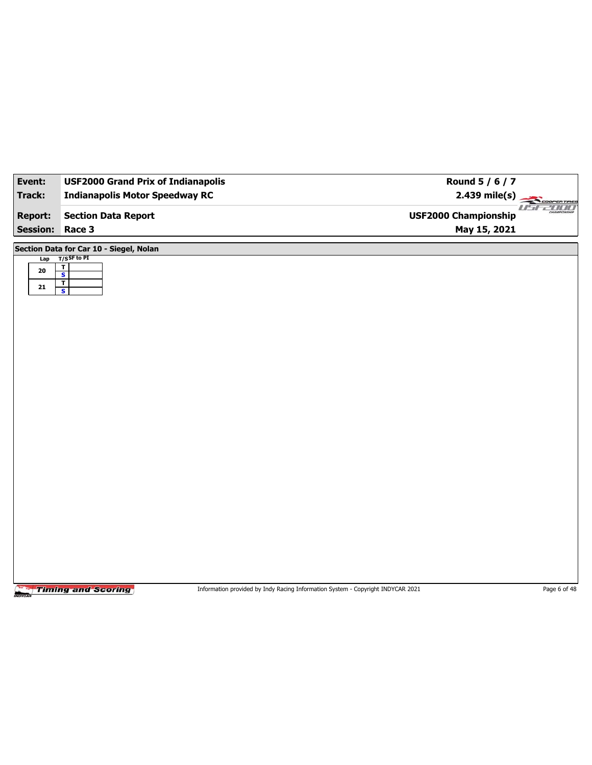| Event: | USF2000 Grand Prix of Indianapolis | Round 5 / 6 / 7 |
|---|---|---|
| Track: | Indianapolis Motor Speedway RC | 2.439 mile(s) |
| Report: | Section Data Report | USF2000 Championship |
| Session: | Race 3 | May 15, 2021 |

## Section Data for Car 10 - Siegel, Nolan

| Lap | T/S | SF to PI |
|---|---|---|
| 20 | T | |
| | S | |
| 21 | T | |
| | S | |

Information provided by Indy Racing Information System - Copyright INDYCAR 2021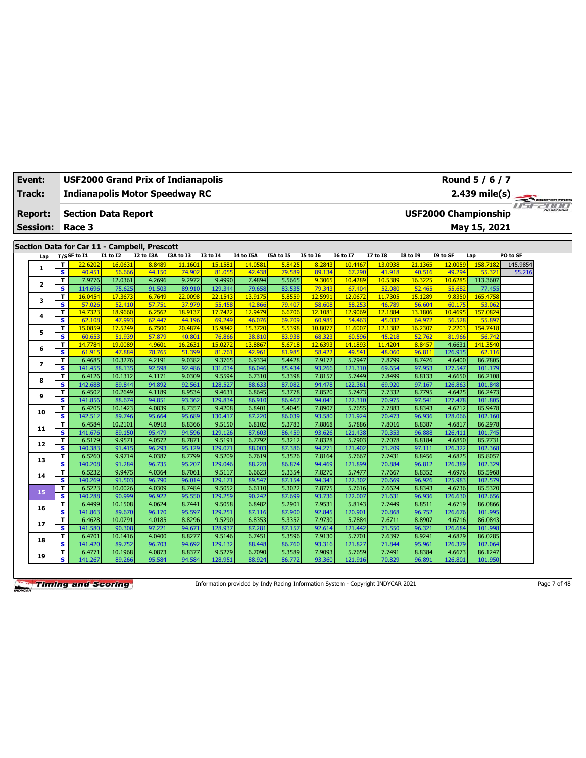| Event: | USF2000 Grand Prix of Indianapolis | Round 5 / 6 / 7 |
|---|---|---|
| Track: | Indianapolis Motor Speedway RC | 2.439 mile(s) |
| Report: | Section Data Report | USF2000 Championship |
| Session: | Race 3 | May 15, 2021 |

## Section Data for Car 11 - Campbell, Prescott

| Lap | T/S | SF to I1 | I1 to I2 | I2 to I3A | I3A to I3 | I3 to I4 | I4 to I5A | I5A to I5 | I5 to I6 | I6 to I7 | I7 to I8 | I8 to I9 | I9 to SF | Lap | PO to SF |
|---|---|---|---|---|---|---|---|---|---|---|---|---|---|---|---|
| 1 | T | 22.6202 | 16.0631 | 8.8489 | 11.1601 | 15.1581 | 14.0581 | 5.8425 | 8.2843 | 10.4467 | 13.0938 | 21.1365 | 12.0059 | 158.7182 | 145.9854 |
| | S | 40.451 | 56.666 | 44.150 | 74.902 | 81.055 | 42.438 | 79.589 | 89.134 | 67.290 | 41.918 | 40.516 | 49.294 | 55.321 | 55.216 |
| 2 | T | 7.9776 | 12.0361 | 4.2696 | 9.2972 | 9.4990 | 7.4894 | 5.5665 | 9.3065 | 10.4289 | 10.5389 | 16.3225 | 10.6285 | 113.3607 | |
| | S | 114.696 | 75.625 | 91.503 | 89.910 | 129.344 | 79.658 | 83.535 | 79.343 | 67.404 | 52.080 | 52.465 | 55.682 | 77.455 | |
| 3 | T | 16.0454 | 17.3673 | 6.7649 | 22.0098 | 22.1543 | 13.9175 | 5.8559 | 12.5991 | 12.0672 | 11.7305 | 15.1289 | 9.8350 | 165.4758 | |
| | S | 57.026 | 52.410 | 57.751 | 37.979 | 55.458 | 42.866 | 79.407 | 58.608 | 58.253 | 46.789 | 56.604 | 60.175 | 53.062 | |
| 4 | T | 14.7323 | 18.9660 | 6.2562 | 18.9137 | 17.7422 | 12.9479 | 6.6706 | 12.1081 | 12.9069 | 12.1884 | 13.1806 | 10.4695 | 157.0824 | |
| | S | 62.108 | 47.993 | 62.447 | 44.196 | 69.249 | 46.076 | 69.709 | 60.985 | 54.463 | 45.032 | 64.972 | 56.528 | 55.897 | |
| 5 | T | 15.0859 | 17.5249 | 6.7500 | 20.4874 | 15.9842 | 15.3720 | 5.5398 | 10.8077 | 11.6007 | 12.1382 | 16.2307 | 7.2203 | 154.7418 | |
| | S | 60.653 | 51.939 | 57.879 | 40.801 | 76.866 | 38.810 | 83.938 | 68.323 | 60.596 | 45.218 | 52.762 | 81.966 | 56.742 | |
| 6 | T | 14.7784 | 19.0089 | 4.9601 | 16.2631 | 15.0272 | 13.8867 | 5.6718 | 12.6393 | 14.1893 | 11.4204 | 8.8457 | 4.6631 | 141.3540 | |
| | S | 61.915 | 47.884 | 78.765 | 51.399 | 81.761 | 42.961 | 81.985 | 58.422 | 49.541 | 48.060 | 96.811 | 126.915 | 62.116 | |
| 7 | T | 6.4685 | 10.3276 | 4.2191 | 9.0382 | 9.3765 | 6.9334 | 5.4428 | 7.9172 | 5.7947 | 7.8799 | 8.7426 | 4.6400 | 86.7805 | |
| | S | 141.455 | 88.135 | 92.598 | 92.486 | 131.034 | 86.046 | 85.434 | 93.266 | 121.310 | 69.654 | 97.953 | 127.547 | 101.179 | |
| 8 | T | 6.4126 | 10.1312 | 4.1171 | 9.0309 | 9.5594 | 6.7310 | 5.3398 | 7.8157 | 5.7449 | 7.8499 | 8.8133 | 4.6650 | 86.2108 | |
| | S | 142.688 | 89.844 | 94.892 | 92.561 | 128.527 | 88.633 | 87.082 | 94.478 | 122.361 | 69.920 | 97.167 | 126.863 | 101.848 | |
| 9 | T | 6.4502 | 10.2649 | 4.1189 | 8.9534 | 9.4631 | 6.8645 | 5.3778 | 7.8520 | 5.7473 | 7.7332 | 8.7795 | 4.6425 | 86.2473 | |
| | S | 141.856 | 88.674 | 94.851 | 93.362 | 129.834 | 86.910 | 86.467 | 94.041 | 122.310 | 70.975 | 97.541 | 127.478 | 101.805 | |
| 10 | T | 6.4205 | 10.1423 | 4.0839 | 8.7357 | 9.4208 | 6.8401 | 5.4045 | 7.8907 | 5.7655 | 7.7883 | 8.8343 | 4.6212 | 85.9478 | |
| | S | 142.512 | 89.746 | 95.664 | 95.689 | 130.417 | 87.220 | 86.039 | 93.580 | 121.924 | 70.473 | 96.936 | 128.066 | 102.160 | |
| 11 | T | 6.4584 | 10.2101 | 4.0918 | 8.8366 | 9.5150 | 6.8102 | 5.3783 | 7.8868 | 5.7886 | 7.8016 | 8.8387 | 4.6817 | 86.2978 | |
| | S | 141.676 | 89.150 | 95.479 | 94.596 | 129.126 | 87.603 | 86.459 | 93.626 | 121.438 | 70.353 | 96.888 | 126.411 | 101.745 | |
| 12 | T | 6.5179 | 9.9571 | 4.0572 | 8.7871 | 9.5191 | 6.7792 | 5.3212 | 7.8328 | 5.7903 | 7.7078 | 8.8184 | 4.6850 | 85.7731 | |
| | S | 140.383 | 91.415 | 96.293 | 95.129 | 129.071 | 88.003 | 87.386 | 94.271 | 121.402 | 71.209 | 97.111 | 126.322 | 102.368 | |
| 13 | T | 6.5260 | 9.9714 | 4.0387 | 8.7799 | 9.5209 | 6.7619 | 5.3526 | 7.8164 | 5.7667 | 7.7431 | 8.8456 | 4.6825 | 85.8057 | |
| | S | 140.208 | 91.284 | 96.735 | 95.207 | 129.046 | 88.228 | 86.874 | 94.469 | 121.899 | 70.884 | 96.812 | 126.389 | 102.329 | |
| 14 | T | 6.5232 | 9.9475 | 4.0364 | 8.7061 | 9.5117 | 6.6623 | 5.3354 | 7.8270 | 5.7477 | 7.7667 | 8.8352 | 4.6976 | 85.5968 | |
| | S | 140.269 | 91.503 | 96.790 | 96.014 | 129.171 | 89.547 | 87.154 | 94.341 | 122.302 | 70.669 | 96.926 | 125.983 | 102.579 | |
| 15 | T | 6.5223 | 10.0026 | 4.0309 | 8.7484 | 9.5052 | 6.6110 | 5.3022 | 7.8775 | 5.7616 | 7.6624 | 8.8343 | 4.6736 | 85.5320 | |
| | S | 140.288 | 90.999 | 96.922 | 95.550 | 129.259 | 90.242 | 87.699 | 93.736 | 122.007 | 71.631 | 96.936 | 126.630 | 102.656 | |
| 16 | T | 6.4499 | 10.1508 | 4.0624 | 8.7441 | 9.5058 | 6.8482 | 5.2901 | 7.9531 | 5.8143 | 7.7449 | 8.8511 | 4.6719 | 86.0866 | |
| | S | 141.863 | 89.670 | 96.170 | 95.597 | 129.251 | 87.116 | 87.900 | 92.845 | 120.901 | 70.868 | 96.752 | 126.676 | 101.995 | |
| 17 | T | 6.4628 | 10.0791 | 4.0185 | 8.8296 | 9.5290 | 6.8353 | 5.3352 | 7.9730 | 5.7884 | 7.6711 | 8.8907 | 4.6716 | 86.0843 | |
| | S | 141.580 | 90.308 | 97.221 | 94.671 | 128.937 | 87.281 | 87.157 | 92.614 | 121.442 | 71.550 | 96.321 | 126.684 | 101.998 | |
| 18 | T | 6.4701 | 10.1416 | 4.0400 | 8.8277 | 9.5146 | 6.7451 | 5.3596 | 7.9130 | 5.7701 | 7.6397 | 8.9241 | 4.6829 | 86.0285 | |
| | S | 141.420 | 89.752 | 96.703 | 94.692 | 129.132 | 88.448 | 86.760 | 93.316 | 121.827 | 71.844 | 95.961 | 126.379 | 102.064 | |
| 19 | T | 6.4771 | 10.1968 | 4.0873 | 8.8377 | 9.5279 | 6.7090 | 5.3589 | 7.9093 | 5.7659 | 7.7491 | 8.8384 | 4.6673 | 86.1247 | |
| | S | 141.267 | 89.266 | 95.584 | 94.584 | 128.951 | 88.924 | 86.772 | 93.360 | 121.916 | 70.829 | 96.891 | 126.801 | 101.950 | |

Information provided by Indy Racing Information System - Copyright INDYCAR 2021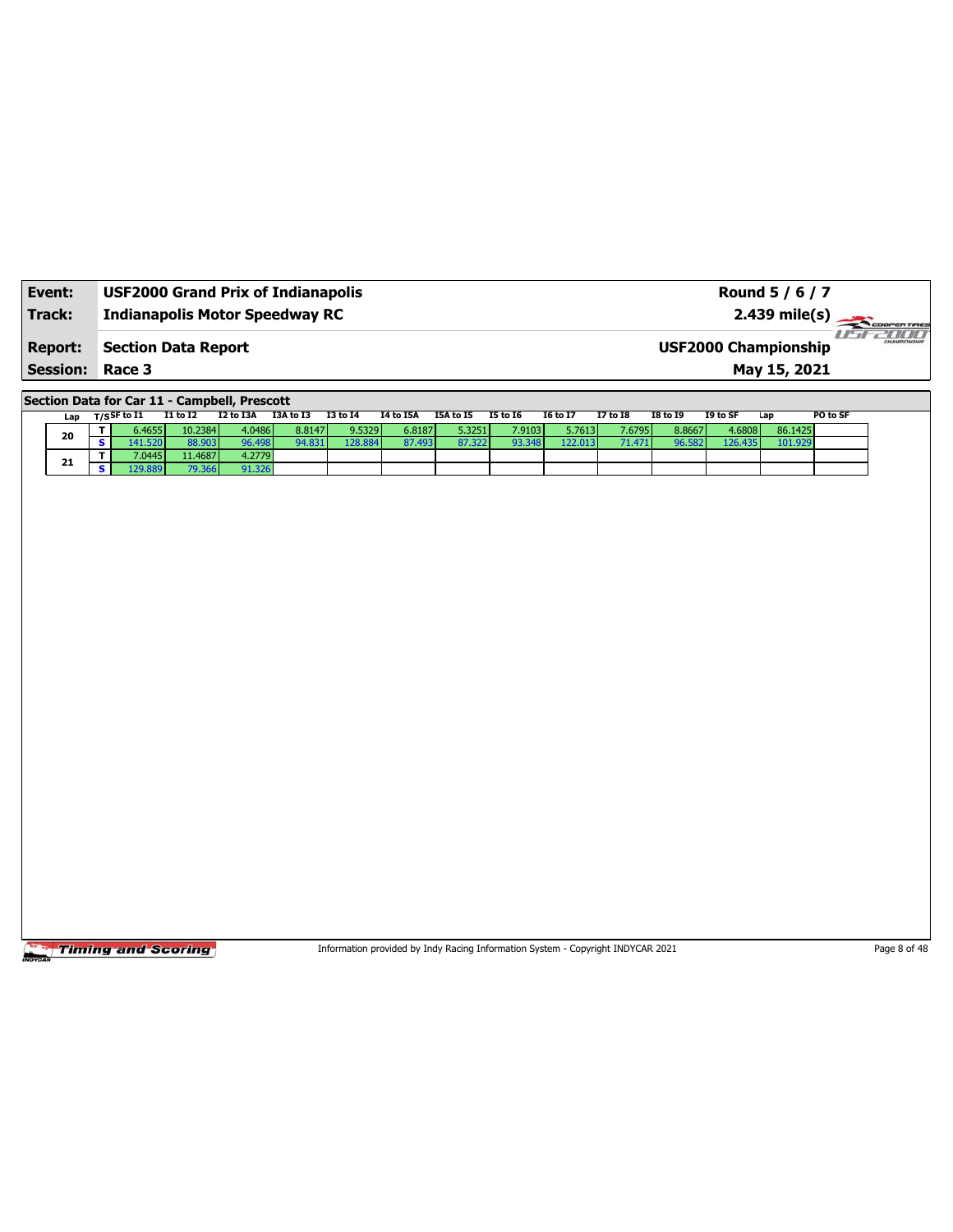| Event: | USF2000 Grand Prix of Indianapolis | Round 5 / 6 / 7 |
|---|---|---|
| Track: | Indianapolis Motor Speedway RC | 2.439 mile(s) |
| Report: | Section Data Report | USF2000 Championship |
| Session: | Race 3 | May 15, 2021 |

**Section Data for Car 11 - Campbell, Prescott**

| Lap | T/S | SF to I1 | I1 to I2 | I2 to I3A | I3A to I3 | I3 to I4 | I4 to I5A | I5A to I5 | I5 to I6 | I6 to I7 | I7 to I8 | I8 to I9 | I9 to SF | Lap | PO to SF |
|---|---|---|---|---|---|---|---|---|---|---|---|---|---|---|---|
| 20 | T | 6.4655 | 10.2384 | 4.0486 | 8.8147 | 9.5329 | 6.8187 | 5.3251 | 7.9103 | 5.7613 | 7.6795 | 8.8667 | 4.6808 | 86.1425 | |
| | S | 141.520 | 88.903 | 96.498 | 94.831 | 128.884 | 87.493 | 87.322 | 93.348 | 122.013 | 71.471 | 96.582 | 126.435 | 101.929 | |
| 21 | T | 7.0445 | 11.4687 | 4.2779 | | | | | | | | | | | |
| | S | 129.889 | 79.366 | 91.326 | | | | | | | | | | | |

Information provided by Indy Racing Information System - Copyright INDYCAR 2021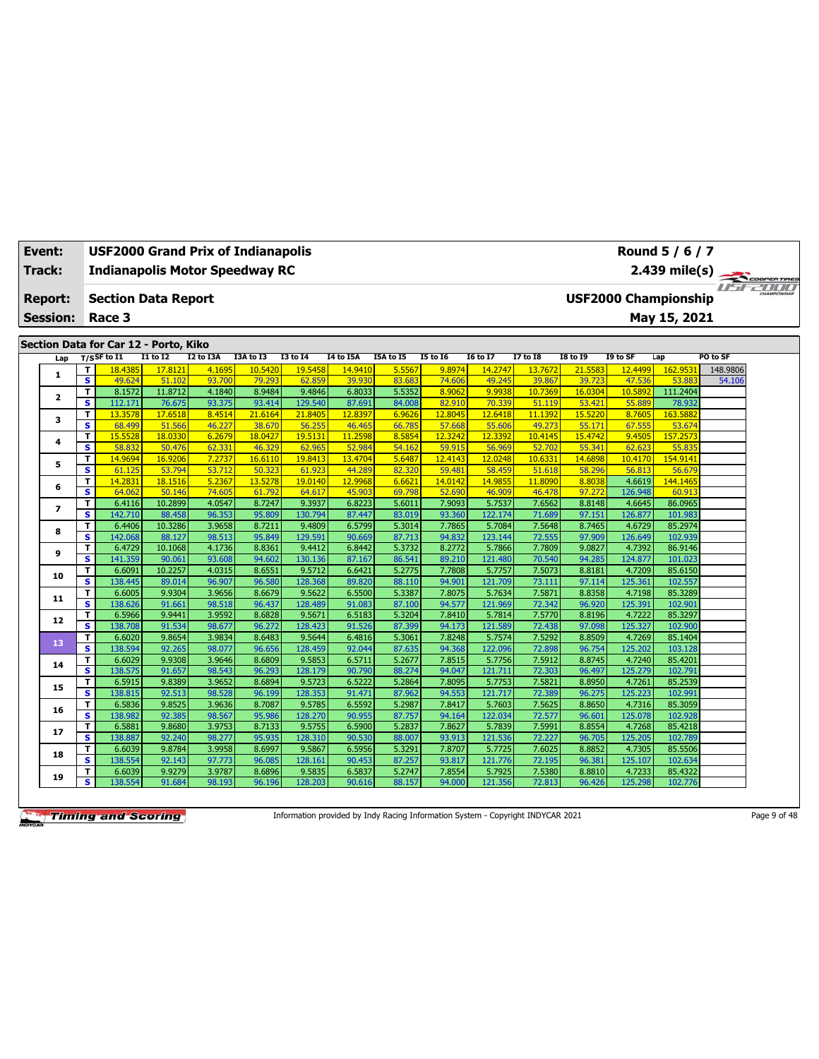| Event: | USF2000 Grand Prix of Indianapolis | Round 5 / 6 / 7 |
|---|---|---|
| Track: | Indianapolis Motor Speedway RC | 2.439 mile(s) |
| Report: | Section Data Report | USF2000 Championship |
| Session: | Race 3 | May 15, 2021 |

## Section Data for Car 12 - Porto, Kiko

| Lap | T/S | SF to I1 | I1 to I2 | I2 to I3A | I3A to I3 | I3 to I4 | I4 to I5A | I5A to I5 | I5 to I6 | I6 to I7 | I7 to I8 | I8 to I9 | I9 to SF | Lap | PO to SF |
|---|---|---|---|---|---|---|---|---|---|---|---|---|---|---|---|
| 1 | T | 18.4385 | 17.8121 | 4.1695 | 10.5420 | 19.5458 | 14.9410 | 5.5567 | 9.8974 | 14.2747 | 13.7672 | 21.5583 | 12.4499 | 162.9531 | 148.9806 |
| | S | 49.624 | 51.102 | 93.700 | 79.293 | 62.859 | 39.930 | 83.683 | 74.606 | 49.245 | 39.867 | 39.723 | 47.536 | 53.883 | 54.106 |
| 2 | T | 8.1572 | 11.8712 | 4.1840 | 8.9484 | 9.4846 | 6.8033 | 5.5352 | 8.9062 | 9.9938 | 10.7369 | 16.0304 | 10.5892 | 111.2404 | |
| | S | 112.171 | 76.675 | 93.375 | 93.414 | 129.540 | 87.691 | 84.008 | 82.910 | 70.339 | 51.119 | 53.421 | 55.889 | 78.932 | |
| 3 | T | 13.3578 | 17.6518 | 8.4514 | 21.6164 | 21.8405 | 12.8397 | 6.9626 | 12.8045 | 12.6418 | 11.1392 | 15.5220 | 8.7605 | 163.5882 | |
| | S | 68.499 | 51.566 | 46.227 | 38.670 | 56.255 | 46.465 | 66.785 | 57.668 | 55.606 | 49.273 | 55.171 | 67.555 | 53.674 | |
| 4 | T | 15.5528 | 18.0330 | 6.2679 | 18.0427 | 19.5131 | 11.2598 | 8.5854 | 12.3242 | 12.3392 | 10.4145 | 15.4742 | 9.4505 | 157.2573 | |
| | S | 58.832 | 50.476 | 62.331 | 46.329 | 62.965 | 52.984 | 54.162 | 59.915 | 56.969 | 52.702 | 55.341 | 62.623 | 55.835 | |
| 5 | T | 14.9694 | 16.9206 | 7.2737 | 16.6110 | 19.8413 | 13.4704 | 5.6487 | 12.4143 | 12.0248 | 10.6331 | 14.6898 | 10.4170 | 154.9141 | |
| | S | 61.125 | 53.794 | 53.712 | 50.323 | 61.923 | 44.289 | 82.320 | 59.481 | 58.459 | 51.618 | 58.296 | 56.813 | 56.679 | |
| 6 | T | 14.2831 | 18.1516 | 5.2367 | 13.5278 | 19.0140 | 12.9968 | 6.6621 | 14.0142 | 14.9855 | 11.8090 | 8.8038 | 4.6619 | 144.1465 | |
| | S | 64.062 | 50.146 | 74.605 | 61.792 | 64.617 | 45.903 | 69.798 | 52.690 | 46.909 | 46.478 | 97.272 | 126.948 | 60.913 | |
| 7 | T | 6.4116 | 10.2899 | 4.0547 | 8.7247 | 9.3937 | 6.8223 | 5.6011 | 7.9093 | 5.7537 | 7.6562 | 8.8148 | 4.6645 | 86.0965 | |
| | S | 142.710 | 88.458 | 96.353 | 95.809 | 130.794 | 87.447 | 83.019 | 93.360 | 122.174 | 71.689 | 97.151 | 126.877 | 101.983 | |
| 8 | T | 6.4406 | 10.3286 | 3.9658 | 8.7211 | 9.4809 | 6.5799 | 5.3014 | 7.7865 | 5.7084 | 7.5648 | 8.7465 | 4.6729 | 85.2974 | |
| | S | 142.068 | 88.127 | 98.513 | 95.849 | 129.591 | 90.669 | 87.713 | 94.832 | 123.144 | 72.555 | 97.909 | 126.649 | 102.939 | |
| 9 | T | 6.4729 | 10.1068 | 4.1736 | 8.8361 | 9.4412 | 6.8442 | 5.3732 | 8.2772 | 5.7866 | 7.7809 | 9.0827 | 4.7392 | 86.9146 | |
| | S | 141.359 | 90.061 | 93.608 | 94.602 | 130.136 | 87.167 | 86.541 | 89.210 | 121.480 | 70.540 | 94.285 | 124.877 | 101.023 | |
| 10 | T | 6.6091 | 10.2257 | 4.0315 | 8.6551 | 9.5712 | 6.6421 | 5.2775 | 7.7808 | 5.7757 | 7.5073 | 8.8181 | 4.7209 | 85.6150 | |
| | S | 138.445 | 89.014 | 96.907 | 96.580 | 128.368 | 89.820 | 88.110 | 94.901 | 121.709 | 73.111 | 97.114 | 125.361 | 102.557 | |
| 11 | T | 6.6005 | 9.9304 | 3.9656 | 8.6679 | 9.5622 | 6.5500 | 5.3387 | 7.8075 | 5.7634 | 7.5871 | 8.8358 | 4.7198 | 85.3289 | |
| | S | 138.626 | 91.661 | 98.518 | 96.437 | 128.489 | 91.083 | 87.100 | 94.577 | 121.969 | 72.342 | 96.920 | 125.391 | 102.901 | |
| 12 | T | 6.5966 | 9.9441 | 3.9592 | 8.6828 | 9.5671 | 6.5183 | 5.3204 | 7.8410 | 5.7814 | 7.5770 | 8.8196 | 4.7222 | 85.3297 | |
| | S | 138.708 | 91.534 | 98.677 | 96.272 | 128.423 | 91.526 | 87.399 | 94.173 | 121.589 | 72.438 | 97.098 | 125.327 | 102.900 | |
| 13 | T | 6.6020 | 9.8654 | 3.9834 | 8.6483 | 9.5644 | 6.4816 | 5.3061 | 7.8248 | 5.7574 | 7.5292 | 8.8509 | 4.7269 | 85.1404 | |
| | S | 138.594 | 92.265 | 98.077 | 96.656 | 128.459 | 92.044 | 87.635 | 94.368 | 122.096 | 72.898 | 96.754 | 125.202 | 103.128 | |
| 14 | T | 6.6029 | 9.9308 | 3.9646 | 8.6809 | 9.5853 | 6.5711 | 5.2677 | 7.8515 | 5.7756 | 7.5912 | 8.8745 | 4.7240 | 85.4201 | |
| | S | 138.575 | 91.657 | 98.543 | 96.293 | 128.179 | 90.790 | 88.274 | 94.047 | 121.711 | 72.303 | 96.497 | 125.279 | 102.791 | |
| 15 | T | 6.5915 | 9.8389 | 3.9652 | 8.6894 | 9.5723 | 6.5222 | 5.2864 | 7.8095 | 5.7753 | 7.5821 | 8.8950 | 4.7261 | 85.2539 | |
| | S | 138.815 | 92.513 | 98.528 | 96.199 | 128.353 | 91.471 | 87.962 | 94.553 | 121.717 | 72.389 | 96.275 | 125.223 | 102.991 | |
| 16 | T | 6.5836 | 9.8525 | 3.9636 | 8.7087 | 9.5785 | 6.5592 | 5.2987 | 7.8417 | 5.7603 | 7.5625 | 8.8650 | 4.7316 | 85.3059 | |
| | S | 138.982 | 92.385 | 98.567 | 95.986 | 128.270 | 90.955 | 87.757 | 94.164 | 122.034 | 72.577 | 96.601 | 125.078 | 102.928 | |
| 17 | T | 6.5881 | 9.8680 | 3.9753 | 8.7133 | 9.5755 | 6.5900 | 5.2837 | 7.8627 | 5.7839 | 7.5991 | 8.8554 | 4.7268 | 85.4218 | |
| | S | 138.887 | 92.240 | 98.277 | 95.935 | 128.310 | 90.530 | 88.007 | 93.913 | 121.536 | 72.227 | 96.705 | 125.205 | 102.789 | |
| 18 | T | 6.6039 | 9.8784 | 3.9958 | 8.6997 | 9.5867 | 6.5956 | 5.3291 | 7.8707 | 5.7725 | 7.6025 | 8.8852 | 4.7305 | 85.5506 | |
| | S | 138.554 | 92.143 | 97.773 | 96.085 | 128.161 | 90.453 | 87.257 | 93.817 | 121.776 | 72.195 | 96.381 | 125.107 | 102.634 | |
| 19 | T | 6.6039 | 9.9279 | 3.9787 | 8.6896 | 9.5835 | 6.5837 | 5.2747 | 7.8554 | 5.7925 | 7.5380 | 8.8810 | 4.7233 | 85.4322 | |
| | S | 138.554 | 91.684 | 98.193 | 96.196 | 128.203 | 90.616 | 88.157 | 94.000 | 121.356 | 72.813 | 96.426 | 125.298 | 102.776 | |

Information provided by Indy Racing Information System - Copyright INDYCAR 2021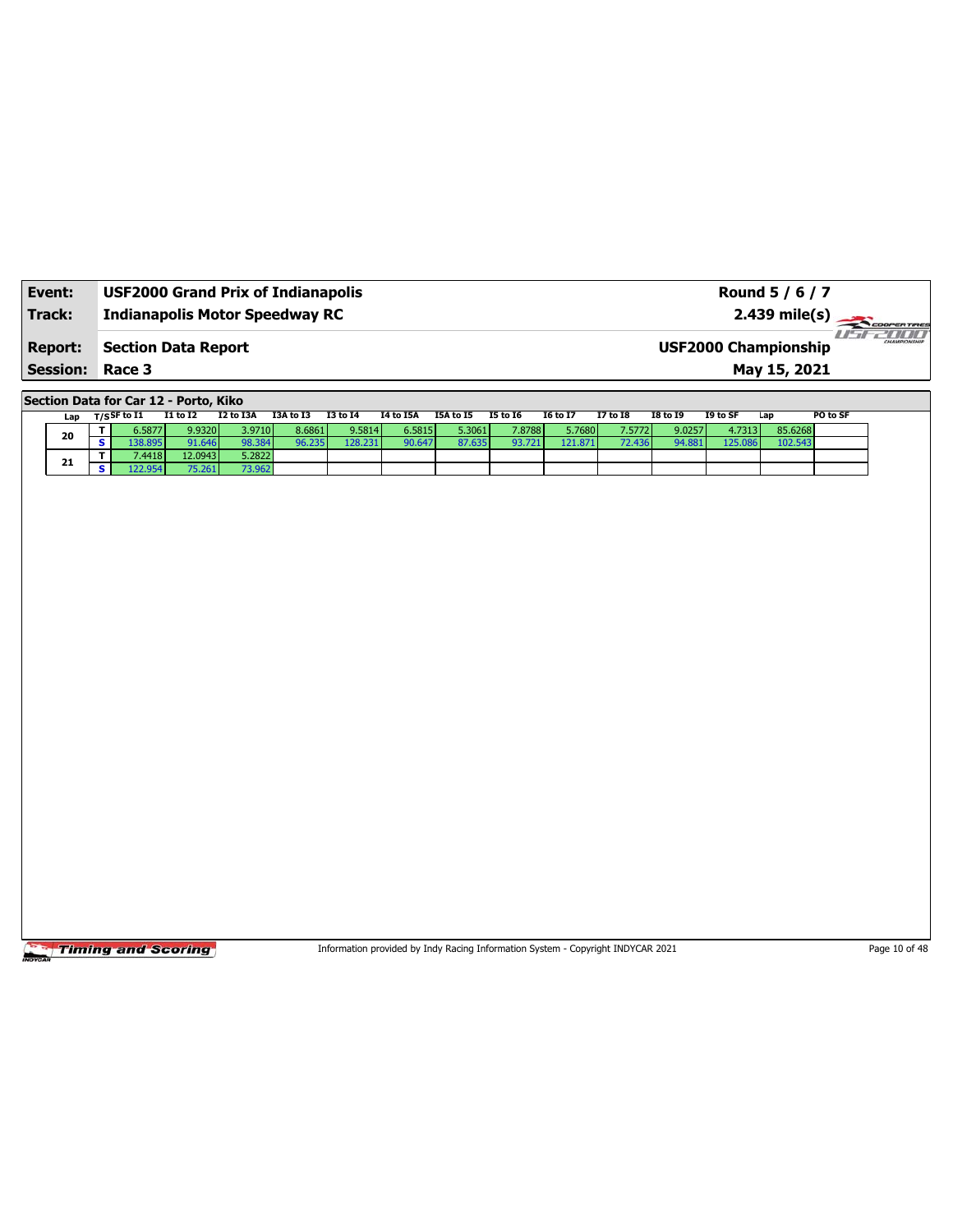| **Event:** | **USF2000 Grand Prix of Indianapolis** | **Round 5 / 6 / 7** |
|---|---|---|
| **Track:** | **Indianapolis Motor Speedway RC** | **2.439 mile(s)** |
| **Report:** | **Section Data Report** | **USF2000 Championship** |
| **Session:** | **Race 3** | **May 15, 2021** |

**Section Data for Car 12 - Porto, Kiko**

| Lap | T/S | SF to I1 | I1 to I2 | I2 to I3A | I3A to I3 | I3 to I4 | I4 to I5A | I5A to I5 | I5 to I6 | I6 to I7 | I7 to I8 | I8 to I9 | I9 to SF | Lap | PO to SF |
|---|---|---|---|---|---|---|---|---|---|---|---|---|---|---|---|
| 20 | T | 6.5877 | 9.9320 | 3.9710 | 8.6861 | 9.5814 | 6.5815 | 5.3061 | 7.8788 | 5.7680 | 7.5772 | 9.0257 | 4.7313 | 85.6268 | |
| | S | 138.895 | 91.646 | 98.384 | 96.235 | 128.231 | 90.647 | 87.635 | 93.721 | 121.871 | 72.436 | 94.881 | 125.086 | 102.543 | |
| 21 | T | 7.4418 | 12.0943 | 5.2822 | | | | | | | | | | | |
| | S | 122.954 | 75.261 | 73.962 | | | | | | | | | | | |

Information provided by Indy Racing Information System - Copyright INDYCAR 2021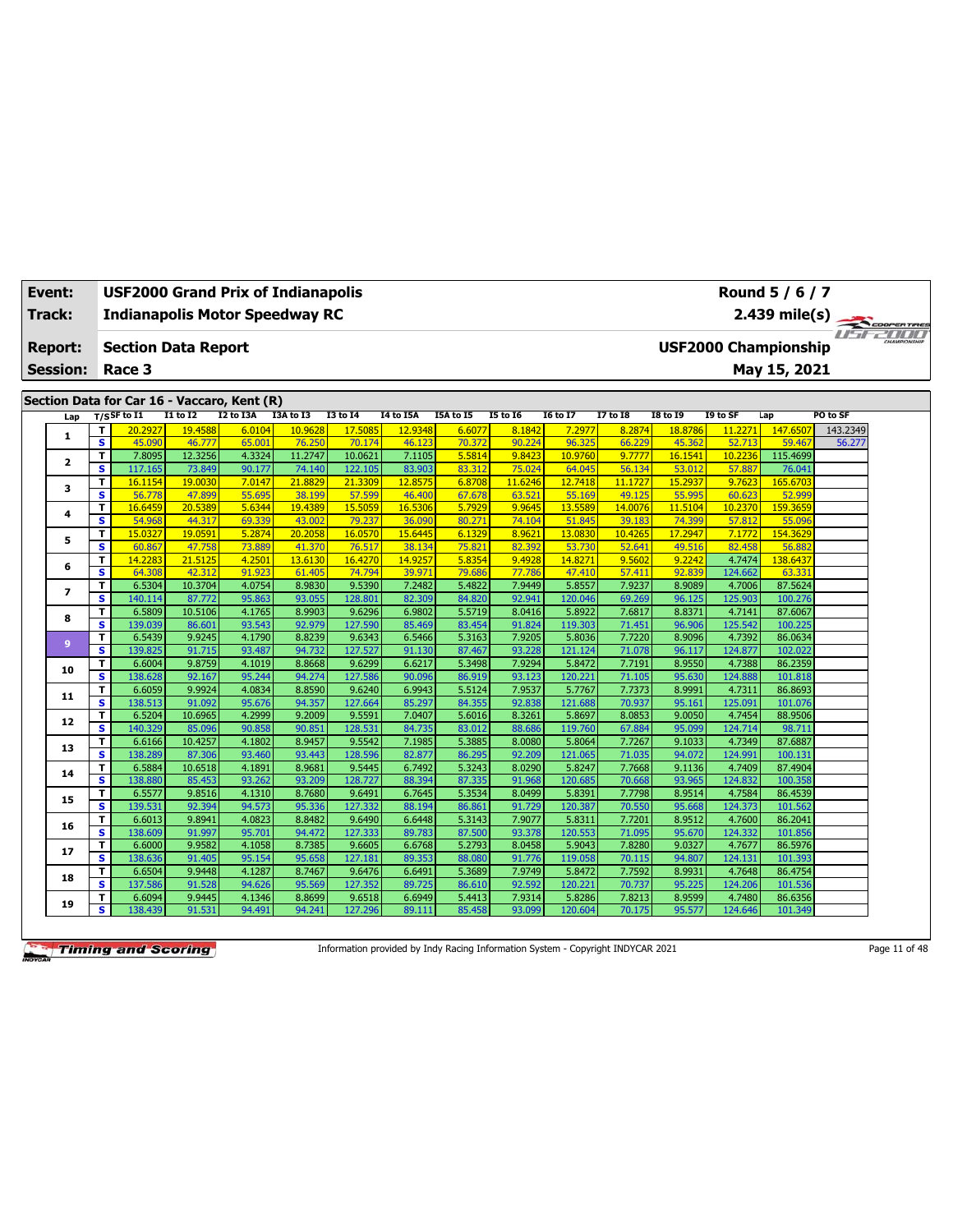| Event: | USF2000 Grand Prix of Indianapolis | Round 5 / 6 / 7 |
|---|---|---|
| Track: | Indianapolis Motor Speedway RC | 2.439 mile(s) |
| Report: | Section Data Report | USF2000 Championship |
| Session: | Race 3 | May 15, 2021 |

## Section Data for Car 16 - Vaccaro, Kent (R)

| Lap | T/S | SF to I1 | I1 to I2 | I2 to I3A | I3A to I3 | I3 to I4 | I4 to I5A | I5A to I5 | I5 to I6 | I6 to I7 | I7 to I8 | I8 to I9 | I9 to SF | Lap | PO to SF |
|---|---|---|---|---|---|---|---|---|---|---|---|---|---|---|---|
| 1 | T | 20.2927 | 19.4588 | 6.0104 | 10.9628 | 17.5085 | 12.9348 | 6.6077 | 8.1842 | 7.2977 | 8.2874 | 18.8786 | 11.2271 | 147.6507 | 143.2349 |
| | S | 45.090 | 46.777 | 65.001 | 76.250 | 70.174 | 46.123 | 70.372 | 90.224 | 96.325 | 66.229 | 45.362 | 52.713 | 59.467 | 56.277 |
| 2 | T | 7.8095 | 12.3256 | 4.3324 | 11.2747 | 10.0621 | 7.1105 | 5.5814 | 9.8423 | 10.9760 | 9.7777 | 16.1541 | 10.2236 | 115.4699 | |
| | S | 117.165 | 73.849 | 90.177 | 74.140 | 122.105 | 83.903 | 83.312 | 75.024 | 64.045 | 56.134 | 53.012 | 57.887 | 76.041 | |
| 3 | T | 16.1154 | 19.0030 | 7.0147 | 21.8829 | 21.3309 | 12.8575 | 6.8708 | 11.6246 | 12.7418 | 11.1727 | 15.2937 | 9.7623 | 165.6703 | |
| | S | 56.778 | 47.899 | 55.695 | 38.199 | 57.599 | 46.400 | 67.678 | 63.521 | 55.169 | 49.125 | 55.995 | 60.623 | 52.999 | |
| 4 | T | 16.6459 | 20.5389 | 5.6344 | 19.4389 | 15.5059 | 16.5306 | 5.7929 | 9.9645 | 13.5589 | 14.0076 | 11.5104 | 10.2370 | 159.3659 | |
| | S | 54.968 | 44.317 | 69.339 | 43.002 | 79.237 | 36.090 | 80.271 | 74.104 | 51.845 | 39.183 | 74.399 | 57.812 | 55.096 | |
| 5 | T | 15.0327 | 19.0591 | 5.2874 | 20.2058 | 16.0570 | 15.6445 | 6.1329 | 8.9621 | 13.0830 | 10.4265 | 17.2947 | 7.1772 | 154.3629 | |
| | S | 60.867 | 47.758 | 73.889 | 41.370 | 76.517 | 38.134 | 75.821 | 82.392 | 53.730 | 52.641 | 49.516 | 82.458 | 56.882 | |
| 6 | T | 14.2283 | 21.5125 | 4.2501 | 13.6130 | 16.4270 | 14.9257 | 5.8354 | 9.4928 | 14.8271 | 9.5602 | 9.2242 | 4.7474 | 138.6437 | |
| | S | 64.308 | 42.312 | 91.923 | 61.405 | 74.794 | 39.971 | 79.686 | 77.786 | 47.410 | 57.411 | 92.839 | 124.662 | 63.331 | |
| 7 | T | 6.5304 | 10.3704 | 4.0754 | 8.9830 | 9.5390 | 7.2482 | 5.4822 | 7.9449 | 5.8557 | 7.9237 | 8.9089 | 4.7006 | 87.5624 | |
| | S | 140.114 | 87.772 | 95.863 | 93.055 | 128.801 | 82.309 | 84.820 | 92.941 | 120.046 | 69.269 | 96.125 | 125.903 | 100.276 | |
| 8 | T | 6.5809 | 10.5106 | 4.1765 | 8.9903 | 9.6296 | 6.9802 | 5.5719 | 8.0416 | 5.8922 | 7.6817 | 8.8371 | 4.7141 | 87.6067 | |
| | S | 139.039 | 86.601 | 93.543 | 92.979 | 127.590 | 85.469 | 83.454 | 91.824 | 119.303 | 71.451 | 96.906 | 125.542 | 100.225 | |
| 9 | T | 6.5439 | 9.9245 | 4.1790 | 8.8239 | 9.6343 | 6.5466 | 5.3163 | 7.9205 | 5.8036 | 7.7220 | 8.9096 | 4.7392 | 86.0634 | |
| | S | 139.825 | 91.715 | 93.487 | 94.732 | 127.527 | 91.130 | 87.467 | 93.228 | 121.124 | 71.078 | 96.117 | 124.877 | 102.022 | |
| 10 | T | 6.6004 | 9.8759 | 4.1019 | 8.8668 | 9.6299 | 6.6217 | 5.3498 | 7.9294 | 5.8472 | 7.7191 | 8.9550 | 4.7388 | 86.2359 | |
| | S | 138.628 | 92.167 | 95.244 | 94.274 | 127.586 | 90.096 | 86.919 | 93.123 | 120.221 | 71.105 | 95.630 | 124.888 | 101.818 | |
| 11 | T | 6.6059 | 9.9924 | 4.0834 | 8.8590 | 9.6240 | 6.9943 | 5.5124 | 7.9537 | 5.7767 | 7.7373 | 8.9991 | 4.7311 | 86.8693 | |
| | S | 138.513 | 91.092 | 95.676 | 94.357 | 127.664 | 85.297 | 84.355 | 92.838 | 121.688 | 70.937 | 95.161 | 125.091 | 101.076 | |
| 12 | T | 6.5204 | 10.6965 | 4.2999 | 9.2009 | 9.5591 | 7.0407 | 5.6016 | 8.3261 | 5.8697 | 8.0853 | 9.0050 | 4.7454 | 88.9506 | |
| | S | 140.329 | 85.096 | 90.858 | 90.851 | 128.531 | 84.735 | 83.012 | 88.686 | 119.760 | 67.884 | 95.099 | 124.714 | 98.711 | |
| 13 | T | 6.6166 | 10.4257 | 4.1802 | 8.9457 | 9.5542 | 7.1985 | 5.3885 | 8.0080 | 5.8064 | 7.7267 | 9.1033 | 4.7349 | 87.6887 | |
| | S | 138.289 | 87.306 | 93.460 | 93.443 | 128.596 | 82.877 | 86.295 | 92.209 | 121.065 | 71.035 | 94.072 | 124.991 | 100.131 | |
| 14 | T | 6.5884 | 10.6518 | 4.1891 | 8.9681 | 9.5445 | 6.7492 | 5.3243 | 8.0290 | 5.8247 | 7.7668 | 9.1136 | 4.7409 | 87.4904 | |
| | S | 138.880 | 85.453 | 93.262 | 93.209 | 128.727 | 88.394 | 87.335 | 91.968 | 120.685 | 70.668 | 93.965 | 124.832 | 100.358 | |
| 15 | T | 6.5577 | 9.8516 | 4.1310 | 8.7680 | 9.6491 | 6.7645 | 5.3534 | 8.0499 | 5.8391 | 7.7798 | 8.9514 | 4.7584 | 86.4539 | |
| | S | 139.531 | 92.394 | 94.573 | 95.336 | 127.332 | 88.194 | 86.861 | 91.729 | 120.387 | 70.550 | 95.668 | 124.373 | 101.562 | |
| 16 | T | 6.6013 | 9.8941 | 4.0823 | 8.8482 | 9.6490 | 6.6448 | 5.3143 | 7.9077 | 5.8311 | 7.7201 | 8.9512 | 4.7600 | 86.2041 | |
| | S | 138.609 | 91.997 | 95.701 | 94.472 | 127.333 | 89.783 | 87.500 | 93.378 | 120.553 | 71.095 | 95.670 | 124.332 | 101.856 | |
| 17 | T | 6.6000 | 9.9582 | 4.1058 | 8.7385 | 9.6605 | 6.6768 | 5.2793 | 8.0458 | 5.9043 | 7.8280 | 9.0327 | 4.7677 | 86.5976 | |
| | S | 138.636 | 91.405 | 95.154 | 95.658 | 127.181 | 89.353 | 88.080 | 91.776 | 119.058 | 70.115 | 94.807 | 124.131 | 101.393 | |
| 18 | T | 6.6504 | 9.9448 | 4.1287 | 8.7467 | 9.6476 | 6.6491 | 5.3689 | 7.9749 | 5.8472 | 7.7592 | 8.9931 | 4.7648 | 86.4754 | |
| | S | 137.586 | 91.528 | 94.626 | 95.569 | 127.352 | 89.725 | 86.610 | 92.592 | 120.221 | 70.737 | 95.225 | 124.206 | 101.536 | |
| 19 | T | 6.6094 | 9.9445 | 4.1346 | 8.8699 | 9.6518 | 6.6949 | 5.4413 | 7.9314 | 5.8286 | 7.8213 | 8.9599 | 4.7480 | 86.6356 | |
| | S | 138.439 | 91.531 | 94.491 | 94.241 | 127.296 | 89.111 | 85.458 | 93.099 | 120.604 | 70.175 | 95.577 | 124.646 | 101.349 | |

Information provided by Indy Racing Information System - Copyright INDYCAR 2021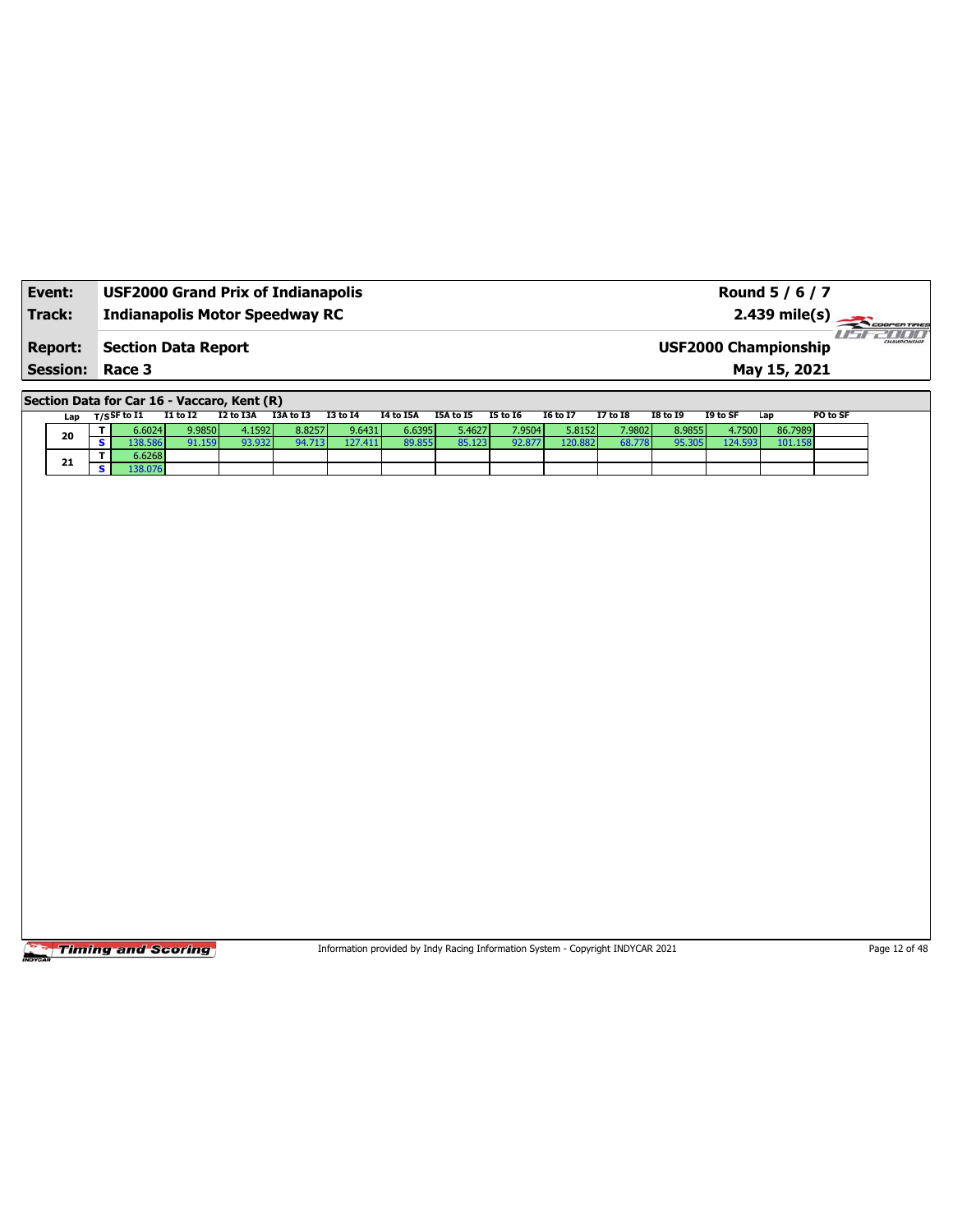| **Event:** | **USF2000 Grand Prix of Indianapolis** | **Round 5 / 6 / 7** |
|---|---|---|
| **Track:** | **Indianapolis Motor Speedway RC** | **2.439 mile(s)** |
| **Report:** | **Section Data Report** | **USF2000 Championship** |
| **Session:** | **Race 3** | **May 15, 2021** |

**Section Data for Car 16 - Vaccaro, Kent (R)**

| Lap | T/S | SF to I1 | I1 to I2 | I2 to I3A | I3A to I3 | I3 to I4 | I4 to I5A | I5A to I5 | I5 to I6 | I6 to I7 | I7 to I8 | I8 to I9 | I9 to SF | Lap | PO to SF |
|---|---|---|---|---|---|---|---|---|---|---|---|---|---|---|---|
| 20 | T | 6.6024 | 9.9850 | 4.1592 | 8.8257 | 9.6431 | 6.6395 | 5.4627 | 7.9504 | 5.8152 | 7.9802 | 8.9855 | 4.7500 | 86.7989 | |
| | S | 138.586 | 91.159 | 93.932 | 94.713 | 127.411 | 89.855 | 85.123 | 92.877 | 120.882 | 68.778 | 95.305 | 124.593 | 101.158 | |
| 21 | T | 6.6268 | | | | | | | | | | | | | |
| | S | 138.076 | | | | | | | | | | | | | |

Information provided by Indy Racing Information System - Copyright INDYCAR 2021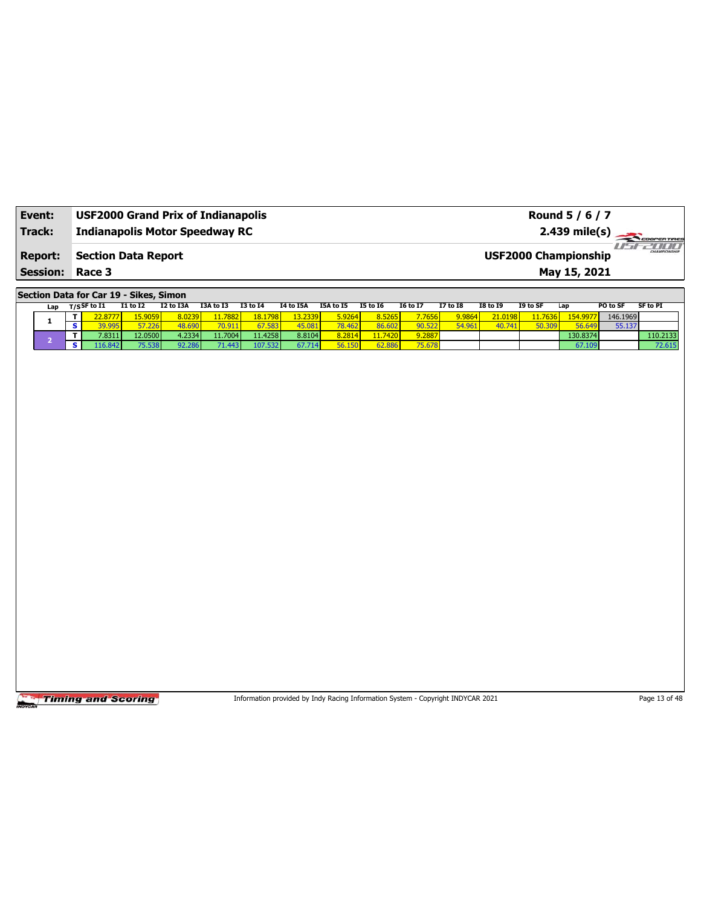| Event: | USF2000 Grand Prix of Indianapolis | Round 5 / 6 / 7 |
|---|---|---|
| Track: | Indianapolis Motor Speedway RC | 2.439 mile(s) |
| Report: | Section Data Report | USF2000 Championship |
| Session: | Race 3 | May 15, 2021 |

## Section Data for Car 19 - Sikes, Simon

| Lap | T/S | SF to I1 | I1 to I2 | I2 to I3A | I3A to I3 | I3 to I4 | I4 to I5A | I5A to I5 | I5 to I6 | I6 to I7 | I7 to I8 | I8 to I9 | I9 to SF | Lap | PO to SF | SF to PI |
|---|---|---|---|---|---|---|---|---|---|---|---|---|---|---|---|---|
| 1 | T | 22.8777 | 15.9059 | 8.0239 | 11.7882 | 18.1798 | 13.2339 | 5.9264 | 8.5265 | 7.7656 | 9.9864 | 21.0198 | 11.7636 | 154.9977 | 146.1969 | |
| | S | 39.995 | 57.226 | 48.690 | 70.911 | 67.583 | 45.081 | 78.462 | 86.602 | 90.522 | 54.961 | 40.741 | 50.309 | 56.649 | 55.137 | |
| 2 | T | 7.8311 | 12.0500 | 4.2334 | 11.7004 | 11.4258 | 8.8104 | 8.2814 | 11.7420 | 9.2887 | | | | 130.8374 | | 110.2133 |
| | S | 116.842 | 75.538 | 92.286 | 71.443 | 107.532 | 67.714 | 56.150 | 62.886 | 75.678 | | | | 67.109 | | 72.615 |

Information provided by Indy Racing Information System - Copyright INDYCAR 2021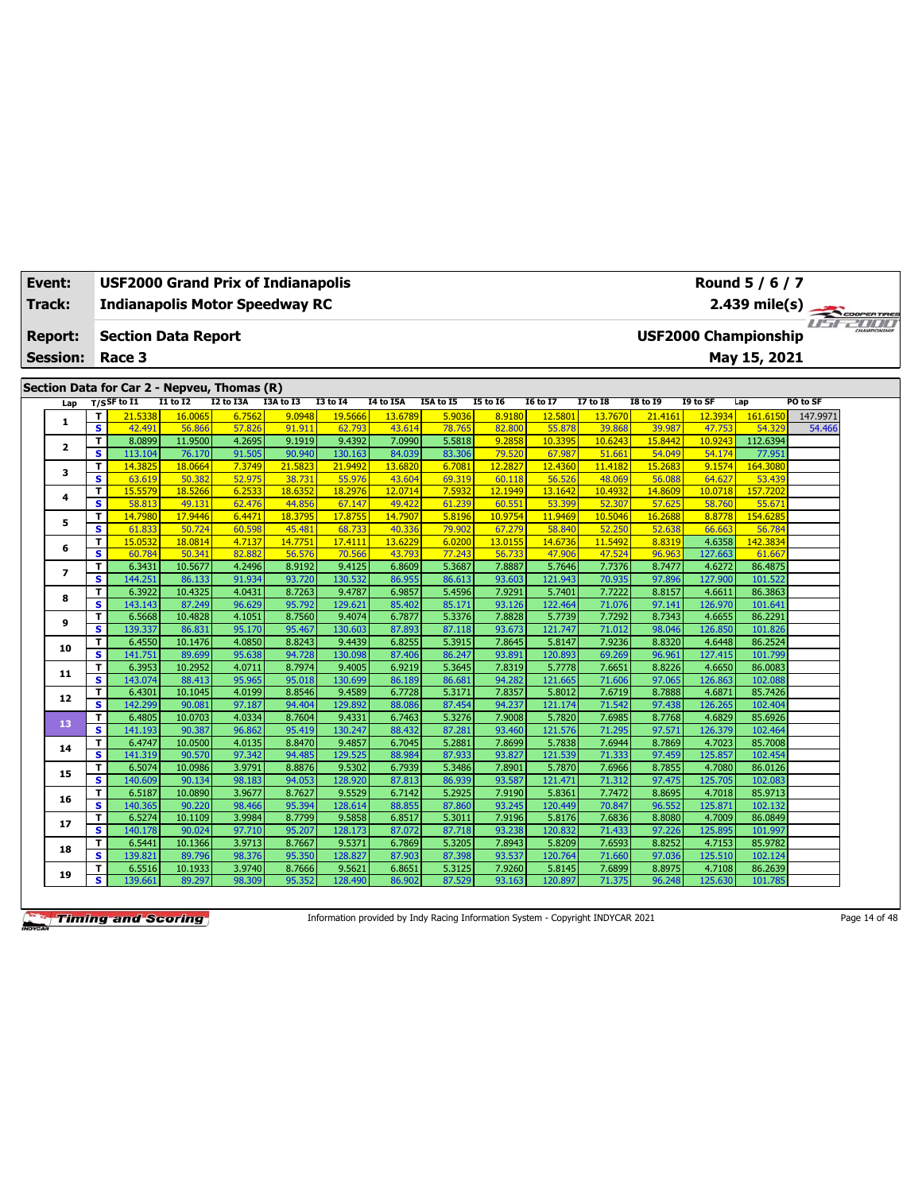| Event: | USF2000 Grand Prix of Indianapolis | Round 5 / 6 / 7 |
|---|---|---|
| Track: | Indianapolis Motor Speedway RC | 2.439 mile(s) |
| Report: | Section Data Report | USF2000 Championship |
| Session: | Race 3 | May 15, 2021 |

## Section Data for Car 2 - Nepveu, Thomas (R)

| Lap | T/S | SF to I1 | I1 to I2 | I2 to I3A | I3A to I3 | I3 to I4 | I4 to I5A | I5A to I5 | I5 to I6 | I6 to I7 | I7 to I8 | I8 to I9 | I9 to SF | Lap | PO to SF |
|---|---|---|---|---|---|---|---|---|---|---|---|---|---|---|---|
| 1 | T | 21.5338 | 16.0065 | 6.7562 | 9.0948 | 19.5666 | 13.6789 | 5.9036 | 8.9180 | 12.5801 | 13.7670 | 21.4161 | 12.3934 | 161.6150 | 147.9971 |
| | S | 42.491 | 56.866 | 57.826 | 91.911 | 62.793 | 43.614 | 78.765 | 82.800 | 55.878 | 39.868 | 39.987 | 47.753 | 54.329 | 54.466 |
| 2 | T | 8.0899 | 11.9500 | 4.2695 | 9.1919 | 9.4392 | 7.0990 | 5.5818 | 9.2858 | 10.3395 | 10.6243 | 15.8442 | 10.9243 | 112.6394 | |
| | S | 113.104 | 76.170 | 91.505 | 90.940 | 130.163 | 84.039 | 83.306 | 79.520 | 67.987 | 51.661 | 54.049 | 54.174 | 77.951 | |
| 3 | T | 14.3825 | 18.0664 | 7.3749 | 21.5823 | 21.9492 | 13.6820 | 6.7081 | 12.2827 | 12.4360 | 11.4182 | 15.2683 | 9.1574 | 164.3080 | |
| | S | 63.619 | 50.382 | 52.975 | 38.731 | 55.976 | 43.604 | 69.319 | 60.118 | 56.526 | 48.069 | 56.088 | 64.627 | 53.439 | |
| 4 | T | 15.5579 | 18.5266 | 6.2533 | 18.6352 | 18.2976 | 12.0714 | 7.5932 | 12.1949 | 13.1642 | 10.4932 | 14.8609 | 10.0718 | 157.7202 | |
| | S | 58.813 | 49.131 | 62.476 | 44.856 | 67.147 | 49.422 | 61.239 | 60.551 | 53.399 | 52.307 | 57.625 | 58.760 | 55.671 | |
| 5 | T | 14.7980 | 17.9446 | 6.4471 | 18.3795 | 17.8755 | 14.7907 | 5.8196 | 10.9754 | 11.9469 | 10.5046 | 16.2688 | 8.8778 | 154.6285 | |
| | S | 61.833 | 50.724 | 60.598 | 45.481 | 68.733 | 40.336 | 79.902 | 67.279 | 58.840 | 52.250 | 52.638 | 66.663 | 56.784 | |
| 6 | T | 15.0532 | 18.0814 | 4.7137 | 14.7751 | 17.4111 | 13.6229 | 6.0200 | 13.0155 | 14.6736 | 11.5492 | 8.8319 | 4.6358 | 142.3834 | |
| | S | 60.784 | 50.341 | 82.882 | 56.576 | 70.566 | 43.793 | 77.243 | 56.733 | 47.906 | 47.524 | 96.963 | 127.663 | 61.667 | |
| 7 | T | 6.3431 | 10.5677 | 4.2496 | 8.9192 | 9.4125 | 6.8609 | 5.3687 | 7.8887 | 5.7646 | 7.7376 | 8.7477 | 4.6272 | 86.4875 | |
| | S | 144.251 | 86.133 | 91.934 | 93.720 | 130.532 | 86.955 | 86.613 | 93.603 | 121.943 | 70.935 | 97.896 | 127.900 | 101.522 | |
| 8 | T | 6.3922 | 10.4325 | 4.0431 | 8.7263 | 9.4787 | 6.9857 | 5.4596 | 7.9291 | 5.7401 | 7.7222 | 8.8157 | 4.6611 | 86.3863 | |
| | S | 143.143 | 87.249 | 96.629 | 95.792 | 129.621 | 85.402 | 85.171 | 93.126 | 122.464 | 71.076 | 97.141 | 126.970 | 101.641 | |
| 9 | T | 6.5668 | 10.4828 | 4.1051 | 8.7560 | 9.4074 | 6.7877 | 5.3376 | 7.8828 | 5.7739 | 7.7292 | 8.7343 | 4.6655 | 86.2291 | |
| | S | 139.337 | 86.831 | 95.170 | 95.467 | 130.603 | 87.893 | 87.118 | 93.673 | 121.747 | 71.012 | 98.046 | 126.850 | 101.826 | |
| 10 | T | 6.4550 | 10.1476 | 4.0850 | 8.8243 | 9.4439 | 6.8255 | 5.3915 | 7.8645 | 5.8147 | 7.9236 | 8.8320 | 4.6448 | 86.2524 | |
| | S | 141.751 | 89.699 | 95.638 | 94.728 | 130.098 | 87.406 | 86.247 | 93.891 | 120.893 | 69.269 | 96.961 | 127.415 | 101.799 | |
| 11 | T | 6.3953 | 10.2952 | 4.0711 | 8.7974 | 9.4005 | 6.9219 | 5.3645 | 7.8319 | 5.7778 | 7.6651 | 8.8226 | 4.6650 | 86.0083 | |
| | S | 143.074 | 88.413 | 95.965 | 95.018 | 130.699 | 86.189 | 86.681 | 94.282 | 121.665 | 71.606 | 97.065 | 126.863 | 102.088 | |
| 12 | T | 6.4301 | 10.1045 | 4.0199 | 8.8546 | 9.4589 | 6.7728 | 5.3171 | 7.8357 | 5.8012 | 7.6719 | 8.7888 | 4.6871 | 85.7426 | |
| | S | 142.299 | 90.081 | 97.187 | 94.404 | 129.892 | 88.086 | 87.454 | 94.237 | 121.174 | 71.542 | 97.438 | 126.265 | 102.404 | |
| 13 | T | 6.4805 | 10.0703 | 4.0334 | 8.7604 | 9.4331 | 6.7463 | 5.3276 | 7.9008 | 5.7820 | 7.6985 | 8.7768 | 4.6829 | 85.6926 | |
| | S | 141.193 | 90.387 | 96.862 | 95.419 | 130.247 | 88.432 | 87.281 | 93.460 | 121.576 | 71.295 | 97.571 | 126.379 | 102.464 | |
| 14 | T | 6.4747 | 10.0500 | 4.0135 | 8.8470 | 9.4857 | 6.7045 | 5.2881 | 7.8699 | 5.7838 | 7.6944 | 8.7869 | 4.7023 | 85.7008 | |
| | S | 141.319 | 90.570 | 97.342 | 94.485 | 129.525 | 88.984 | 87.933 | 93.827 | 121.539 | 71.333 | 97.459 | 125.857 | 102.454 | |
| 15 | T | 6.5074 | 10.0986 | 3.9791 | 8.8876 | 9.5302 | 6.7939 | 5.3486 | 7.8901 | 5.7870 | 7.6966 | 8.7855 | 4.7080 | 86.0126 | |
| | S | 140.609 | 90.134 | 98.183 | 94.053 | 128.920 | 87.813 | 86.939 | 93.587 | 121.471 | 71.312 | 97.475 | 125.705 | 102.083 | |
| 16 | T | 6.5187 | 10.0890 | 3.9677 | 8.7627 | 9.5529 | 6.7142 | 5.2925 | 7.9190 | 5.8361 | 7.7472 | 8.8695 | 4.7018 | 85.9713 | |
| | S | 140.365 | 90.220 | 98.466 | 95.394 | 128.614 | 88.855 | 87.860 | 93.245 | 120.449 | 70.847 | 96.552 | 125.871 | 102.132 | |
| 17 | T | 6.5274 | 10.1109 | 3.9984 | 8.7799 | 9.5858 | 6.8517 | 5.3011 | 7.9196 | 5.8176 | 7.6836 | 8.8080 | 4.7009 | 86.0849 | |
| | S | 140.178 | 90.024 | 97.710 | 95.207 | 128.173 | 87.072 | 87.718 | 93.238 | 120.832 | 71.433 | 97.226 | 125.895 | 101.997 | |
| 18 | T | 6.5441 | 10.1366 | 3.9713 | 8.7667 | 9.5371 | 6.7869 | 5.3205 | 7.8943 | 5.8209 | 7.6593 | 8.8252 | 4.7153 | 85.9782 | |
| | S | 139.821 | 89.796 | 98.376 | 95.350 | 128.827 | 87.903 | 87.398 | 93.537 | 120.764 | 71.660 | 97.036 | 125.510 | 102.124 | |
| 19 | T | 6.5516 | 10.1933 | 3.9740 | 8.7666 | 9.5621 | 6.8651 | 5.3125 | 7.9260 | 5.8145 | 7.6899 | 8.8975 | 4.7108 | 86.2639 | |
| | S | 139.661 | 89.297 | 98.309 | 95.352 | 128.490 | 86.902 | 87.529 | 93.163 | 120.897 | 71.375 | 96.248 | 125.630 | 101.785 | |

Information provided by Indy Racing Information System - Copyright INDYCAR 2021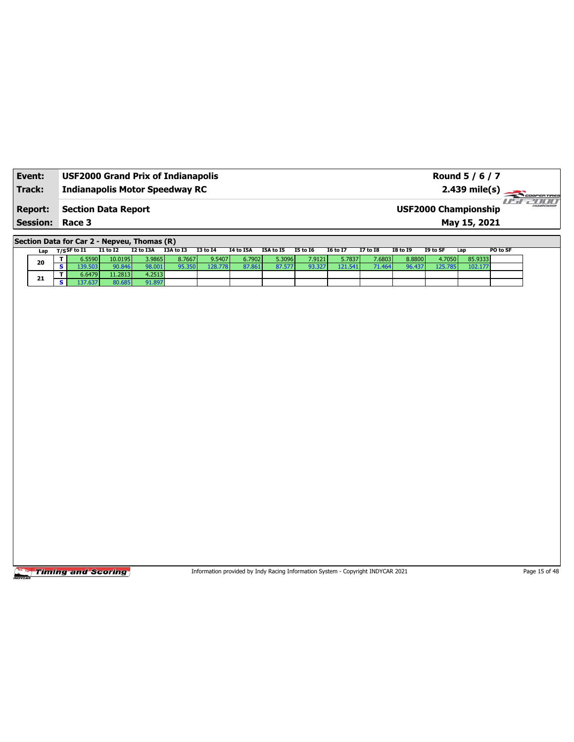| **Event:** | **USF2000 Grand Prix of Indianapolis** | **Round 5 / 6 / 7** |
|---|---|---|
| **Track:** | **Indianapolis Motor Speedway RC** | **2.439 mile(s)** |
| **Report:** | **Section Data Report** | **USF2000 Championship** |
| **Session:** | **Race 3** | **May 15, 2021** |

## Section Data for Car 2 - Nepveu, Thomas (R)

| Lap | T/S | SF to I1 | I1 to I2 | I2 to I3A | I3A to I3 | I3 to I4 | I4 to I5A | I5A to I5 | I5 to I6 | I6 to I7 | I7 to I8 | I8 to I9 | I9 to SF | Lap | PO to SF |
|---|---|---|---|---|---|---|---|---|---|---|---|---|---|---|---|
| 20 | T | 6.5590 | 10.0195 | 3.9865 | 8.7667 | 9.5407 | 6.7902 | 5.3096 | 7.9121 | 5.7837 | 7.6803 | 8.8800 | 4.7050 | 85.9333 | |
| | S | 139.503 | 90.846 | 98.001 | 95.350 | 128.778 | 87.861 | 87.577 | 93.327 | 121.541 | 71.464 | 96.437 | 125.785 | 102.177 | |
| 21 | T | 6.6479 | 11.2813 | 4.2513 | | | | | | | | | | | |
| | S | 137.637 | 80.685 | 91.897 | | | | | | | | | | | |

Information provided by Indy Racing Information System - Copyright INDYCAR 2021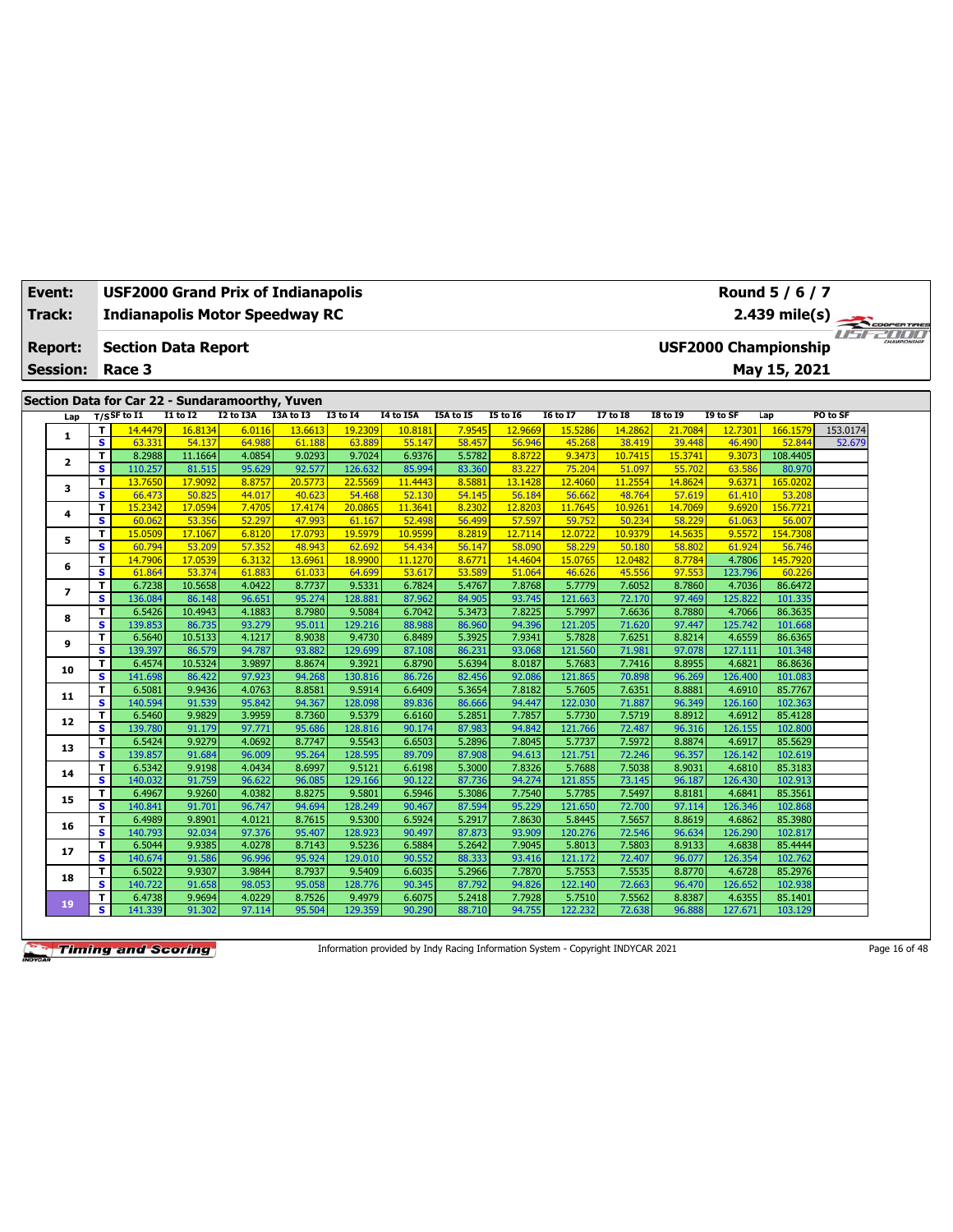| Event: | USF2000 Grand Prix of Indianapolis | Round 5 / 6 / 7 |
|---|---|---|
| Track: | Indianapolis Motor Speedway RC | 2.439 mile(s) |
| Report: | Section Data Report | USF2000 Championship |
| Session: | Race 3 | May 15, 2021 |

## Section Data for Car 22 - Sundaramoorthy, Yuven

| Lap | T/S | SF to I1 | I1 to I2 | I2 to I3A | I3A to I3 | I3 to I4 | I4 to I5A | I5A to I5 | I5 to I6 | I6 to I7 | I7 to I8 | I8 to I9 | I9 to SF | Lap | PO to SF |
|---|---|---|---|---|---|---|---|---|---|---|---|---|---|---|---|
| 1 | T | 14.4479 | 16.8134 | 6.0116 | 13.6613 | 19.2309 | 10.8181 | 7.9545 | 12.9669 | 15.5286 | 14.2862 | 21.7084 | 12.7301 | 166.1579 | 153.0174 |
| | S | 63.331 | 54.137 | 64.988 | 61.188 | 63.889 | 55.147 | 58.457 | 56.946 | 45.268 | 38.419 | 39.448 | 46.490 | 52.844 | 52.679 |
| 2 | T | 8.2988 | 11.1664 | 4.0854 | 9.0293 | 9.7024 | 6.9376 | 5.5782 | 8.8722 | 9.3473 | 10.7415 | 15.3741 | 9.3073 | 108.4405 | |
| | S | 110.257 | 81.515 | 95.629 | 92.577 | 126.632 | 85.994 | 83.360 | 83.227 | 75.204 | 51.097 | 55.702 | 63.586 | 80.970 | |
| 3 | T | 13.7650 | 17.9092 | 8.8757 | 20.5773 | 22.5569 | 11.4443 | 8.5881 | 13.1428 | 12.4060 | 11.2554 | 14.8624 | 9.6371 | 165.0202 | |
| | S | 66.473 | 50.825 | 44.017 | 40.623 | 54.468 | 52.130 | 54.145 | 56.184 | 56.662 | 48.764 | 57.619 | 61.410 | 53.208 | |
| 4 | T | 15.2342 | 17.0594 | 7.4705 | 17.4174 | 20.0865 | 11.3641 | 8.2302 | 12.8203 | 11.7645 | 10.9261 | 14.7069 | 9.6920 | 156.7721 | |
| | S | 60.062 | 53.356 | 52.297 | 47.993 | 61.167 | 52.498 | 56.499 | 57.597 | 59.752 | 50.234 | 58.229 | 61.063 | 56.007 | |
| 5 | T | 15.0509 | 17.1067 | 6.8120 | 17.0793 | 19.5979 | 10.9599 | 8.2819 | 12.7114 | 12.0722 | 10.9379 | 14.5635 | 9.5572 | 154.7308 | |
| | S | 60.794 | 53.209 | 57.352 | 48.943 | 62.692 | 54.434 | 56.147 | 58.090 | 58.229 | 50.180 | 58.802 | 61.924 | 56.746 | |
| 6 | T | 14.7906 | 17.0539 | 6.3132 | 13.6961 | 18.9900 | 11.1270 | 8.6771 | 14.4604 | 15.0765 | 12.0482 | 8.7784 | 4.7806 | 145.7920 | |
| | S | 61.864 | 53.374 | 61.883 | 61.033 | 64.699 | 53.617 | 53.589 | 51.064 | 46.626 | 45.556 | 97.553 | 123.796 | 60.226 | |
| 7 | T | 6.7238 | 10.5658 | 4.0422 | 8.7737 | 9.5331 | 6.7824 | 5.4767 | 7.8768 | 5.7779 | 7.6052 | 8.7860 | 4.7036 | 86.6472 | |
| | S | 136.084 | 86.148 | 96.651 | 95.274 | 128.881 | 87.962 | 84.905 | 93.745 | 121.663 | 72.170 | 97.469 | 125.822 | 101.335 | |
| 8 | T | 6.5426 | 10.4943 | 4.1883 | 8.7980 | 9.5084 | 6.7042 | 5.3473 | 7.8225 | 5.7997 | 7.6636 | 8.7880 | 4.7066 | 86.3635 | |
| | S | 139.853 | 86.735 | 93.279 | 95.011 | 129.216 | 88.988 | 86.960 | 94.396 | 121.205 | 71.620 | 97.447 | 125.742 | 101.668 | |
| 9 | T | 6.5640 | 10.5133 | 4.1217 | 8.9038 | 9.4730 | 6.8489 | 5.3925 | 7.9341 | 5.7828 | 7.6251 | 8.8214 | 4.6559 | 86.6365 | |
| | S | 139.397 | 86.579 | 94.787 | 93.882 | 129.699 | 87.108 | 86.231 | 93.068 | 121.560 | 71.981 | 97.078 | 127.111 | 101.348 | |
| 10 | T | 6.4574 | 10.5324 | 3.9897 | 8.8674 | 9.3921 | 6.8790 | 5.6394 | 8.0187 | 5.7683 | 7.7416 | 8.8955 | 4.6821 | 86.8636 | |
| | S | 141.698 | 86.422 | 97.923 | 94.268 | 130.816 | 86.726 | 82.456 | 92.086 | 121.865 | 70.898 | 96.269 | 126.400 | 101.083 | |
| 11 | T | 6.5081 | 9.9436 | 4.0763 | 8.8581 | 9.5914 | 6.6409 | 5.3654 | 7.8182 | 5.7605 | 7.6351 | 8.8881 | 4.6910 | 85.7767 | |
| | S | 140.594 | 91.539 | 95.842 | 94.367 | 128.098 | 89.836 | 86.666 | 94.447 | 122.030 | 71.887 | 96.349 | 126.160 | 102.363 | |
| 12 | T | 6.5460 | 9.9829 | 3.9959 | 8.7360 | 9.5379 | 6.6160 | 5.2851 | 7.7857 | 5.7730 | 7.5719 | 8.8912 | 4.6912 | 85.4128 | |
| | S | 139.780 | 91.179 | 97.771 | 95.686 | 128.816 | 90.174 | 87.983 | 94.842 | 121.766 | 72.487 | 96.316 | 126.155 | 102.800 | |
| 13 | T | 6.5424 | 9.9279 | 4.0692 | 8.7747 | 9.5543 | 6.6503 | 5.2896 | 7.8045 | 5.7737 | 7.5972 | 8.8874 | 4.6917 | 85.5629 | |
| | S | 139.857 | 91.684 | 96.009 | 95.264 | 128.595 | 89.709 | 87.908 | 94.613 | 121.751 | 72.246 | 96.357 | 126.142 | 102.619 | |
| 14 | T | 6.5342 | 9.9198 | 4.0434 | 8.6997 | 9.5121 | 6.6198 | 5.3000 | 7.8326 | 5.7688 | 7.5038 | 8.9031 | 4.6810 | 85.3183 | |
| | S | 140.032 | 91.759 | 96.622 | 96.085 | 129.166 | 90.122 | 87.736 | 94.274 | 121.855 | 73.145 | 96.187 | 126.430 | 102.913 | |
| 15 | T | 6.4967 | 9.9260 | 4.0382 | 8.8275 | 9.5801 | 6.5946 | 5.3086 | 7.7540 | 5.7785 | 7.5497 | 8.8181 | 4.6841 | 85.3561 | |
| | S | 140.841 | 91.701 | 96.747 | 94.694 | 128.249 | 90.467 | 87.594 | 95.229 | 121.650 | 72.700 | 97.114 | 126.346 | 102.868 | |
| 16 | T | 6.4989 | 9.8901 | 4.0121 | 8.7615 | 9.5300 | 6.5924 | 5.2917 | 7.8630 | 5.8445 | 7.5657 | 8.8619 | 4.6862 | 85.3980 | |
| | S | 140.793 | 92.034 | 97.376 | 95.407 | 128.923 | 90.497 | 87.873 | 93.909 | 120.276 | 72.546 | 96.634 | 126.290 | 102.817 | |
| 17 | T | 6.5044 | 9.9385 | 4.0278 | 8.7143 | 9.5236 | 6.5884 | 5.2642 | 7.9045 | 5.8013 | 7.5803 | 8.9133 | 4.6838 | 85.4444 | |
| | S | 140.674 | 91.586 | 96.996 | 95.924 | 129.010 | 90.552 | 88.333 | 93.416 | 121.172 | 72.407 | 96.077 | 126.354 | 102.762 | |
| 18 | T | 6.5022 | 9.9307 | 3.9844 | 8.7937 | 9.5409 | 6.6035 | 5.2966 | 7.7870 | 5.7553 | 7.5535 | 8.8770 | 4.6728 | 85.2976 | |
| | S | 140.722 | 91.658 | 98.053 | 95.058 | 128.776 | 90.345 | 87.792 | 94.826 | 122.140 | 72.663 | 96.470 | 126.652 | 102.938 | |
| 19 | T | 6.4738 | 9.9694 | 4.0229 | 8.7526 | 9.4979 | 6.6075 | 5.2418 | 7.7928 | 5.7510 | 7.5562 | 8.8387 | 4.6355 | 85.1401 | |
| | S | 141.339 | 91.302 | 97.114 | 95.504 | 129.359 | 90.290 | 88.710 | 94.755 | 122.232 | 72.638 | 96.888 | 127.671 | 103.129 | |

Information provided by Indy Racing Information System - Copyright INDYCAR 2021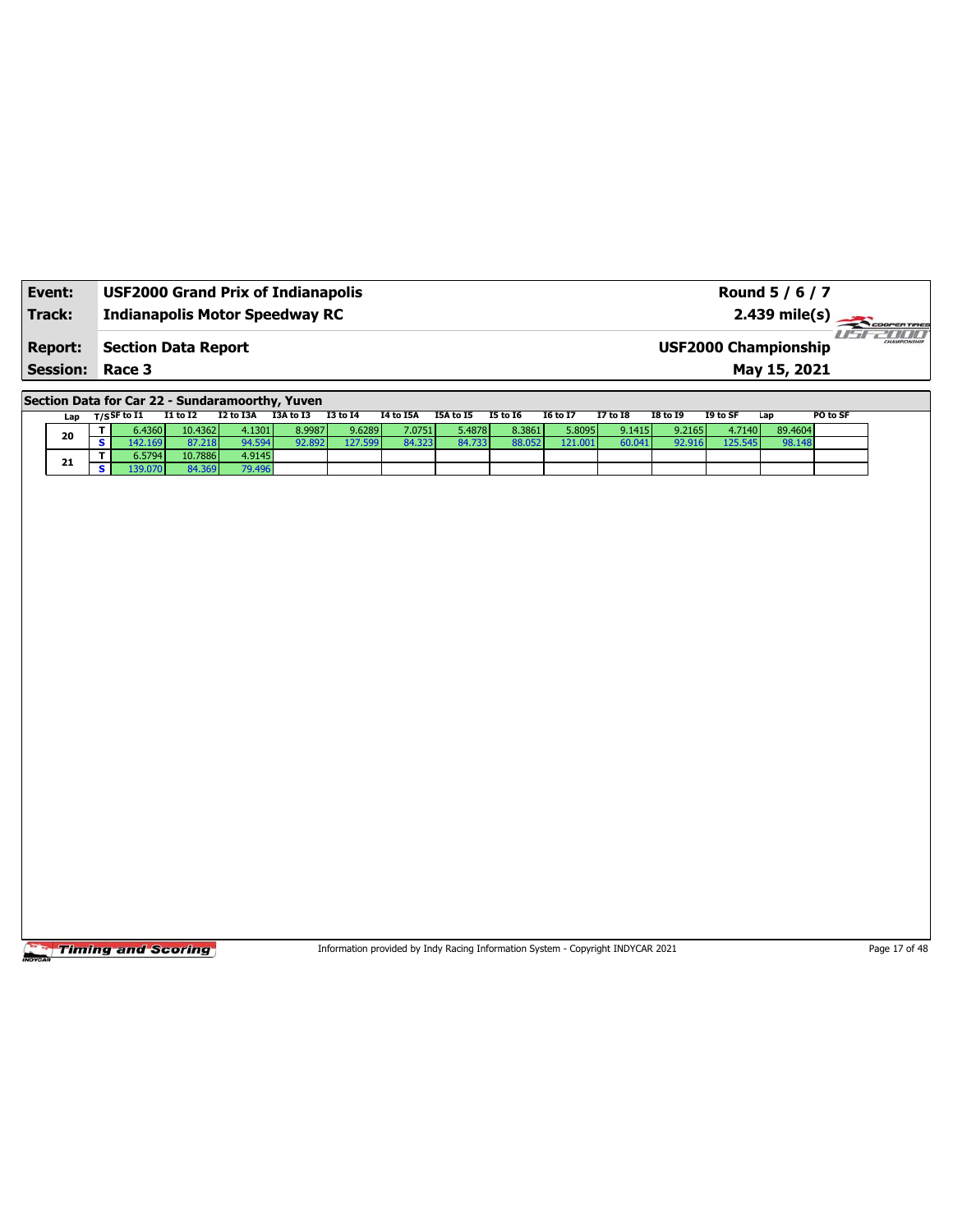| **Event:** | **USF2000 Grand Prix of Indianapolis** | **Round 5 / 6 / 7** |
|---|---|---|
| **Track:** | **Indianapolis Motor Speedway RC** | **2.439 mile(s)** |
| **Report:** | **Section Data Report** | **USF2000 Championship** |
| **Session:** | **Race 3** | **May 15, 2021** |

**Section Data for Car 22 - Sundaramoorthy, Yuven**

| Lap | T/S | SF to I1 | I1 to I2 | I2 to I3A | I3A to I3 | I3 to I4 | I4 to I5A | I5A to I5 | I5 to I6 | I6 to I7 | I7 to I8 | I8 to I9 | I9 to SF | Lap | PO to SF |
|---|---|---|---|---|---|---|---|---|---|---|---|---|---|---|---|
| 20 | T | 6.4360 | 10.4362 | 4.1301 | 8.9987 | 9.6289 | 7.0751 | 5.4878 | 8.3861 | 5.8095 | 9.1415 | 9.2165 | 4.7140 | 89.4604 | |
| | S | 142.169 | 87.218 | 94.594 | 92.892 | 127.599 | 84.323 | 84.733 | 88.052 | 121.001 | 60.041 | 92.916 | 125.545 | 98.148 | |
| 21 | T | 6.5794 | 10.7886 | 4.9145 | | | | | | | | | | | |
| | S | 139.070 | 84.369 | 79.496 | | | | | | | | | | | |

Information provided by Indy Racing Information System - Copyright INDYCAR 2021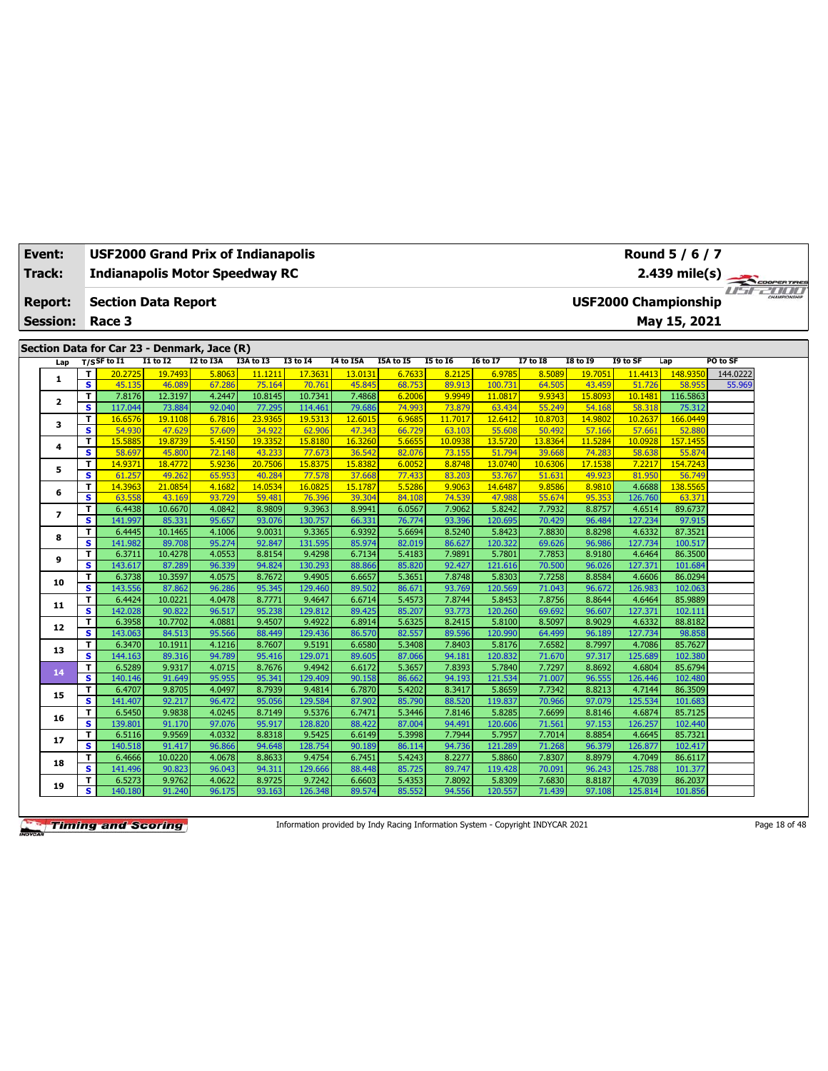| Event: | USF2000 Grand Prix of Indianapolis | Round 5 / 6 / 7 |
|---|---|---|
| Track: | Indianapolis Motor Speedway RC | 2.439 mile(s) |
| Report: | Section Data Report | USF2000 Championship |
| Session: | Race 3 | May 15, 2021 |

## Section Data for Car 23 - Denmark, Jace (R)

| Lap | T/S | SF to I1 | I1 to I2 | I2 to I3A | I3A to I3 | I3 to I4 | I4 to I5A | I5A to I5 | I5 to I6 | I6 to I7 | I7 to I8 | I8 to I9 | I9 to SF | Lap | PO to SF |
|---|---|---|---|---|---|---|---|---|---|---|---|---|---|---|---|
| 1 | T | 20.2725 | 19.7493 | 5.8063 | 11.1211 | 17.3631 | 13.0131 | 6.7633 | 8.2125 | 6.9785 | 8.5089 | 19.7051 | 11.4413 | 148.9350 | 144.0222 |
| | S | 45.135 | 46.089 | 67.286 | 75.164 | 70.761 | 45.845 | 68.753 | 89.913 | 100.731 | 64.505 | 43.459 | 51.726 | 58.955 | 55.969 |
| 2 | T | 7.8176 | 12.3197 | 4.2447 | 10.8145 | 10.7341 | 7.4868 | 6.2006 | 9.9949 | 11.0817 | 9.9343 | 15.8093 | 10.1481 | 116.5863 | |
| | S | 117.044 | 73.884 | 92.040 | 77.295 | 114.461 | 79.686 | 74.993 | 73.879 | 63.434 | 55.249 | 54.168 | 58.318 | 75.312 | |
| 3 | T | 16.6576 | 19.1108 | 6.7816 | 23.9365 | 19.5313 | 12.6015 | 6.9685 | 11.7017 | 12.6412 | 10.8703 | 14.9802 | 10.2637 | 166.0449 | |
| | S | 54.930 | 47.629 | 57.609 | 34.922 | 62.906 | 47.343 | 66.729 | 63.103 | 55.608 | 50.492 | 57.166 | 57.661 | 52.880 | |
| 4 | T | 15.5885 | 19.8739 | 5.4150 | 19.3352 | 15.8180 | 16.3260 | 5.6655 | 10.0938 | 13.5720 | 13.8364 | 11.5284 | 10.0928 | 157.1455 | |
| | S | 58.697 | 45.800 | 72.148 | 43.233 | 77.673 | 36.542 | 82.076 | 73.155 | 51.794 | 39.668 | 74.283 | 58.638 | 55.874 | |
| 5 | T | 14.9371 | 18.4772 | 5.9236 | 20.7506 | 15.8375 | 15.8382 | 6.0052 | 8.8748 | 13.0740 | 10.6306 | 17.1538 | 7.2217 | 154.7243 | |
| | S | 61.257 | 49.262 | 65.953 | 40.284 | 77.578 | 37.668 | 77.433 | 83.203 | 53.767 | 51.631 | 49.923 | 81.950 | 56.749 | |
| 6 | T | 14.3963 | 21.0854 | 4.1682 | 14.0534 | 16.0825 | 15.1787 | 5.5286 | 9.9063 | 14.6487 | 9.8586 | 8.9810 | 4.6688 | 138.5565 | |
| | S | 63.558 | 43.169 | 93.729 | 59.481 | 76.396 | 39.304 | 84.108 | 74.539 | 47.988 | 55.674 | 95.353 | 126.760 | 63.371 | |
| 7 | T | 6.4438 | 10.6670 | 4.0842 | 8.9809 | 9.3963 | 8.9941 | 6.0567 | 7.9062 | 5.8242 | 7.7932 | 8.8757 | 4.6514 | 89.6737 | |
| | S | 141.997 | 85.331 | 95.657 | 93.076 | 130.757 | 66.331 | 76.774 | 93.396 | 120.695 | 70.429 | 96.484 | 127.234 | 97.915 | |
| 8 | T | 6.4445 | 10.1465 | 4.1006 | 9.0031 | 9.3365 | 6.9392 | 5.6694 | 8.5240 | 5.8423 | 7.8830 | 8.8298 | 4.6332 | 87.3521 | |
| | S | 141.982 | 89.708 | 95.274 | 92.847 | 131.595 | 85.974 | 82.019 | 86.627 | 120.322 | 69.626 | 96.986 | 127.734 | 100.517 | |
| 9 | T | 6.3711 | 10.4278 | 4.0553 | 8.8154 | 9.4298 | 6.7134 | 5.4183 | 7.9891 | 5.7801 | 7.7853 | 8.9180 | 4.6464 | 86.3500 | |
| | S | 143.617 | 87.289 | 96.339 | 94.824 | 130.293 | 88.866 | 85.820 | 92.427 | 121.616 | 70.500 | 96.026 | 127.371 | 101.684 | |
| 10 | T | 6.3738 | 10.3597 | 4.0575 | 8.7672 | 9.4905 | 6.6657 | 5.3651 | 7.8748 | 5.8303 | 7.7258 | 8.8584 | 4.6606 | 86.0294 | |
| | S | 143.556 | 87.862 | 96.286 | 95.345 | 129.460 | 89.502 | 86.671 | 93.769 | 120.569 | 71.043 | 96.672 | 126.983 | 102.063 | |
| 11 | T | 6.4424 | 10.0221 | 4.0478 | 8.7771 | 9.4647 | 6.6714 | 5.4573 | 7.8744 | 5.8453 | 7.8756 | 8.8644 | 4.6464 | 85.9889 | |
| | S | 142.028 | 90.822 | 96.517 | 95.238 | 129.812 | 89.425 | 85.207 | 93.773 | 120.260 | 69.692 | 96.607 | 127.371 | 102.111 | |
| 12 | T | 6.3958 | 10.7702 | 4.0881 | 9.4507 | 9.4922 | 6.8914 | 5.6325 | 8.2415 | 5.8100 | 8.5097 | 8.9029 | 4.6332 | 88.8182 | |
| | S | 143.063 | 84.513 | 95.566 | 88.449 | 129.436 | 86.570 | 82.557 | 89.596 | 120.990 | 64.499 | 96.189 | 127.734 | 98.858 | |
| 13 | T | 6.3470 | 10.1911 | 4.1216 | 8.7607 | 9.5191 | 6.6580 | 5.3408 | 7.8403 | 5.8176 | 7.6582 | 8.7997 | 4.7086 | 85.7627 | |
| | S | 144.163 | 89.316 | 94.789 | 95.416 | 129.071 | 89.605 | 87.066 | 94.181 | 120.832 | 71.670 | 97.317 | 125.689 | 102.380 | |
| 14 | T | 6.5289 | 9.9317 | 4.0715 | 8.7676 | 9.4942 | 6.6172 | 5.3657 | 7.8393 | 5.7840 | 7.7297 | 8.8692 | 4.6804 | 85.6794 | |
| | S | 140.146 | 91.649 | 95.955 | 95.341 | 129.409 | 90.158 | 86.662 | 94.193 | 121.534 | 71.007 | 96.555 | 126.446 | 102.480 | |
| 15 | T | 6.4707 | 9.8705 | 4.0497 | 8.7939 | 9.4814 | 6.7870 | 5.4202 | 8.3417 | 5.8659 | 7.7342 | 8.8213 | 4.7144 | 86.3509 | |
| | S | 141.407 | 92.217 | 96.472 | 95.056 | 129.584 | 87.902 | 85.790 | 88.520 | 119.837 | 70.966 | 97.079 | 125.534 | 101.683 | |
| 16 | T | 6.5450 | 9.9838 | 4.0245 | 8.7149 | 9.5376 | 6.7471 | 5.3446 | 7.8146 | 5.8285 | 7.6699 | 8.8146 | 4.6874 | 85.7125 | |
| | S | 139.801 | 91.170 | 97.076 | 95.917 | 128.820 | 88.422 | 87.004 | 94.491 | 120.606 | 71.561 | 97.153 | 126.257 | 102.440 | |
| 17 | T | 6.5116 | 9.9569 | 4.0332 | 8.8318 | 9.5425 | 6.6149 | 5.3998 | 7.7944 | 5.7957 | 7.7014 | 8.8854 | 4.6645 | 85.7321 | |
| | S | 140.518 | 91.417 | 96.866 | 94.648 | 128.754 | 90.189 | 86.114 | 94.736 | 121.289 | 71.268 | 96.379 | 126.877 | 102.417 | |
| 18 | T | 6.4666 | 10.0220 | 4.0678 | 8.8633 | 9.4754 | 6.7451 | 5.4243 | 8.2277 | 5.8860 | 7.8307 | 8.8979 | 4.7049 | 86.6117 | |
| | S | 141.496 | 90.823 | 96.043 | 94.311 | 129.666 | 88.448 | 85.725 | 89.747 | 119.428 | 70.091 | 96.243 | 125.788 | 101.377 | |
| 19 | T | 6.5273 | 9.9762 | 4.0622 | 8.9725 | 9.7242 | 6.6603 | 5.4353 | 7.8092 | 5.8309 | 7.6830 | 8.8187 | 4.7039 | 86.2037 | |
| | S | 140.180 | 91.240 | 96.175 | 93.163 | 126.348 | 89.574 | 85.552 | 94.556 | 120.557 | 71.439 | 97.108 | 125.814 | 101.856 | |

Information provided by Indy Racing Information System - Copyright INDYCAR 2021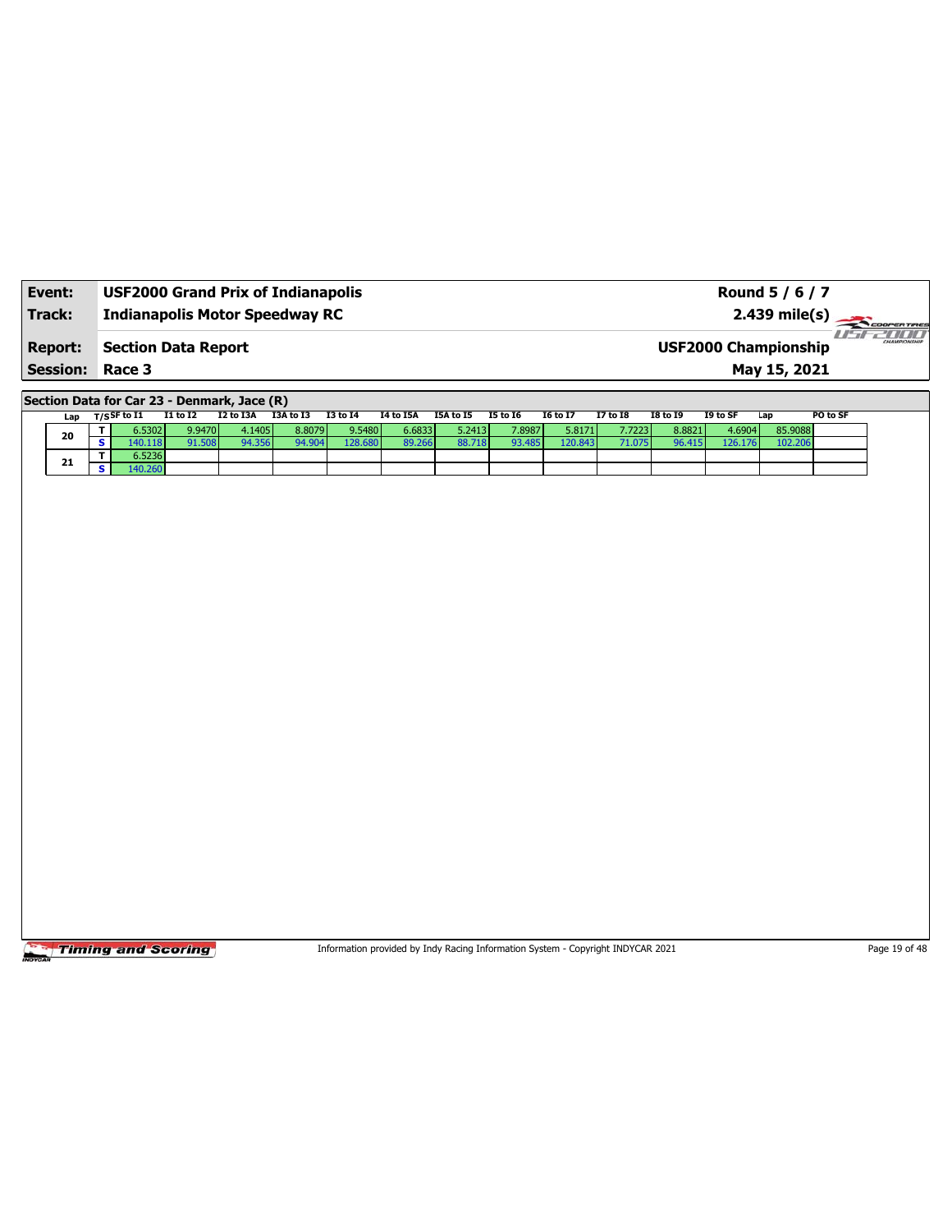| **Event:** | **USF2000 Grand Prix of Indianapolis** | **Round 5 / 6 / 7** |
|---|---|---|
| **Track:** | **Indianapolis Motor Speedway RC** | **2.439 mile(s)** |
| **Report:** | **Section Data Report** | **USF2000 Championship** |
| **Session:** | **Race 3** | **May 15, 2021** |

**Section Data for Car 23 - Denmark, Jace (R)**

| Lap | T/S | SF to I1 | I1 to I2 | I2 to I3A | I3A to I3 | I3 to I4 | I4 to I5A | I5A to I5 | I5 to I6 | I6 to I7 | I7 to I8 | I8 to I9 | I9 to SF | Lap | PO to SF |
|---|---|---|---|---|---|---|---|---|---|---|---|---|---|---|---|
| 20 | T | 6.5302 | 9.9470 | 4.1405 | 8.8079 | 9.5480 | 6.6833 | 5.2413 | 7.8987 | 5.8171 | 7.7223 | 8.8821 | 4.6904 | 85.9088 | |
| | S | 140.118 | 91.508 | 94.356 | 94.904 | 128.680 | 89.266 | 88.718 | 93.485 | 120.843 | 71.075 | 96.415 | 126.176 | 102.206 | |
| 21 | T | 6.5236 | | | | | | | | | | | | | |
| | S | 140.260 | | | | | | | | | | | | | |

Information provided by Indy Racing Information System - Copyright INDYCAR 2021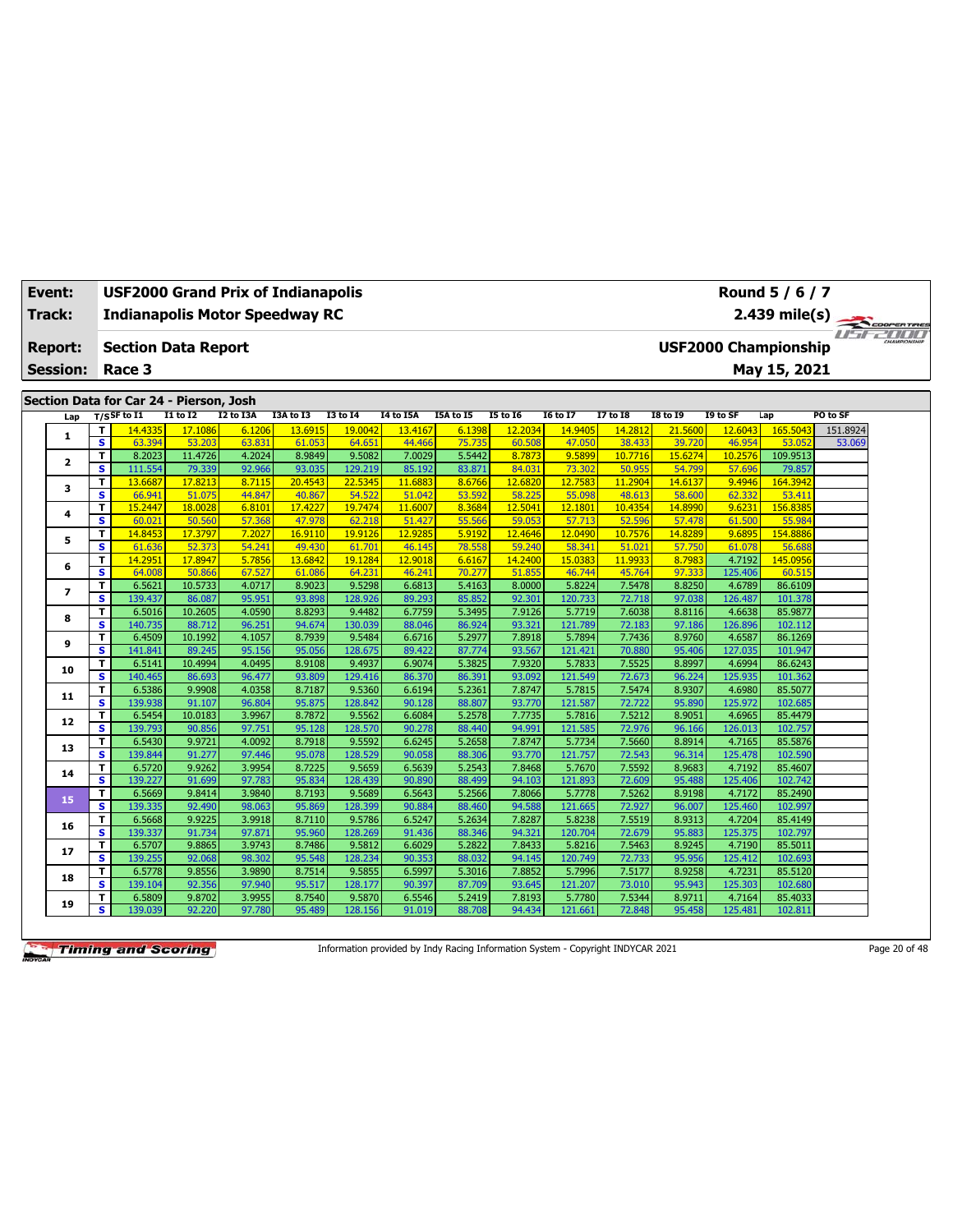| Event: | USF2000 Grand Prix of Indianapolis | Round 5 / 6 / 7 |
|---|---|---|
| Track: | Indianapolis Motor Speedway RC | 2.439 mile(s) |
| Report: | Section Data Report | USF2000 Championship |
| Session: | Race 3 | May 15, 2021 |

## Section Data for Car 24 - Pierson, Josh

| Lap | T/S | SF to I1 | I1 to I2 | I2 to I3A | I3A to I3 | I3 to I4 | I4 to I5A | I5A to I5 | I5 to I6 | I6 to I7 | I7 to I8 | I8 to I9 | I9 to SF | Lap | PO to SF |
|---|---|---|---|---|---|---|---|---|---|---|---|---|---|---|---|
| 1 | T | 14.4335 | 17.1086 | 6.1206 | 13.6915 | 19.0042 | 13.4167 | 6.1398 | 12.2034 | 14.9405 | 14.2812 | 21.5600 | 12.6043 | 165.5043 | 151.8924 |
| | S | 63.394 | 53.203 | 63.831 | 61.053 | 64.651 | 44.466 | 75.735 | 60.508 | 47.050 | 38.433 | 39.720 | 46.954 | 53.052 | 53.069 |
| 2 | T | 8.2023 | 11.4726 | 4.2024 | 8.9849 | 9.5082 | 7.0029 | 5.5442 | 8.7873 | 9.5899 | 10.7716 | 15.6274 | 10.2576 | 109.9513 | |
| | S | 111.554 | 79.339 | 92.966 | 93.035 | 129.219 | 85.192 | 83.871 | 84.031 | 73.302 | 50.955 | 54.799 | 57.696 | 79.857 | |
| 3 | T | 13.6687 | 17.8213 | 8.7115 | 20.4543 | 22.5345 | 11.6883 | 8.6766 | 12.6820 | 12.7583 | 11.2904 | 14.6137 | 9.4946 | 164.3942 | |
| | S | 66.941 | 51.075 | 44.847 | 40.867 | 54.522 | 51.042 | 53.592 | 58.225 | 55.098 | 48.613 | 58.600 | 62.332 | 53.411 | |
| 4 | T | 15.2447 | 18.0028 | 6.8101 | 17.4227 | 19.7474 | 11.6007 | 8.3684 | 12.5041 | 12.1801 | 10.4354 | 14.8990 | 9.6231 | 156.8385 | |
| | S | 60.021 | 50.560 | 57.368 | 47.978 | 62.218 | 51.427 | 55.566 | 59.053 | 57.713 | 52.596 | 57.478 | 61.500 | 55.984 | |
| 5 | T | 14.8453 | 17.3797 | 7.2027 | 16.9110 | 19.9126 | 12.9285 | 5.9192 | 12.4646 | 12.0490 | 10.7576 | 14.8289 | 9.6895 | 154.8886 | |
| | S | 61.636 | 52.373 | 54.241 | 49.430 | 61.701 | 46.145 | 78.558 | 59.240 | 58.341 | 51.021 | 57.750 | 61.078 | 56.688 | |
| 6 | T | 14.2951 | 17.8947 | 5.7856 | 13.6842 | 19.1284 | 12.9018 | 6.6167 | 14.2400 | 15.0383 | 11.9933 | 8.7983 | 4.7192 | 145.0956 | |
| | S | 64.008 | 50.866 | 67.527 | 61.086 | 64.231 | 46.241 | 70.277 | 51.855 | 46.744 | 45.764 | 97.333 | 125.406 | 60.515 | |
| 7 | T | 6.5621 | 10.5733 | 4.0717 | 8.9023 | 9.5298 | 6.6813 | 5.4163 | 8.0000 | 5.8224 | 7.5478 | 8.8250 | 4.6789 | 86.6109 | |
| | S | 139.437 | 86.087 | 95.951 | 93.898 | 128.926 | 89.293 | 85.852 | 92.301 | 120.733 | 72.718 | 97.038 | 126.487 | 101.378 | |
| 8 | T | 6.5016 | 10.2605 | 4.0590 | 8.8293 | 9.4482 | 6.7759 | 5.3495 | 7.9126 | 5.7719 | 7.6038 | 8.8116 | 4.6638 | 85.9877 | |
| | S | 140.735 | 88.712 | 96.251 | 94.674 | 130.039 | 88.046 | 86.924 | 93.321 | 121.789 | 72.183 | 97.186 | 126.896 | 102.112 | |
| 9 | T | 6.4509 | 10.1992 | 4.1057 | 8.7939 | 9.5484 | 6.6716 | 5.2977 | 7.8918 | 5.7894 | 7.7436 | 8.9760 | 4.6587 | 86.1269 | |
| | S | 141.841 | 89.245 | 95.156 | 95.056 | 128.675 | 89.422 | 87.774 | 93.567 | 121.421 | 70.880 | 95.406 | 127.035 | 101.947 | |
| 10 | T | 6.5141 | 10.4994 | 4.0495 | 8.9108 | 9.4937 | 6.9074 | 5.3825 | 7.9320 | 5.7833 | 7.5525 | 8.8997 | 4.6994 | 86.6243 | |
| | S | 140.465 | 86.693 | 96.477 | 93.809 | 129.416 | 86.370 | 86.391 | 93.092 | 121.549 | 72.673 | 96.224 | 125.935 | 101.362 | |
| 11 | T | 6.5386 | 9.9908 | 4.0358 | 8.7187 | 9.5360 | 6.6194 | 5.2361 | 7.8747 | 5.7815 | 7.5474 | 8.9307 | 4.6980 | 85.5077 | |
| | S | 139.938 | 91.107 | 96.804 | 95.875 | 128.842 | 90.128 | 88.807 | 93.770 | 121.587 | 72.722 | 95.890 | 125.972 | 102.685 | |
| 12 | T | 6.5454 | 10.0183 | 3.9967 | 8.7872 | 9.5562 | 6.6084 | 5.2578 | 7.7735 | 5.7816 | 7.5212 | 8.9051 | 4.6965 | 85.4479 | |
| | S | 139.793 | 90.856 | 97.751 | 95.128 | 128.570 | 90.278 | 88.440 | 94.991 | 121.585 | 72.976 | 96.166 | 126.013 | 102.757 | |
| 13 | T | 6.5430 | 9.9721 | 4.0092 | 8.7918 | 9.5592 | 6.6245 | 5.2658 | 7.8747 | 5.7734 | 7.5660 | 8.8914 | 4.7165 | 85.5876 | |
| | S | 139.844 | 91.277 | 97.446 | 95.078 | 128.529 | 90.058 | 88.306 | 93.770 | 121.757 | 72.543 | 96.314 | 125.478 | 102.590 | |
| 14 | T | 6.5720 | 9.9262 | 3.9954 | 8.7225 | 9.5659 | 6.5639 | 5.2543 | 7.8468 | 5.7670 | 7.5592 | 8.9683 | 4.7192 | 85.4607 | |
| | S | 139.227 | 91.699 | 97.783 | 95.834 | 128.439 | 90.890 | 88.499 | 94.103 | 121.893 | 72.609 | 95.488 | 125.406 | 102.742 | |
| 15 | T | 6.5669 | 9.8414 | 3.9840 | 8.7193 | 9.5689 | 6.5643 | 5.2566 | 7.8066 | 5.7778 | 7.5262 | 8.9198 | 4.7172 | 85.2490 | |
| | S | 139.335 | 92.490 | 98.063 | 95.869 | 128.399 | 90.884 | 88.460 | 94.588 | 121.665 | 72.927 | 96.007 | 125.460 | 102.997 | |
| 16 | T | 6.5668 | 9.9225 | 3.9918 | 8.7110 | 9.5786 | 6.5247 | 5.2634 | 7.8287 | 5.8238 | 7.5519 | 8.9313 | 4.7204 | 85.4149 | |
| | S | 139.337 | 91.734 | 97.871 | 95.960 | 128.269 | 91.436 | 88.346 | 94.321 | 120.704 | 72.679 | 95.883 | 125.375 | 102.797 | |
| 17 | T | 6.5707 | 9.8865 | 3.9743 | 8.7486 | 9.5812 | 6.6029 | 5.2822 | 7.8433 | 5.8216 | 7.5463 | 8.9245 | 4.7190 | 85.5011 | |
| | S | 139.255 | 92.068 | 98.302 | 95.548 | 128.234 | 90.353 | 88.032 | 94.145 | 120.749 | 72.733 | 95.956 | 125.412 | 102.693 | |
| 18 | T | 6.5778 | 9.8556 | 3.9890 | 8.7514 | 9.5855 | 6.5997 | 5.3016 | 7.8852 | 5.7996 | 7.5177 | 8.9258 | 4.7231 | 85.5120 | |
| | S | 139.104 | 92.356 | 97.940 | 95.517 | 128.177 | 90.397 | 87.709 | 93.645 | 121.207 | 73.010 | 95.943 | 125.303 | 102.680 | |
| 19 | T | 6.5809 | 9.8702 | 3.9955 | 8.7540 | 9.5870 | 6.5546 | 5.2419 | 7.8193 | 5.7780 | 7.5344 | 8.9711 | 4.7164 | 85.4033 | |
| | S | 139.039 | 92.220 | 97.780 | 95.489 | 128.156 | 91.019 | 88.708 | 94.434 | 121.661 | 72.848 | 95.458 | 125.481 | 102.811 | |

Information provided by Indy Racing Information System - Copyright INDYCAR 2021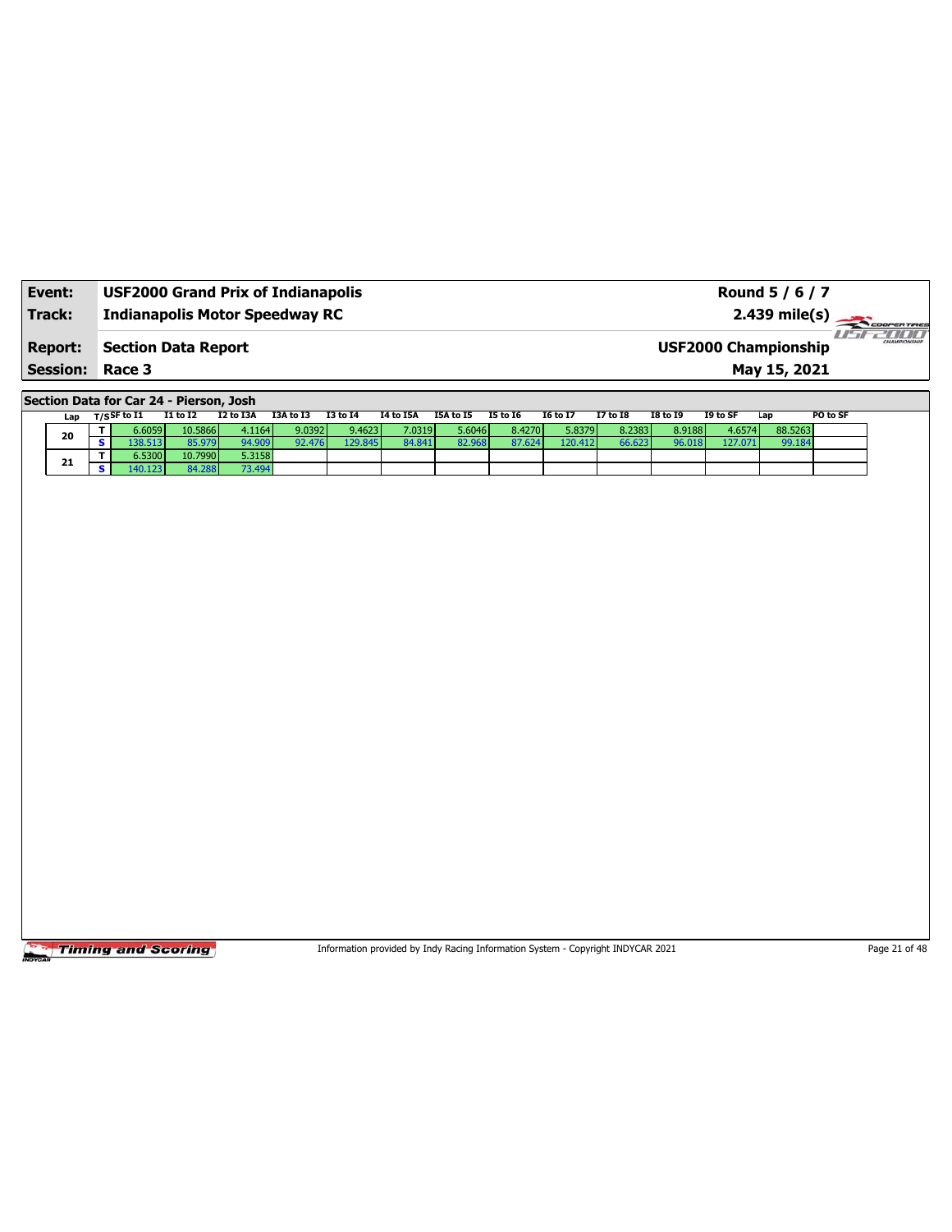| Event: | USF2000 Grand Prix of Indianapolis | Round 5 / 6 / 7 |
|---|---|---|
| Track: | Indianapolis Motor Speedway RC | 2.439 mile(s) |
| Report: | Section Data Report | USF2000 Championship |
| Session: | Race 3 | May 15, 2021 |

## Section Data for Car 24 - Pierson, Josh

| Lap | T/S | SF to I1 | I1 to I2 | I2 to I3A | I3A to I3 | I3 to I4 | I4 to I5A | I5A to I5 | I5 to I6 | I6 to I7 | I7 to I8 | I8 to I9 | I9 to SF | Lap | PO to SF |
|---|---|---|---|---|---|---|---|---|---|---|---|---|---|---|---|
| 20 | T | 6.6059 | 10.5866 | 4.1164 | 9.0392 | 9.4623 | 7.0319 | 5.6046 | 8.4270 | 5.8379 | 8.2383 | 8.9188 | 4.6574 | 88.5263 | |
| | S | 138.513 | 85.979 | 94.909 | 92.476 | 129.845 | 84.841 | 82.968 | 87.624 | 120.412 | 66.623 | 96.018 | 127.071 | 99.184 | |
| 21 | T | 6.5300 | 10.7990 | 5.3158 | | | | | | | | | | | |
| | S | 140.123 | 84.288 | 73.494 | | | | | | | | | | | |

Information provided by Indy Racing Information System - Copyright INDYCAR 2021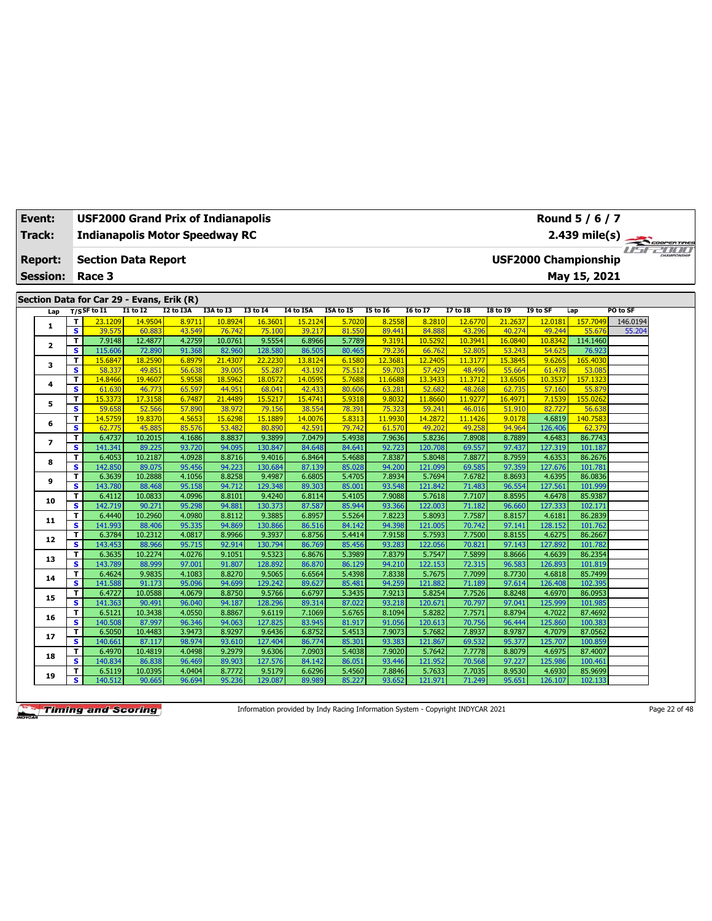| Event: | USF2000 Grand Prix of Indianapolis | Round 5 / 6 / 7 |
|---|---|---|
| Track: | Indianapolis Motor Speedway RC | 2.439 mile(s) |
| Report: | Section Data Report | USF2000 Championship |
| Session: | Race 3 | May 15, 2021 |

## Section Data for Car 29 - Evans, Erik (R)

| Lap | T/S | SF to I1 | I1 to I2 | I2 to I3A | I3A to I3 | I3 to I4 | I4 to I5A | I5A to I5 | I5 to I6 | I6 to I7 | I7 to I8 | I8 to I9 | I9 to SF | Lap | PO to SF |
|---|---|---|---|---|---|---|---|---|---|---|---|---|---|---|---|
| 1 | T | 23.1209 | 14.9504 | 8.9711 | 10.8924 | 16.3601 | 15.2124 | 5.7020 | 8.2558 | 8.2810 | 12.6770 | 21.2637 | 12.0181 | 157.7049 | 146.0194 |
| | S | 39.575 | 60.883 | 43.549 | 76.742 | 75.100 | 39.217 | 81.550 | 89.441 | 84.888 | 43.296 | 40.274 | 49.244 | 55.676 | 55.204 |
| 2 | T | 7.9148 | 12.4877 | 4.2759 | 10.0761 | 9.5554 | 6.8966 | 5.7789 | 9.3191 | 10.5292 | 10.3941 | 16.0840 | 10.8342 | 114.1460 | |
| | S | 115.606 | 72.890 | 91.368 | 82.960 | 128.580 | 86.505 | 80.465 | 79.236 | 66.762 | 52.805 | 53.243 | 54.625 | 76.923 | |
| 3 | T | 15.6847 | 18.2590 | 6.8979 | 21.4307 | 22.2230 | 13.8124 | 6.1580 | 12.3681 | 12.2405 | 11.3177 | 15.3845 | 9.6265 | 165.4030 | |
| | S | 58.337 | 49.851 | 56.638 | 39.005 | 55.287 | 43.192 | 75.512 | 59.703 | 57.429 | 48.496 | 55.664 | 61.478 | 53.085 | |
| 4 | T | 14.8466 | 19.4607 | 5.9558 | 18.5962 | 18.0572 | 14.0595 | 5.7688 | 11.6688 | 13.3433 | 11.3712 | 13.6505 | 10.3537 | 157.1323 | |
| | S | 61.630 | 46.773 | 65.597 | 44.951 | 68.041 | 42.433 | 80.606 | 63.281 | 52.682 | 48.268 | 62.735 | 57.160 | 55.879 | |
| 5 | T | 15.3373 | 17.3158 | 6.7487 | 21.4489 | 15.5217 | 15.4741 | 5.9318 | 9.8032 | 11.8660 | 11.9277 | 16.4971 | 7.1539 | 155.0262 | |
| | S | 59.658 | 52.566 | 57.890 | 38.972 | 79.156 | 38.554 | 78.391 | 75.323 | 59.241 | 46.016 | 51.910 | 82.727 | 56.638 | |
| 6 | T | 14.5759 | 19.8370 | 4.5653 | 15.6298 | 15.1889 | 14.0076 | 5.8313 | 11.9930 | 14.2872 | 11.1426 | 9.0178 | 4.6819 | 140.7583 | |
| | S | 62.775 | 45.885 | 85.576 | 53.482 | 80.890 | 42.591 | 79.742 | 61.570 | 49.202 | 49.258 | 94.964 | 126.406 | 62.379 | |
| 7 | T | 6.4737 | 10.2015 | 4.1686 | 8.8837 | 9.3899 | 7.0479 | 5.4938 | 7.9636 | 5.8236 | 7.8908 | 8.7889 | 4.6483 | 86.7743 | |
| | S | 141.341 | 89.225 | 93.720 | 94.095 | 130.847 | 84.648 | 84.641 | 92.723 | 120.708 | 69.557 | 97.437 | 127.319 | 101.187 | |
| 8 | T | 6.4053 | 10.2187 | 4.0928 | 8.8716 | 9.4016 | 6.8464 | 5.4688 | 7.8387 | 5.8048 | 7.8877 | 8.7959 | 4.6353 | 86.2676 | |
| | S | 142.850 | 89.075 | 95.456 | 94.223 | 130.684 | 87.139 | 85.028 | 94.200 | 121.099 | 69.585 | 97.359 | 127.676 | 101.781 | |
| 9 | T | 6.3639 | 10.2888 | 4.1056 | 8.8258 | 9.4987 | 6.6805 | 5.4705 | 7.8934 | 5.7694 | 7.6782 | 8.8693 | 4.6395 | 86.0836 | |
| | S | 143.780 | 88.468 | 95.158 | 94.712 | 129.348 | 89.303 | 85.001 | 93.548 | 121.842 | 71.483 | 96.554 | 127.561 | 101.999 | |
| 10 | T | 6.4112 | 10.0833 | 4.0996 | 8.8101 | 9.4240 | 6.8114 | 5.4105 | 7.9088 | 5.7618 | 7.7107 | 8.8595 | 4.6478 | 85.9387 | |
| | S | 142.719 | 90.271 | 95.298 | 94.881 | 130.373 | 87.587 | 85.944 | 93.366 | 122.003 | 71.182 | 96.660 | 127.333 | 102.171 | |
| 11 | T | 6.4440 | 10.2960 | 4.0980 | 8.8112 | 9.3885 | 6.8957 | 5.5264 | 7.8223 | 5.8093 | 7.7587 | 8.8157 | 4.6181 | 86.2839 | |
| | S | 141.993 | 88.406 | 95.335 | 94.869 | 130.866 | 86.516 | 84.142 | 94.398 | 121.005 | 70.742 | 97.141 | 128.152 | 101.762 | |
| 12 | T | 6.3784 | 10.2312 | 4.0817 | 8.9966 | 9.3937 | 6.8756 | 5.4414 | 7.9158 | 5.7593 | 7.7500 | 8.8155 | 4.6275 | 86.2667 | |
| | S | 143.453 | 88.966 | 95.715 | 92.914 | 130.794 | 86.769 | 85.456 | 93.283 | 122.056 | 70.821 | 97.143 | 127.892 | 101.782 | |
| 13 | T | 6.3635 | 10.2274 | 4.0276 | 9.1051 | 9.5323 | 6.8676 | 5.3989 | 7.8379 | 5.7547 | 7.5899 | 8.8666 | 4.6639 | 86.2354 | |
| | S | 143.789 | 88.999 | 97.001 | 91.807 | 128.892 | 86.870 | 86.129 | 94.210 | 122.153 | 72.315 | 96.583 | 126.893 | 101.819 | |
| 14 | T | 6.4624 | 9.9835 | 4.1083 | 8.8270 | 9.5065 | 6.6564 | 5.4398 | 7.8338 | 5.7675 | 7.7099 | 8.7730 | 4.6818 | 85.7499 | |
| | S | 141.588 | 91.173 | 95.096 | 94.699 | 129.242 | 89.627 | 85.481 | 94.259 | 121.882 | 71.189 | 97.614 | 126.408 | 102.395 | |
| 15 | T | 6.4727 | 10.0588 | 4.0679 | 8.8750 | 9.5766 | 6.6797 | 5.3435 | 7.9213 | 5.8254 | 7.7526 | 8.8248 | 4.6970 | 86.0953 | |
| | S | 141.363 | 90.491 | 96.040 | 94.187 | 128.296 | 89.314 | 87.022 | 93.218 | 120.671 | 70.797 | 97.041 | 125.999 | 101.985 | |
| 16 | T | 6.5121 | 10.3438 | 4.0550 | 8.8867 | 9.6119 | 7.1069 | 5.6765 | 8.1094 | 5.8282 | 7.7571 | 8.8794 | 4.7022 | 87.4692 | |
| | S | 140.508 | 87.997 | 96.346 | 94.063 | 127.825 | 83.945 | 81.917 | 91.056 | 120.613 | 70.756 | 96.444 | 125.860 | 100.383 | |
| 17 | T | 6.5050 | 10.4483 | 3.9473 | 8.9297 | 9.6436 | 6.8752 | 5.4513 | 7.9073 | 5.7682 | 7.8937 | 8.9787 | 4.7079 | 87.0562 | |
| | S | 140.661 | 87.117 | 98.974 | 93.610 | 127.404 | 86.774 | 85.301 | 93.383 | 121.867 | 69.532 | 95.377 | 125.707 | 100.859 | |
| 18 | T | 6.4970 | 10.4819 | 4.0498 | 9.2979 | 9.6306 | 7.0903 | 5.4038 | 7.9020 | 5.7642 | 7.7778 | 8.8079 | 4.6975 | 87.4007 | |
| | S | 140.834 | 86.838 | 96.469 | 89.903 | 127.576 | 84.142 | 86.051 | 93.446 | 121.952 | 70.568 | 97.227 | 125.986 | 100.461 | |
| 19 | T | 6.5119 | 10.0395 | 4.0404 | 8.7772 | 9.5179 | 6.6296 | 5.4560 | 7.8846 | 5.7633 | 7.7035 | 8.9530 | 4.6930 | 85.9699 | |
| | S | 140.512 | 90.665 | 96.694 | 95.236 | 129.087 | 89.989 | 85.227 | 93.652 | 121.971 | 71.249 | 95.651 | 126.107 | 102.133 | |

Information provided by Indy Racing Information System - Copyright INDYCAR 2021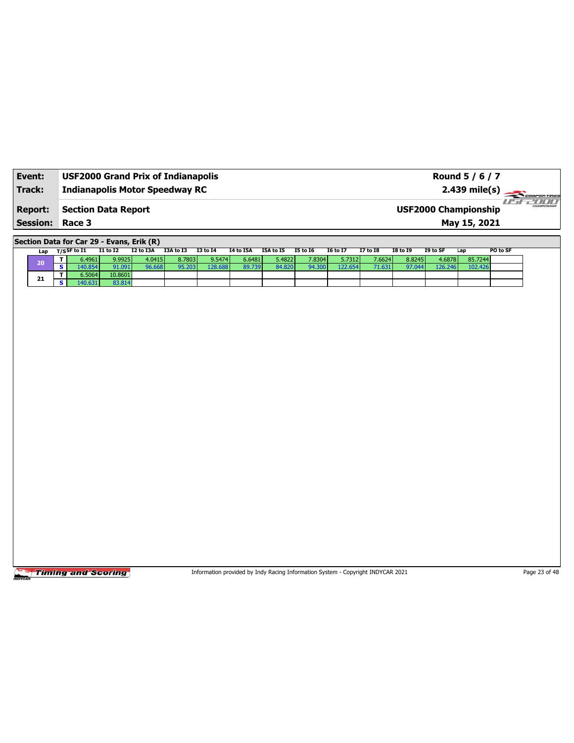| **Event:** | **USF2000 Grand Prix of Indianapolis** | **Round 5 / 6 / 7** |
|---|---|---|
| **Track:** | **Indianapolis Motor Speedway RC** | **2.439 mile(s)** |
| **Report:** | **Section Data Report** | **USF2000 Championship** |
| **Session:** | **Race 3** | **May 15, 2021** |

**Section Data for Car 29 - Evans, Erik (R)**

| Lap | T/S | SF to I1 | I1 to I2 | I2 to I3A | I3A to I3 | I3 to I4 | I4 to I5A | I5A to I5 | I5 to I6 | I6 to I7 | I7 to I8 | I8 to I9 | I9 to SF | Lap | PO to SF |
|---|---|---|---|---|---|---|---|---|---|---|---|---|---|---|---|
| 20 | T | 6.4961 | 9.9925 | 4.0415 | 8.7803 | 9.5474 | 6.6481 | 5.4822 | 7.8304 | 5.7312 | 7.6624 | 8.8245 | 4.6878 | 85.7244 | |
| | S | 140.854 | 91.091 | 96.668 | 95.203 | 128.688 | 89.739 | 84.820 | 94.300 | 122.654 | 71.631 | 97.044 | 126.246 | 102.426 | |
| 21 | T | 6.5064 | 10.8601 | | | | | | | | | | | | |
| | S | 140.631 | 83.814 | | | | | | | | | | | | |

Information provided by Indy Racing Information System - Copyright INDYCAR 2021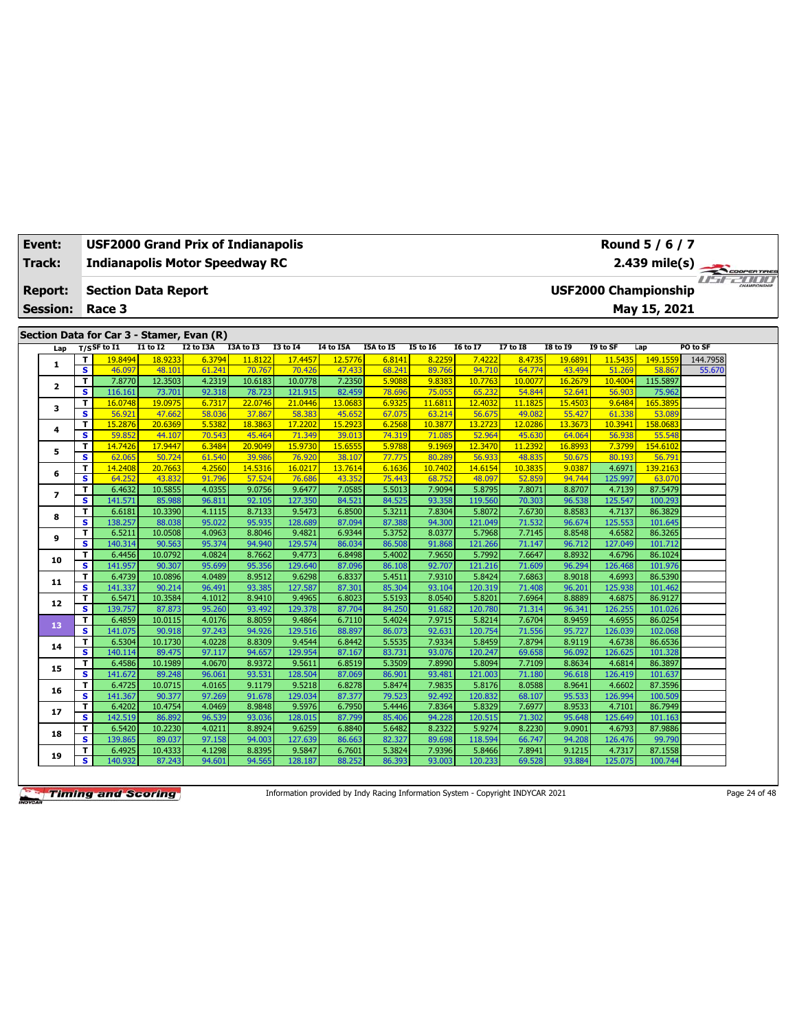| Event: | USF2000 Grand Prix of Indianapolis | Round 5 / 6 / 7 |
|---|---|---|
| Track: | Indianapolis Motor Speedway RC | 2.439 mile(s) |
| Report: | Section Data Report | USF2000 Championship |
| Session: | Race 3 | May 15, 2021 |

## Section Data for Car 3 - Stamer, Evan (R)

| Lap | T/S | SF to I1 | I1 to I2 | I2 to I3A | I3A to I3 | I3 to I4 | I4 to I5A | I5A to I5 | I5 to I6 | I6 to I7 | I7 to I8 | I8 to I9 | I9 to SF | Lap | PO to SF |
|---|---|---|---|---|---|---|---|---|---|---|---|---|---|---|---|
| 1 | T | 19.8494 | 18.9233 | 6.3794 | 11.8122 | 17.4457 | 12.5776 | 6.8141 | 8.2259 | 7.4222 | 8.4735 | 19.6891 | 11.5435 | 149.1559 | 144.7958 |
| | S | 46.097 | 48.101 | 61.241 | 70.767 | 70.426 | 47.433 | 68.241 | 89.766 | 94.710 | 64.774 | 43.494 | 51.269 | 58.867 | 55.670 |
| 2 | T | 7.8770 | 12.3503 | 4.2319 | 10.6183 | 10.0778 | 7.2350 | 5.9088 | 9.8383 | 10.7763 | 10.0077 | 16.2679 | 10.4004 | 115.5897 | |
| | S | 116.161 | 73.701 | 92.318 | 78.723 | 121.915 | 82.459 | 78.696 | 75.055 | 65.232 | 54.844 | 52.641 | 56.903 | 75.962 | |
| 3 | T | 16.0748 | 19.0975 | 6.7317 | 22.0746 | 21.0446 | 13.0683 | 6.9325 | 11.6811 | 12.4032 | 11.1825 | 15.4503 | 9.6484 | 165.3895 | |
| | S | 56.921 | 47.662 | 58.036 | 37.867 | 58.383 | 45.652 | 67.075 | 63.214 | 56.675 | 49.082 | 55.427 | 61.338 | 53.089 | |
| 4 | T | 15.2876 | 20.6369 | 5.5382 | 18.3863 | 17.2202 | 15.2923 | 6.2568 | 10.3877 | 13.2723 | 12.0286 | 13.3673 | 10.3941 | 158.0683 | |
| | S | 59.852 | 44.107 | 70.543 | 45.464 | 71.349 | 39.013 | 74.319 | 71.085 | 52.964 | 45.630 | 64.064 | 56.938 | 55.548 | |
| 5 | T | 14.7426 | 17.9447 | 6.3484 | 20.9049 | 15.9730 | 15.6555 | 5.9788 | 9.1969 | 12.3470 | 11.2392 | 16.8993 | 7.3799 | 154.6102 | |
| | S | 62.065 | 50.724 | 61.540 | 39.986 | 76.920 | 38.107 | 77.775 | 80.289 | 56.933 | 48.835 | 50.675 | 80.193 | 56.791 | |
| 6 | T | 14.2408 | 20.7663 | 4.2560 | 14.5316 | 16.0217 | 13.7614 | 6.1636 | 10.7402 | 14.6154 | 10.3835 | 9.0387 | 4.6971 | 139.2163 | |
| | S | 64.252 | 43.832 | 91.796 | 57.524 | 76.686 | 43.352 | 75.443 | 68.752 | 48.097 | 52.859 | 94.744 | 125.997 | 63.070 | |
| 7 | T | 6.4632 | 10.5855 | 4.0355 | 9.0756 | 9.6477 | 7.0585 | 5.5013 | 7.9094 | 5.8795 | 7.8071 | 8.8707 | 4.7139 | 87.5479 | |
| | S | 141.571 | 85.988 | 96.811 | 92.105 | 127.350 | 84.521 | 84.525 | 93.358 | 119.560 | 70.303 | 96.538 | 125.547 | 100.293 | |
| 8 | T | 6.6181 | 10.3390 | 4.1115 | 8.7133 | 9.5473 | 6.8500 | 5.3211 | 7.8304 | 5.8072 | 7.6730 | 8.8583 | 4.7137 | 86.3829 | |
| | S | 138.257 | 88.038 | 95.022 | 95.935 | 128.689 | 87.094 | 87.388 | 94.300 | 121.049 | 71.532 | 96.674 | 125.553 | 101.645 | |
| 9 | T | 6.5211 | 10.0508 | 4.0963 | 8.8046 | 9.4821 | 6.9344 | 5.3752 | 8.0377 | 5.7968 | 7.7145 | 8.8548 | 4.6582 | 86.3265 | |
| | S | 140.314 | 90.563 | 95.374 | 94.940 | 129.574 | 86.034 | 86.508 | 91.868 | 121.266 | 71.147 | 96.712 | 127.049 | 101.712 | |
| 10 | T | 6.4456 | 10.0792 | 4.0824 | 8.7662 | 9.4773 | 6.8498 | 5.4002 | 7.9650 | 5.7992 | 7.6647 | 8.8932 | 4.6796 | 86.1024 | |
| | S | 141.957 | 90.307 | 95.699 | 95.356 | 129.640 | 87.096 | 86.108 | 92.707 | 121.216 | 71.609 | 96.294 | 126.468 | 101.976 | |
| 11 | T | 6.4739 | 10.0896 | 4.0489 | 8.9512 | 9.6298 | 6.8337 | 5.4511 | 7.9310 | 5.8424 | 7.6863 | 8.9018 | 4.6993 | 86.5390 | |
| | S | 141.337 | 90.214 | 96.491 | 93.385 | 127.587 | 87.301 | 85.304 | 93.104 | 120.319 | 71.408 | 96.201 | 125.938 | 101.462 | |
| 12 | T | 6.5471 | 10.3584 | 4.1012 | 8.9410 | 9.4965 | 6.8023 | 5.5193 | 8.0540 | 5.8201 | 7.6964 | 8.8889 | 4.6875 | 86.9127 | |
| | S | 139.757 | 87.873 | 95.260 | 93.492 | 129.378 | 87.704 | 84.250 | 91.682 | 120.780 | 71.314 | 96.341 | 126.255 | 101.026 | |
| 13 | T | 6.4859 | 10.0115 | 4.0176 | 8.8059 | 9.4864 | 6.7110 | 5.4024 | 7.9715 | 5.8214 | 7.6704 | 8.9459 | 4.6955 | 86.0254 | |
| | S | 141.075 | 90.918 | 97.243 | 94.926 | 129.516 | 88.897 | 86.073 | 92.631 | 120.754 | 71.556 | 95.727 | 126.039 | 102.068 | |
| 14 | T | 6.5304 | 10.1730 | 4.0228 | 8.8309 | 9.4544 | 6.8442 | 5.5535 | 7.9334 | 5.8459 | 7.8794 | 8.9119 | 4.6738 | 86.6536 | |
| | S | 140.114 | 89.475 | 97.117 | 94.657 | 129.954 | 87.167 | 83.731 | 93.076 | 120.247 | 69.658 | 96.092 | 126.625 | 101.328 | |
| 15 | T | 6.4586 | 10.1989 | 4.0670 | 8.9372 | 9.5611 | 6.8519 | 5.3509 | 7.8990 | 5.8094 | 7.7109 | 8.8634 | 4.6814 | 86.3897 | |
| | S | 141.672 | 89.248 | 96.061 | 93.531 | 128.504 | 87.069 | 86.901 | 93.481 | 121.003 | 71.180 | 96.618 | 126.419 | 101.637 | |
| 16 | T | 6.4725 | 10.0715 | 4.0165 | 9.1179 | 9.5218 | 6.8278 | 5.8474 | 7.9835 | 5.8176 | 8.0588 | 8.9641 | 4.6602 | 87.3596 | |
| | S | 141.367 | 90.377 | 97.269 | 91.678 | 129.034 | 87.377 | 79.523 | 92.492 | 120.832 | 68.107 | 95.533 | 126.994 | 100.509 | |
| 17 | T | 6.4202 | 10.4754 | 4.0469 | 8.9848 | 9.5976 | 6.7950 | 5.4446 | 7.8364 | 5.8329 | 7.6977 | 8.9533 | 4.7101 | 86.7949 | |
| | S | 142.519 | 86.892 | 96.539 | 93.036 | 128.015 | 87.799 | 85.406 | 94.228 | 120.515 | 71.302 | 95.648 | 125.649 | 101.163 | |
| 18 | T | 6.5420 | 10.2230 | 4.0211 | 8.8924 | 9.6259 | 6.8840 | 5.6482 | 8.2322 | 5.9274 | 8.2230 | 9.0901 | 4.6793 | 87.9886 | |
| | S | 139.865 | 89.037 | 97.158 | 94.003 | 127.639 | 86.663 | 82.327 | 89.698 | 118.594 | 66.747 | 94.208 | 126.476 | 99.790 | |
| 19 | T | 6.4925 | 10.4333 | 4.1298 | 8.8395 | 9.5847 | 6.7601 | 5.3824 | 7.9396 | 5.8466 | 7.8941 | 9.1215 | 4.7317 | 87.1558 | |
| | S | 140.932 | 87.243 | 94.601 | 94.565 | 128.187 | 88.252 | 86.393 | 93.003 | 120.233 | 69.528 | 93.884 | 125.075 | 100.744 | |

Information provided by Indy Racing Information System - Copyright INDYCAR 2021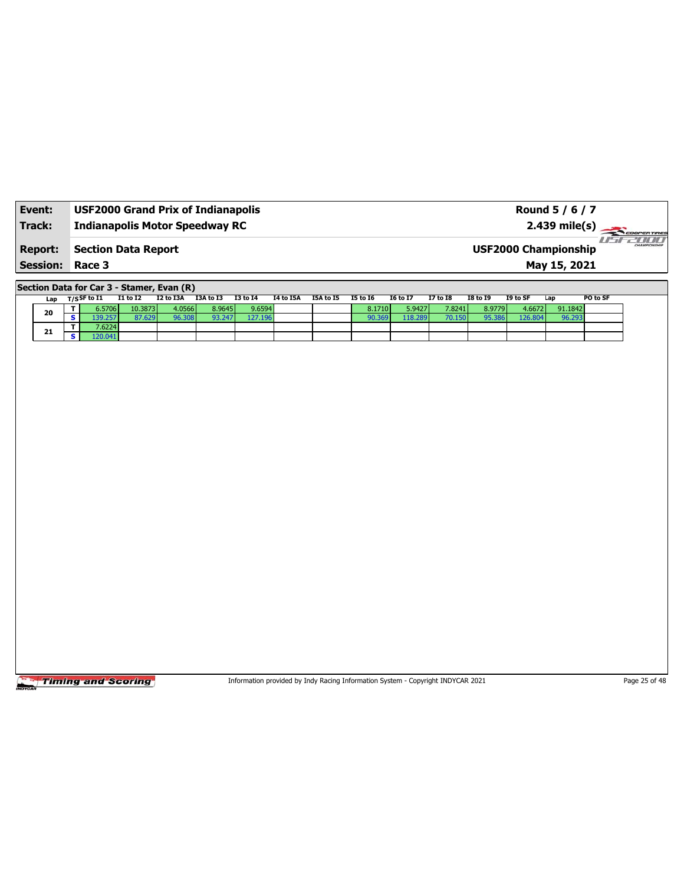| **Event:** | **USF2000 Grand Prix of Indianapolis** | **Round 5 / 6 / 7** |
|---|---|---|
| **Track:** | **Indianapolis Motor Speedway RC** | **2.439 mile(s)** |
| **Report:** | **Section Data Report** | **USF2000 Championship** |
| **Session:** | **Race 3** | **May 15, 2021** |

**Section Data for Car 3 - Stamer, Evan (R)**

| Lap | T/S | SF to I1 | I1 to I2 | I2 to I3A | I3A to I3 | I3 to I4 | I4 to I5A | I5A to I5 | I5 to I6 | I6 to I7 | I7 to I8 | I8 to I9 | I9 to SF | Lap | PO to SF |
|---|---|---|---|---|---|---|---|---|---|---|---|---|---|---|---|
| 20 | T | 6.5706 | 10.3873 | 4.0566 | 8.9645 | 9.6594 | | | 8.1710 | 5.9427 | 7.8241 | 8.9779 | 4.6672 | 91.1842 | |
| | S | 139.257 | 87.629 | 96.308 | 93.247 | 127.196 | | | 90.369 | 118.289 | 70.150 | 95.386 | 126.804 | 96.293 | |
| 21 | T | 7.6224 | | | | | | | | | | | | | |
| | S | 120.041 | | | | | | | | | | | | | |

Information provided by Indy Racing Information System - Copyright INDYCAR 2021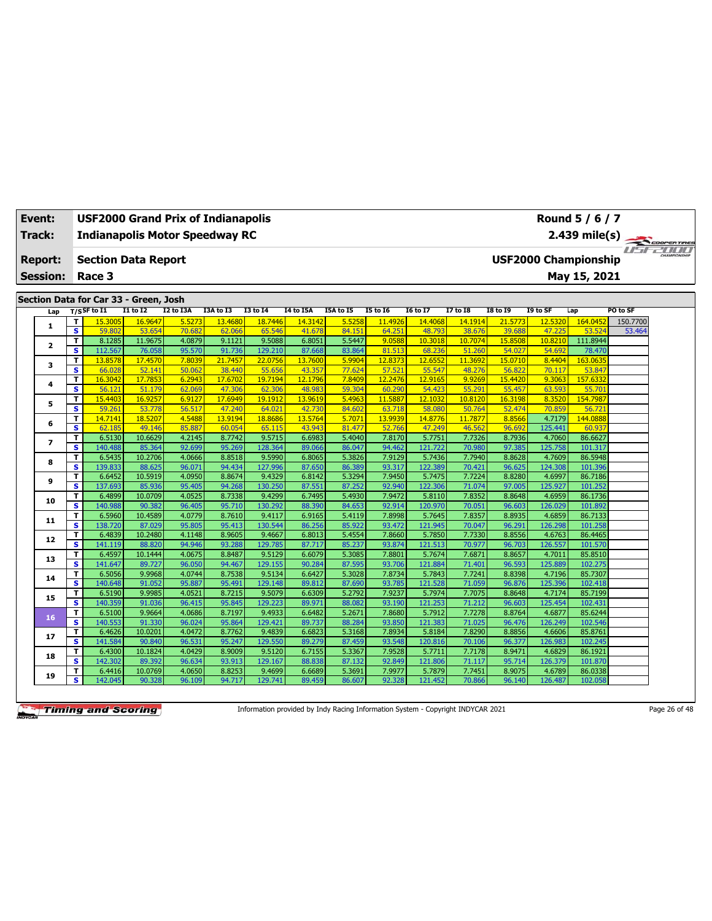| Event: | USF2000 Grand Prix of Indianapolis | Round 5 / 6 / 7 |
|---|---|---|
| Track: | Indianapolis Motor Speedway RC | 2.439 mile(s) |
| Report: | Section Data Report | USF2000 Championship |
| Session: | Race 3 | May 15, 2021 |

## Section Data for Car 33 - Green, Josh

| Lap | T/S | SF to I1 | I1 to I2 | I2 to I3A | I3A to I3 | I3 to I4 | I4 to I5A | I5A to I5 | I5 to I6 | I6 to I7 | I7 to I8 | I8 to I9 | I9 to SF | Lap | PO to SF |
|---|---|---|---|---|---|---|---|---|---|---|---|---|---|---|---|
| 1 | T | 15.3005 | 16.9647 | 5.5273 | 13.4680 | 18.7446 | 14.3142 | 5.5258 | 11.4926 | 14.4068 | 14.1914 | 21.5773 | 12.5320 | 164.0452 | 150.7700 |
| | S | 59.802 | 53.654 | 70.682 | 62.066 | 65.546 | 41.678 | 84.151 | 64.251 | 48.793 | 38.676 | 39.688 | 47.225 | 53.524 | 53.464 |
| 2 | T | 8.1285 | 11.9675 | 4.0879 | 9.1121 | 9.5088 | 6.8051 | 5.5447 | 9.0588 | 10.3018 | 10.7074 | 15.8508 | 10.8210 | 111.8944 | |
| | S | 112.567 | 76.058 | 95.570 | 91.736 | 129.210 | 87.668 | 83.864 | 81.513 | 68.236 | 51.260 | 54.027 | 54.692 | 78.470 | |
| 3 | T | 13.8578 | 17.4570 | 7.8039 | 21.7457 | 22.0756 | 13.7600 | 5.9904 | 12.8373 | 12.6552 | 11.3692 | 15.0710 | 8.4404 | 163.0635 | |
| | S | 66.028 | 52.141 | 50.062 | 38.440 | 55.656 | 43.357 | 77.624 | 57.521 | 55.547 | 48.276 | 56.822 | 70.117 | 53.847 | |
| 4 | T | 16.3042 | 17.7853 | 6.2943 | 17.6702 | 19.7194 | 12.1796 | 7.8409 | 12.2476 | 12.9165 | 9.9269 | 15.4420 | 9.3063 | 157.6332 | |
| | S | 56.121 | 51.179 | 62.069 | 47.306 | 62.306 | 48.983 | 59.304 | 60.290 | 54.423 | 55.291 | 55.457 | 63.593 | 55.701 | |
| 5 | T | 15.4403 | 16.9257 | 6.9127 | 17.6949 | 19.1912 | 13.9619 | 5.4963 | 11.5887 | 12.1032 | 10.8120 | 16.3198 | 8.3520 | 154.7987 | |
| | S | 59.261 | 53.778 | 56.517 | 47.240 | 64.021 | 42.730 | 84.602 | 63.718 | 58.080 | 50.764 | 52.474 | 70.859 | 56.721 | |
| 6 | T | 14.7141 | 18.5207 | 4.5488 | 13.9194 | 18.8686 | 13.5764 | 5.7071 | 13.9939 | 14.8776 | 11.7877 | 8.8566 | 4.7179 | 144.0888 | |
| | S | 62.185 | 49.146 | 85.887 | 60.054 | 65.115 | 43.943 | 81.477 | 52.766 | 47.249 | 46.562 | 96.692 | 125.441 | 60.937 | |
| 7 | T | 6.5130 | 10.6629 | 4.2145 | 8.7742 | 9.5715 | 6.6983 | 5.4040 | 7.8170 | 5.7751 | 7.7326 | 8.7936 | 4.7060 | 86.6627 | |
| | S | 140.488 | 85.364 | 92.699 | 95.269 | 128.364 | 89.066 | 86.047 | 94.462 | 121.722 | 70.980 | 97.385 | 125.758 | 101.317 | |
| 8 | T | 6.5435 | 10.2706 | 4.0666 | 8.8518 | 9.5990 | 6.8065 | 5.3826 | 7.9129 | 5.7436 | 7.7940 | 8.8628 | 4.7609 | 86.5948 | |
| | S | 139.833 | 88.625 | 96.071 | 94.434 | 127.996 | 87.650 | 86.389 | 93.317 | 122.389 | 70.421 | 96.625 | 124.308 | 101.396 | |
| 9 | T | 6.6452 | 10.5919 | 4.0950 | 8.8674 | 9.4329 | 6.8142 | 5.3294 | 7.9450 | 5.7475 | 7.7224 | 8.8280 | 4.6997 | 86.7186 | |
| | S | 137.693 | 85.936 | 95.405 | 94.268 | 130.250 | 87.551 | 87.252 | 92.940 | 122.306 | 71.074 | 97.005 | 125.927 | 101.252 | |
| 10 | T | 6.4899 | 10.0709 | 4.0525 | 8.7338 | 9.4299 | 6.7495 | 5.4930 | 7.9472 | 5.8110 | 7.8352 | 8.8648 | 4.6959 | 86.1736 | |
| | S | 140.988 | 90.382 | 96.405 | 95.710 | 130.292 | 88.390 | 84.653 | 92.914 | 120.970 | 70.051 | 96.603 | 126.029 | 101.892 | |
| 11 | T | 6.5960 | 10.4589 | 4.0779 | 8.7610 | 9.4117 | 6.9165 | 5.4119 | 7.8998 | 5.7645 | 7.8357 | 8.8935 | 4.6859 | 86.7133 | |
| | S | 138.720 | 87.029 | 95.805 | 95.413 | 130.544 | 86.256 | 85.922 | 93.472 | 121.945 | 70.047 | 96.291 | 126.298 | 101.258 | |
| 12 | T | 6.4839 | 10.2480 | 4.1148 | 8.9605 | 9.4667 | 6.8013 | 5.4554 | 7.8660 | 5.7850 | 7.7330 | 8.8556 | 4.6763 | 86.4465 | |
| | S | 141.119 | 88.820 | 94.946 | 93.288 | 129.785 | 87.717 | 85.237 | 93.874 | 121.513 | 70.977 | 96.703 | 126.557 | 101.570 | |
| 13 | T | 6.4597 | 10.1444 | 4.0675 | 8.8487 | 9.5129 | 6.6079 | 5.3085 | 7.8801 | 5.7674 | 7.6871 | 8.8657 | 4.7011 | 85.8510 | |
| | S | 141.647 | 89.727 | 96.050 | 94.467 | 129.155 | 90.284 | 87.595 | 93.706 | 121.884 | 71.401 | 96.593 | 125.889 | 102.275 | |
| 14 | T | 6.5056 | 9.9968 | 4.0744 | 8.7538 | 9.5134 | 6.6427 | 5.3028 | 7.8734 | 5.7843 | 7.7241 | 8.8398 | 4.7196 | 85.7307 | |
| | S | 140.648 | 91.052 | 95.887 | 95.491 | 129.148 | 89.812 | 87.690 | 93.785 | 121.528 | 71.059 | 96.876 | 125.396 | 102.418 | |
| 15 | T | 6.5190 | 9.9985 | 4.0521 | 8.7215 | 9.5079 | 6.6309 | 5.2792 | 7.9237 | 5.7974 | 7.7075 | 8.8648 | 4.7174 | 85.7199 | |
| | S | 140.359 | 91.036 | 96.415 | 95.845 | 129.223 | 89.971 | 88.082 | 93.190 | 121.253 | 71.212 | 96.603 | 125.454 | 102.431 | |
| 16 | T | 6.5100 | 9.9664 | 4.0686 | 8.7197 | 9.4933 | 6.6482 | 5.2671 | 7.8680 | 5.7912 | 7.7278 | 8.8764 | 4.6877 | 85.6244 | |
| | S | 140.553 | 91.330 | 96.024 | 95.864 | 129.421 | 89.737 | 88.284 | 93.850 | 121.383 | 71.025 | 96.476 | 126.249 | 102.546 | |
| 17 | T | 6.4626 | 10.0201 | 4.0472 | 8.7762 | 9.4839 | 6.6823 | 5.3168 | 7.8934 | 5.8184 | 7.8290 | 8.8856 | 4.6606 | 85.8761 | |
| | S | 141.584 | 90.840 | 96.531 | 95.247 | 129.550 | 89.279 | 87.459 | 93.548 | 120.816 | 70.106 | 96.377 | 126.983 | 102.245 | |
| 18 | T | 6.4300 | 10.1824 | 4.0429 | 8.9009 | 9.5120 | 6.7155 | 5.3367 | 7.9528 | 5.7711 | 7.7178 | 8.9471 | 4.6829 | 86.1921 | |
| | S | 142.302 | 89.392 | 96.634 | 93.913 | 129.167 | 88.838 | 87.132 | 92.849 | 121.806 | 71.117 | 95.714 | 126.379 | 101.870 | |
| 19 | T | 6.4416 | 10.0769 | 4.0650 | 8.8253 | 9.4699 | 6.6689 | 5.3691 | 7.9977 | 5.7879 | 7.7451 | 8.9075 | 4.6789 | 86.0338 | |
| | S | 142.045 | 90.328 | 96.109 | 94.717 | 129.741 | 89.459 | 86.607 | 92.328 | 121.452 | 70.866 | 96.140 | 126.487 | 102.058 | |

Information provided by Indy Racing Information System - Copyright INDYCAR 2021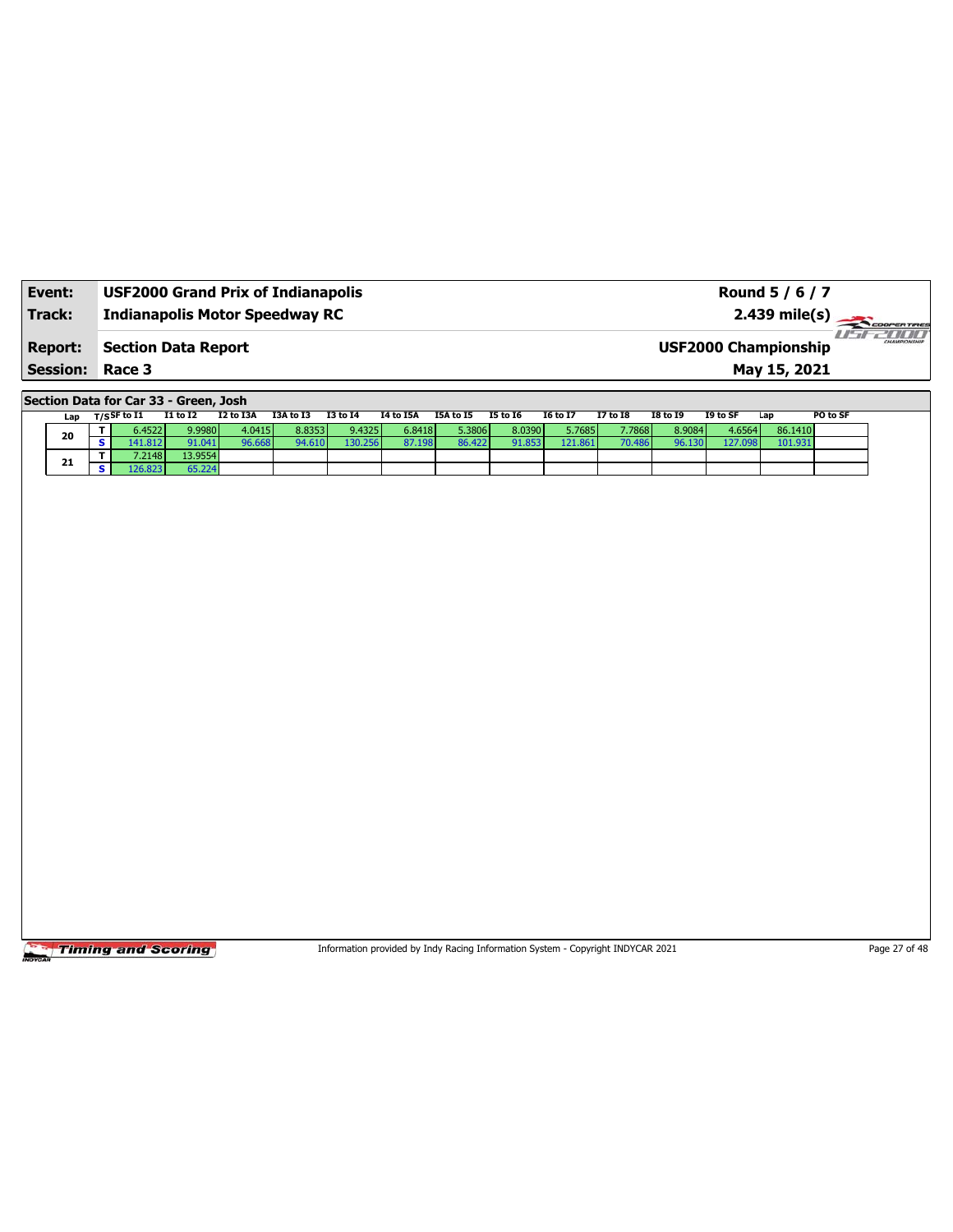| Event: | USF2000 Grand Prix of Indianapolis | Round 5 / 6 / 7 |
|---|---|---|
| Track: | Indianapolis Motor Speedway RC | 2.439 mile(s) |
| Report: | Section Data Report | USF2000 Championship |
| Session: | Race 3 | May 15, 2021 |

## Section Data for Car 33 - Green, Josh

| Lap | T/S | SF to I1 | I1 to I2 | I2 to I3A | I3A to I3 | I3 to I4 | I4 to I5A | I5A to I5 | I5 to I6 | I6 to I7 | I7 to I8 | I8 to I9 | I9 to SF | Lap | PO to SF |
|---|---|---|---|---|---|---|---|---|---|---|---|---|---|---|---|
| 20 | T | 6.4522 | 9.9980 | 4.0415 | 8.8353 | 9.4325 | 6.8418 | 5.3806 | 8.0390 | 5.7685 | 7.7868 | 8.9084 | 4.6564 | 86.1410 | |
| | S | 141.812 | 91.041 | 96.668 | 94.610 | 130.256 | 87.198 | 86.422 | 91.853 | 121.861 | 70.486 | 96.130 | 127.098 | 101.931 | |
| 21 | T | 7.2148 | 13.9554 | | | | | | | | | | | | |
| | S | 126.823 | 65.224 | | | | | | | | | | | | |

Information provided by Indy Racing Information System - Copyright INDYCAR 2021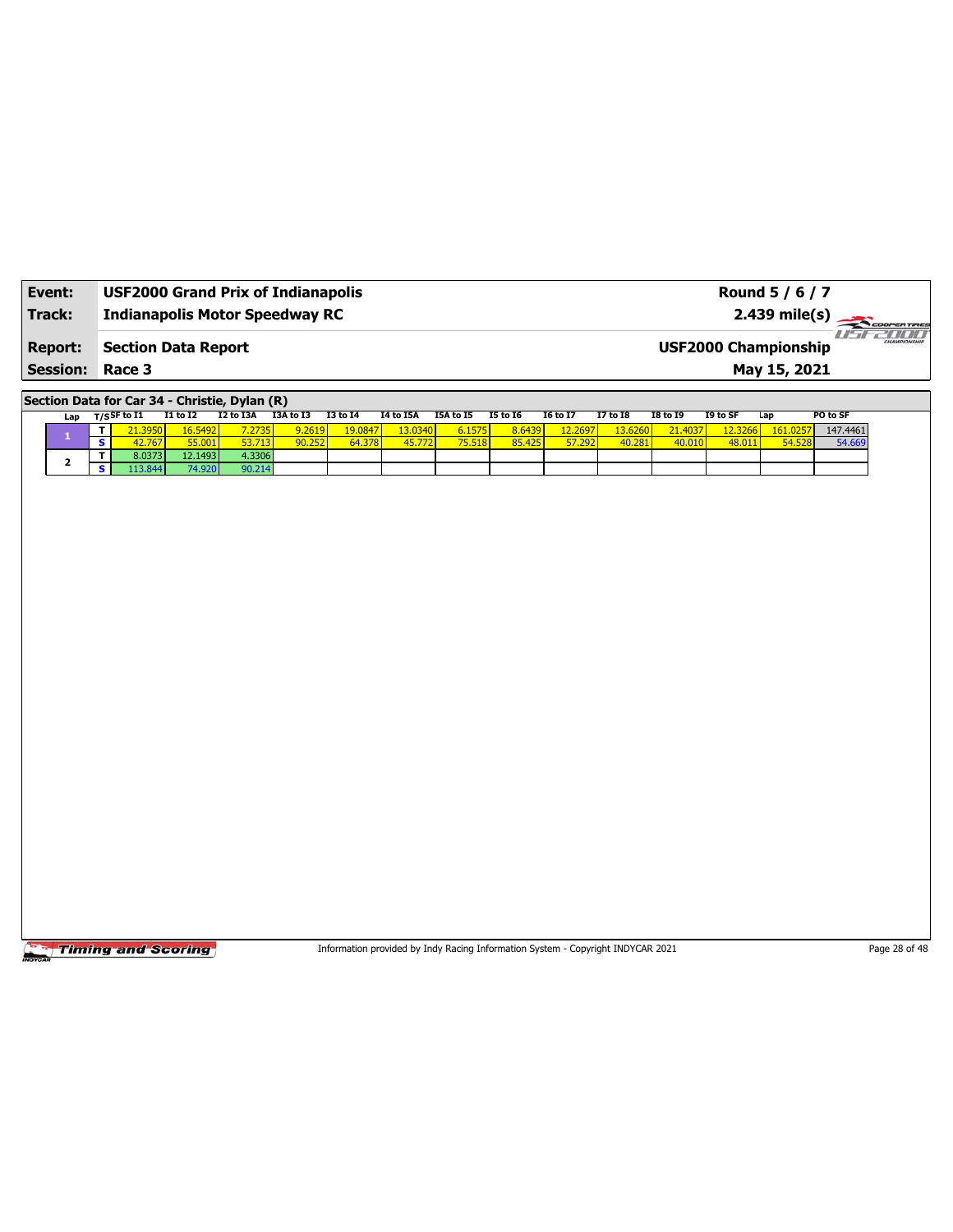| **Event:** | **USF2000 Grand Prix of Indianapolis** | **Round 5 / 6 / 7** |
|---|---|---|
| **Track:** | **Indianapolis Motor Speedway RC** | **2.439 mile(s)** |
| **Report:** | **Section Data Report** | **USF2000 Championship** |
| **Session:** | **Race 3** | **May 15, 2021** |

**Section Data for Car 34 - Christie, Dylan (R)**

| Lap | T/S | SF to I1 | I1 to I2 | I2 to I3A | I3A to I3 | I3 to I4 | I4 to I5A | I5A to I5 | I5 to I6 | I6 to I7 | I7 to I8 | I8 to I9 | I9 to SF | Lap | PO to SF |
|---|---|---|---|---|---|---|---|---|---|---|---|---|---|---|---|
| 1 | T | 21.3950 | 16.5492 | 7.2735 | 9.2619 | 19.0847 | 13.0340 | 6.1575 | 8.6439 | 12.2697 | 13.6260 | 21.4037 | 12.3266 | 161.0257 | 147.4461 |
| | S | 42.767 | 55.001 | 53.713 | 90.252 | 64.378 | 45.772 | 75.518 | 85.425 | 57.292 | 40.281 | 40.010 | 48.011 | 54.528 | 54.669 |
| 2 | T | 8.0373 | 12.1493 | 4.3306 | | | | | | | | | | | |
| | S | 113.844 | 74.920 | 90.214 | | | | | | | | | | | |

Information provided by Indy Racing Information System - Copyright INDYCAR 2021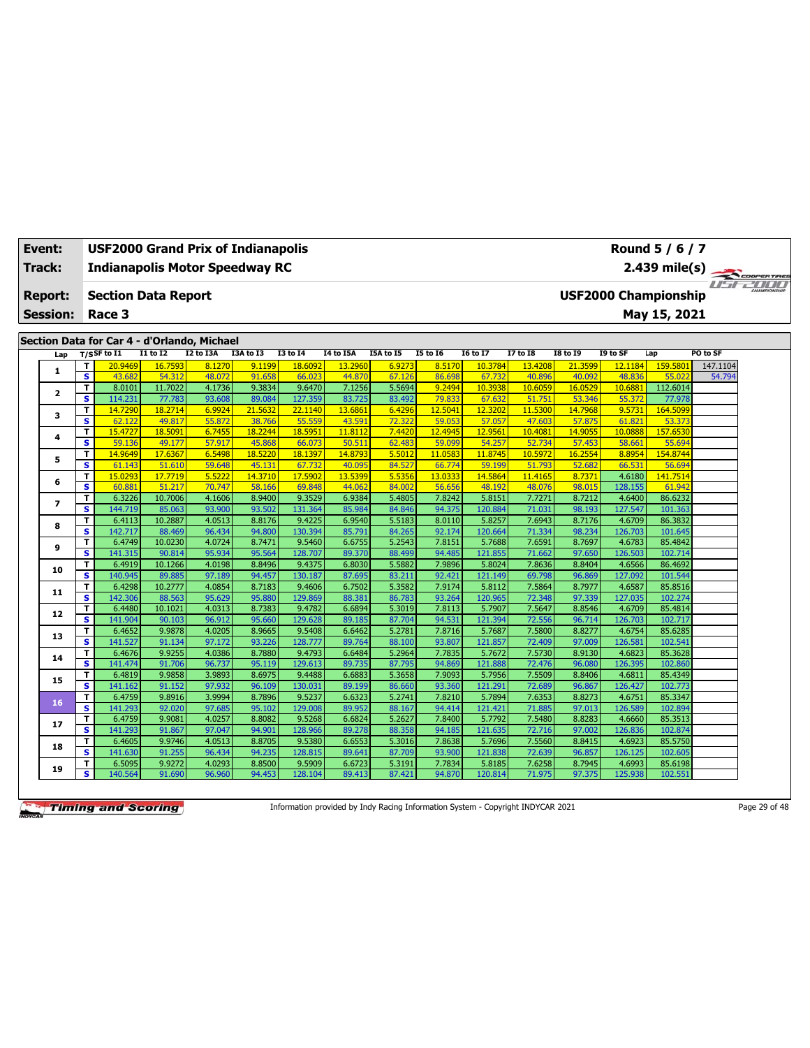| Event: | USF2000 Grand Prix of Indianapolis | Round 5 / 6 / 7 |
|---|---|---|
| Track: | Indianapolis Motor Speedway RC | 2.439 mile(s) |
| Report: | Section Data Report | USF2000 Championship |
| Session: | Race 3 | May 15, 2021 |

## Section Data for Car 4 - d'Orlando, Michael

| Lap | T/S | SF to I1 | I1 to I2 | I2 to I3A | I3A to I3 | I3 to I4 | I4 to I5A | I5A to I5 | I5 to I6 | I6 to I7 | I7 to I8 | I8 to I9 | I9 to SF | Lap | PO to SF |
|---|---|---|---|---|---|---|---|---|---|---|---|---|---|---|---|
| 1 | T | 20.9469 | 16.7593 | 8.1270 | 9.1199 | 18.6092 | 13.2960 | 6.9273 | 8.5170 | 10.3784 | 13.4208 | 21.3599 | 12.1184 | 159.5801 | 147.1104 |
| | S | 43.682 | 54.312 | 48.072 | 91.658 | 66.023 | 44.870 | 67.126 | 86.698 | 67.732 | 40.896 | 40.092 | 48.836 | 55.022 | 54.794 |
| 2 | T | 8.0101 | 11.7022 | 4.1736 | 9.3834 | 9.6470 | 7.1256 | 5.5694 | 9.2494 | 10.3938 | 10.6059 | 16.0529 | 10.6881 | 112.6014 | |
| | S | 114.231 | 77.783 | 93.608 | 89.084 | 127.359 | 83.725 | 83.492 | 79.833 | 67.632 | 51.751 | 53.346 | 55.372 | 77.978 | |
| 3 | T | 14.7290 | 18.2714 | 6.9924 | 21.5632 | 22.1140 | 13.6861 | 6.4296 | 12.5041 | 12.3202 | 11.5300 | 14.7968 | 9.5731 | 164.5099 | |
| | S | 62.122 | 49.817 | 55.872 | 38.766 | 55.559 | 43.591 | 72.322 | 59.053 | 57.057 | 47.603 | 57.875 | 61.821 | 53.373 | |
| 4 | T | 15.4727 | 18.5091 | 6.7455 | 18.2244 | 18.5951 | 11.8112 | 7.4420 | 12.4945 | 12.9561 | 10.4081 | 14.9055 | 10.0888 | 157.6530 | |
| | S | 59.136 | 49.177 | 57.917 | 45.868 | 66.073 | 50.511 | 62.483 | 59.099 | 54.257 | 52.734 | 57.453 | 58.661 | 55.694 | |
| 5 | T | 14.9649 | 17.6367 | 6.5498 | 18.5220 | 18.1397 | 14.8793 | 5.5012 | 11.0583 | 11.8745 | 10.5972 | 16.2554 | 8.8954 | 154.8744 | |
| | S | 61.143 | 51.610 | 59.648 | 45.131 | 67.732 | 40.095 | 84.527 | 66.774 | 59.199 | 51.793 | 52.682 | 66.531 | 56.694 | |
| 6 | T | 15.0293 | 17.7719 | 5.5222 | 14.3710 | 17.5902 | 13.5399 | 5.5356 | 13.0333 | 14.5864 | 11.4165 | 8.7371 | 4.6180 | 141.7514 | |
| | S | 60.881 | 51.217 | 70.747 | 58.166 | 69.848 | 44.062 | 84.002 | 56.656 | 48.192 | 48.076 | 98.015 | 128.155 | 61.942 | |
| 7 | T | 6.3226 | 10.7006 | 4.1606 | 8.9400 | 9.3529 | 6.9384 | 5.4805 | 7.8242 | 5.8151 | 7.7271 | 8.7212 | 4.6400 | 86.6232 | |
| | S | 144.719 | 85.063 | 93.900 | 93.502 | 131.364 | 85.984 | 84.846 | 94.375 | 120.884 | 71.031 | 98.193 | 127.547 | 101.363 | |
| 8 | T | 6.4113 | 10.2887 | 4.0513 | 8.8176 | 9.4225 | 6.9540 | 5.5183 | 8.0110 | 5.8257 | 7.6943 | 8.7176 | 4.6709 | 86.3832 | |
| | S | 142.717 | 88.469 | 96.434 | 94.800 | 130.394 | 85.791 | 84.265 | 92.174 | 120.664 | 71.334 | 98.234 | 126.703 | 101.645 | |
| 9 | T | 6.4749 | 10.0230 | 4.0724 | 8.7471 | 9.5460 | 6.6755 | 5.2543 | 7.8151 | 5.7688 | 7.6591 | 8.7697 | 4.6783 | 85.4842 | |
| | S | 141.315 | 90.814 | 95.934 | 95.564 | 128.707 | 89.370 | 88.499 | 94.485 | 121.855 | 71.662 | 97.650 | 126.503 | 102.714 | |
| 10 | T | 6.4919 | 10.1266 | 4.0198 | 8.8496 | 9.4375 | 6.8030 | 5.5882 | 7.9896 | 5.8024 | 7.8636 | 8.8404 | 4.6566 | 86.4692 | |
| | S | 140.945 | 89.885 | 97.189 | 94.457 | 130.187 | 87.695 | 83.211 | 92.421 | 121.149 | 69.798 | 96.869 | 127.092 | 101.544 | |
| 11 | T | 6.4298 | 10.2777 | 4.0854 | 8.7183 | 9.4606 | 6.7502 | 5.3582 | 7.9174 | 5.8112 | 7.5864 | 8.7977 | 4.6587 | 85.8516 | |
| | S | 142.306 | 88.563 | 95.629 | 95.880 | 129.869 | 88.381 | 86.783 | 93.264 | 120.965 | 72.348 | 97.339 | 127.035 | 102.274 | |
| 12 | T | 6.4480 | 10.1021 | 4.0313 | 8.7383 | 9.4782 | 6.6894 | 5.3019 | 7.8113 | 5.7907 | 7.5647 | 8.8546 | 4.6709 | 85.4814 | |
| | S | 141.904 | 90.103 | 96.912 | 95.660 | 129.628 | 89.185 | 87.704 | 94.531 | 121.394 | 72.556 | 96.714 | 126.703 | 102.717 | |
| 13 | T | 6.4652 | 9.9878 | 4.0205 | 8.9665 | 9.5408 | 6.6462 | 5.2781 | 7.8716 | 5.7687 | 7.5800 | 8.8277 | 4.6754 | 85.6285 | |
| | S | 141.527 | 91.134 | 97.172 | 93.226 | 128.777 | 89.764 | 88.100 | 93.807 | 121.857 | 72.409 | 97.009 | 126.581 | 102.541 | |
| 14 | T | 6.4676 | 9.9255 | 4.0386 | 8.7880 | 9.4793 | 6.6484 | 5.2964 | 7.7835 | 5.7672 | 7.5730 | 8.9130 | 4.6823 | 85.3628 | |
| | S | 141.474 | 91.706 | 96.737 | 95.119 | 129.613 | 89.735 | 87.795 | 94.869 | 121.888 | 72.476 | 96.080 | 126.395 | 102.860 | |
| 15 | T | 6.4819 | 9.9858 | 3.9893 | 8.6975 | 9.4488 | 6.6883 | 5.3658 | 7.9093 | 5.7956 | 7.5509 | 8.8406 | 4.6811 | 85.4349 | |
| | S | 141.162 | 91.152 | 97.932 | 96.109 | 130.031 | 89.199 | 86.660 | 93.360 | 121.291 | 72.689 | 96.867 | 126.427 | 102.773 | |
| 16 | T | 6.4759 | 9.8916 | 3.9994 | 8.7896 | 9.5237 | 6.6323 | 5.2741 | 7.8210 | 5.7894 | 7.6353 | 8.8273 | 4.6751 | 85.3347 | |
| | S | 141.293 | 92.020 | 97.685 | 95.102 | 129.008 | 89.952 | 88.167 | 94.414 | 121.421 | 71.885 | 97.013 | 126.589 | 102.894 | |
| 17 | T | 6.4759 | 9.9081 | 4.0257 | 8.8082 | 9.5268 | 6.6824 | 5.2627 | 7.8400 | 5.7792 | 7.5480 | 8.8283 | 4.6660 | 85.3513 | |
| | S | 141.293 | 91.867 | 97.047 | 94.901 | 128.966 | 89.278 | 88.358 | 94.185 | 121.635 | 72.716 | 97.002 | 126.836 | 102.874 | |
| 18 | T | 6.4605 | 9.9746 | 4.0513 | 8.8705 | 9.5380 | 6.6553 | 5.3016 | 7.8638 | 5.7696 | 7.5560 | 8.8415 | 4.6923 | 85.5750 | |
| | S | 141.630 | 91.255 | 96.434 | 94.235 | 128.815 | 89.641 | 87.709 | 93.900 | 121.838 | 72.639 | 96.857 | 126.125 | 102.605 | |
| 19 | T | 6.5095 | 9.9272 | 4.0293 | 8.8500 | 9.5909 | 6.6723 | 5.3191 | 7.7834 | 5.8185 | 7.6258 | 8.7945 | 4.6993 | 85.6198 | |
| | S | 140.564 | 91.690 | 96.960 | 94.453 | 128.104 | 89.413 | 87.421 | 94.870 | 120.814 | 71.975 | 97.375 | 125.938 | 102.551 | |

Information provided by Indy Racing Information System - Copyright INDYCAR 2021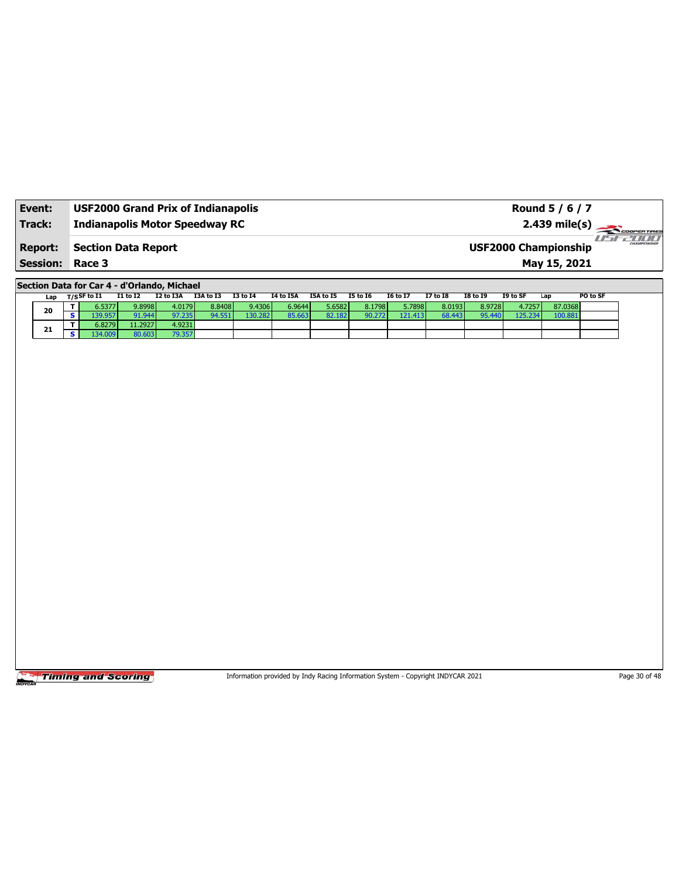| Event: | USF2000 Grand Prix of Indianapolis | Round 5 / 6 / 7 |
|---|---|---|
| Track: | Indianapolis Motor Speedway RC | 2.439 mile(s) |
| Report: | Section Data Report | USF2000 Championship |
| Session: | Race 3 | May 15, 2021 |

**Section Data for Car 4 - d'Orlando, Michael**

| Lap | T/S | SF to I1 | I1 to I2 | I2 to I3A | I3A to I3 | I3 to I4 | I4 to I5A | I5A to I5 | I5 to I6 | I6 to I7 | I7 to I8 | I8 to I9 | I9 to SF | Lap | PO to SF |
|---|---|---|---|---|---|---|---|---|---|---|---|---|---|---|---|
| 20 | T | 6.5377 | 9.8998 | 4.0179 | 8.8408 | 9.4306 | 6.9644 | 5.6582 | 8.1798 | 5.7898 | 8.0193 | 8.9728 | 4.7257 | 87.0368 | |
| | S | 139.957 | 91.944 | 97.235 | 94.551 | 130.282 | 85.663 | 82.182 | 90.272 | 121.413 | 68.443 | 95.440 | 125.234 | 100.881 | |
| 21 | T | 6.8279 | 11.2927 | 4.9231 | | | | | | | | | | | |
| | S | 134.009 | 80.603 | 79.357 | | | | | | | | | | | |

Information provided by Indy Racing Information System - Copyright INDYCAR 2021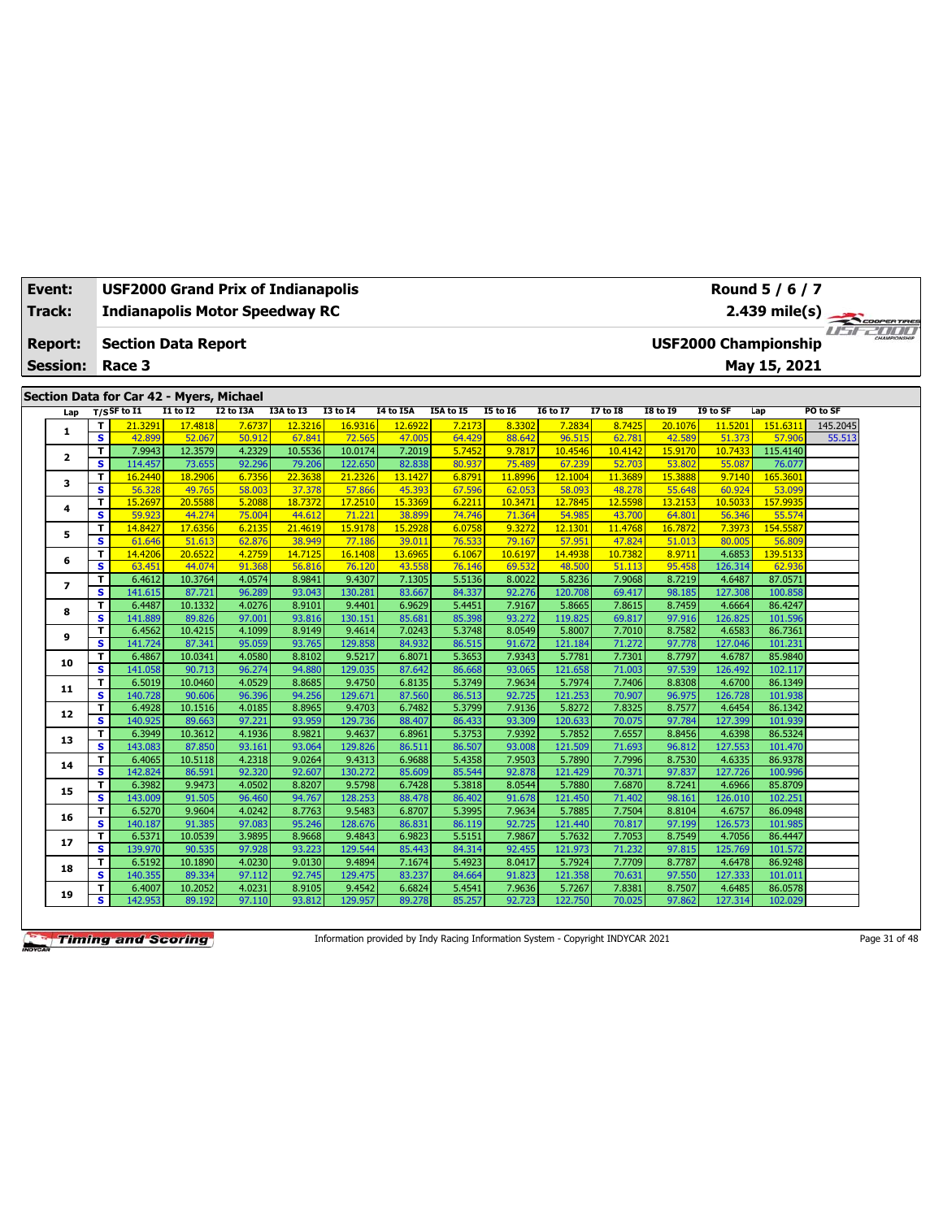| Event: | USF2000 Grand Prix of Indianapolis | Round 5 / 6 / 7 |
|---|---|---|
| Track: | Indianapolis Motor Speedway RC | 2.439 mile(s) |
| Report: | Section Data Report | USF2000 Championship |
| Session: | Race 3 | May 15, 2021 |

## Section Data for Car 42 - Myers, Michael

| Lap | T/S | SF to I1 | I1 to I2 | I2 to I3A | I3A to I3 | I3 to I4 | I4 to I5A | I5A to I5 | I5 to I6 | I6 to I7 | I7 to I8 | I8 to I9 | I9 to SF | Lap | PO to SF |
|---|---|---|---|---|---|---|---|---|---|---|---|---|---|---|---|
| 1 | T | 21.3291 | 17.4818 | 7.6737 | 12.3216 | 16.9316 | 12.6922 | 7.2173 | 8.3302 | 7.2834 | 8.7425 | 20.1076 | 11.5201 | 151.6311 | 145.2045 |
| | S | 42.899 | 52.067 | 50.912 | 67.841 | 72.565 | 47.005 | 64.429 | 88.642 | 96.515 | 62.781 | 42.589 | 51.373 | 57.906 | 55.513 |
| 2 | T | 7.9943 | 12.3579 | 4.2329 | 10.5536 | 10.0174 | 7.2019 | 5.7452 | 9.7817 | 10.4546 | 10.4142 | 15.9170 | 10.7433 | 115.4140 | |
| | S | 114.457 | 73.655 | 92.296 | 79.206 | 122.650 | 82.838 | 80.937 | 75.489 | 67.239 | 52.703 | 53.802 | 55.087 | 76.077 | |
| 3 | T | 16.2440 | 18.2906 | 6.7356 | 22.3638 | 21.2326 | 13.1427 | 6.8791 | 11.8996 | 12.1004 | 11.3689 | 15.3888 | 9.7140 | 165.3601 | |
| | S | 56.328 | 49.765 | 58.003 | 37.378 | 57.866 | 45.393 | 67.596 | 62.053 | 58.093 | 48.278 | 55.648 | 60.924 | 53.099 | |
| 4 | T | 15.2697 | 20.5588 | 5.2088 | 18.7372 | 17.2510 | 15.3369 | 6.2211 | 10.3471 | 12.7845 | 12.5598 | 13.2153 | 10.5033 | 157.9935 | |
| | S | 59.923 | 44.274 | 75.004 | 44.612 | 71.221 | 38.899 | 74.746 | 71.364 | 54.985 | 43.700 | 64.801 | 56.346 | 55.574 | |
| 5 | T | 14.8427 | 17.6356 | 6.2135 | 21.4619 | 15.9178 | 15.2928 | 6.0758 | 9.3272 | 12.1301 | 11.4768 | 16.7872 | 7.3973 | 154.5587 | |
| | S | 61.646 | 51.613 | 62.876 | 38.949 | 77.186 | 39.011 | 76.533 | 79.167 | 57.951 | 47.824 | 51.013 | 80.005 | 56.809 | |
| 6 | T | 14.4206 | 20.6522 | 4.2759 | 14.7125 | 16.1408 | 13.6965 | 6.1067 | 10.6197 | 14.4938 | 10.7382 | 8.9711 | 4.6853 | 139.5133 | |
| | S | 63.451 | 44.074 | 91.368 | 56.816 | 76.120 | 43.558 | 76.146 | 69.532 | 48.500 | 51.113 | 95.458 | 126.314 | 62.936 | |
| 7 | T | 6.4612 | 10.3764 | 4.0574 | 8.9841 | 9.4307 | 7.1305 | 5.5136 | 8.0022 | 5.8236 | 7.9068 | 8.7219 | 4.6487 | 87.0571 | |
| | S | 141.615 | 87.721 | 96.289 | 93.043 | 130.281 | 83.667 | 84.337 | 92.276 | 120.708 | 69.417 | 98.185 | 127.308 | 100.858 | |
| 8 | T | 6.4487 | 10.1332 | 4.0276 | 8.9101 | 9.4401 | 6.9629 | 5.4451 | 7.9167 | 5.8665 | 7.8615 | 8.7459 | 4.6664 | 86.4247 | |
| | S | 141.889 | 89.826 | 97.001 | 93.816 | 130.151 | 85.681 | 85.398 | 93.272 | 119.825 | 69.817 | 97.916 | 126.825 | 101.596 | |
| 9 | T | 6.4562 | 10.4215 | 4.1099 | 8.9149 | 9.4614 | 7.0243 | 5.3748 | 8.0549 | 5.8007 | 7.7010 | 8.7582 | 4.6583 | 86.7361 | |
| | S | 141.724 | 87.341 | 95.059 | 93.765 | 129.858 | 84.932 | 86.515 | 91.672 | 121.184 | 71.272 | 97.778 | 127.046 | 101.231 | |
| 10 | T | 6.4867 | 10.0341 | 4.0580 | 8.8102 | 9.5217 | 6.8071 | 5.3653 | 7.9343 | 5.7781 | 7.7301 | 8.7797 | 4.6787 | 85.9840 | |
| | S | 141.058 | 90.713 | 96.274 | 94.880 | 129.035 | 87.642 | 86.668 | 93.065 | 121.658 | 71.003 | 97.539 | 126.492 | 102.117 | |
| 11 | T | 6.5019 | 10.0460 | 4.0529 | 8.8685 | 9.4750 | 6.8135 | 5.3749 | 7.9634 | 5.7974 | 7.7406 | 8.8308 | 4.6700 | 86.1349 | |
| | S | 140.728 | 90.606 | 96.396 | 94.256 | 129.671 | 87.560 | 86.513 | 92.725 | 121.253 | 70.907 | 96.975 | 126.728 | 101.938 | |
| 12 | T | 6.4928 | 10.1516 | 4.0185 | 8.8965 | 9.4703 | 6.7482 | 5.3799 | 7.9136 | 5.8272 | 7.8325 | 8.7577 | 4.6454 | 86.1342 | |
| | S | 140.925 | 89.663 | 97.221 | 93.959 | 129.736 | 88.407 | 86.433 | 93.309 | 120.633 | 70.075 | 97.784 | 127.399 | 101.939 | |
| 13 | T | 6.3949 | 10.3612 | 4.1936 | 8.9821 | 9.4637 | 6.8961 | 5.3753 | 7.9392 | 5.7852 | 7.6557 | 8.8456 | 4.6398 | 86.5324 | |
| | S | 143.083 | 87.850 | 93.161 | 93.064 | 129.826 | 86.511 | 86.507 | 93.008 | 121.509 | 71.693 | 96.812 | 127.553 | 101.470 | |
| 14 | T | 6.4065 | 10.5118 | 4.2318 | 9.0264 | 9.4313 | 6.9688 | 5.4358 | 7.9503 | 5.7890 | 7.7996 | 8.7530 | 4.6335 | 86.9378 | |
| | S | 142.824 | 86.591 | 92.320 | 92.607 | 130.272 | 85.609 | 85.544 | 92.878 | 121.429 | 70.371 | 97.837 | 127.726 | 100.996 | |
| 15 | T | 6.3982 | 9.9473 | 4.0502 | 8.8207 | 9.5798 | 6.7428 | 5.3818 | 8.0544 | 5.7880 | 7.6870 | 8.7241 | 4.6966 | 85.8709 | |
| | S | 143.009 | 91.505 | 96.460 | 94.767 | 128.253 | 88.478 | 86.402 | 91.678 | 121.450 | 71.402 | 98.161 | 126.010 | 102.251 | |
| 16 | T | 6.5270 | 9.9604 | 4.0242 | 8.7763 | 9.5483 | 6.8707 | 5.3995 | 7.9634 | 5.7885 | 7.7504 | 8.8104 | 4.6757 | 86.0948 | |
| | S | 140.187 | 91.385 | 97.083 | 95.246 | 128.676 | 86.831 | 86.119 | 92.725 | 121.440 | 70.817 | 97.199 | 126.573 | 101.985 | |
| 17 | T | 6.5371 | 10.0539 | 3.9895 | 8.9668 | 9.4843 | 6.9823 | 5.5151 | 7.9867 | 5.7632 | 7.7053 | 8.7549 | 4.7056 | 86.4447 | |
| | S | 139.970 | 90.535 | 97.928 | 93.223 | 129.544 | 85.443 | 84.314 | 92.455 | 121.973 | 71.232 | 97.815 | 125.769 | 101.572 | |
| 18 | T | 6.5192 | 10.1890 | 4.0230 | 9.0130 | 9.4894 | 7.1674 | 5.4923 | 8.0417 | 5.7924 | 7.7709 | 8.7787 | 4.6478 | 86.9248 | |
| | S | 140.355 | 89.334 | 97.112 | 92.745 | 129.475 | 83.237 | 84.664 | 91.823 | 121.358 | 70.631 | 97.550 | 127.333 | 101.011 | |
| 19 | T | 6.4007 | 10.2052 | 4.0231 | 8.9105 | 9.4542 | 6.6824 | 5.4541 | 7.9636 | 5.7267 | 7.8381 | 8.7507 | 4.6485 | 86.0578 | |
| | S | 142.953 | 89.192 | 97.110 | 93.812 | 129.957 | 89.278 | 85.257 | 92.723 | 122.750 | 70.025 | 97.862 | 127.314 | 102.029 | |

Information provided by Indy Racing Information System - Copyright INDYCAR 2021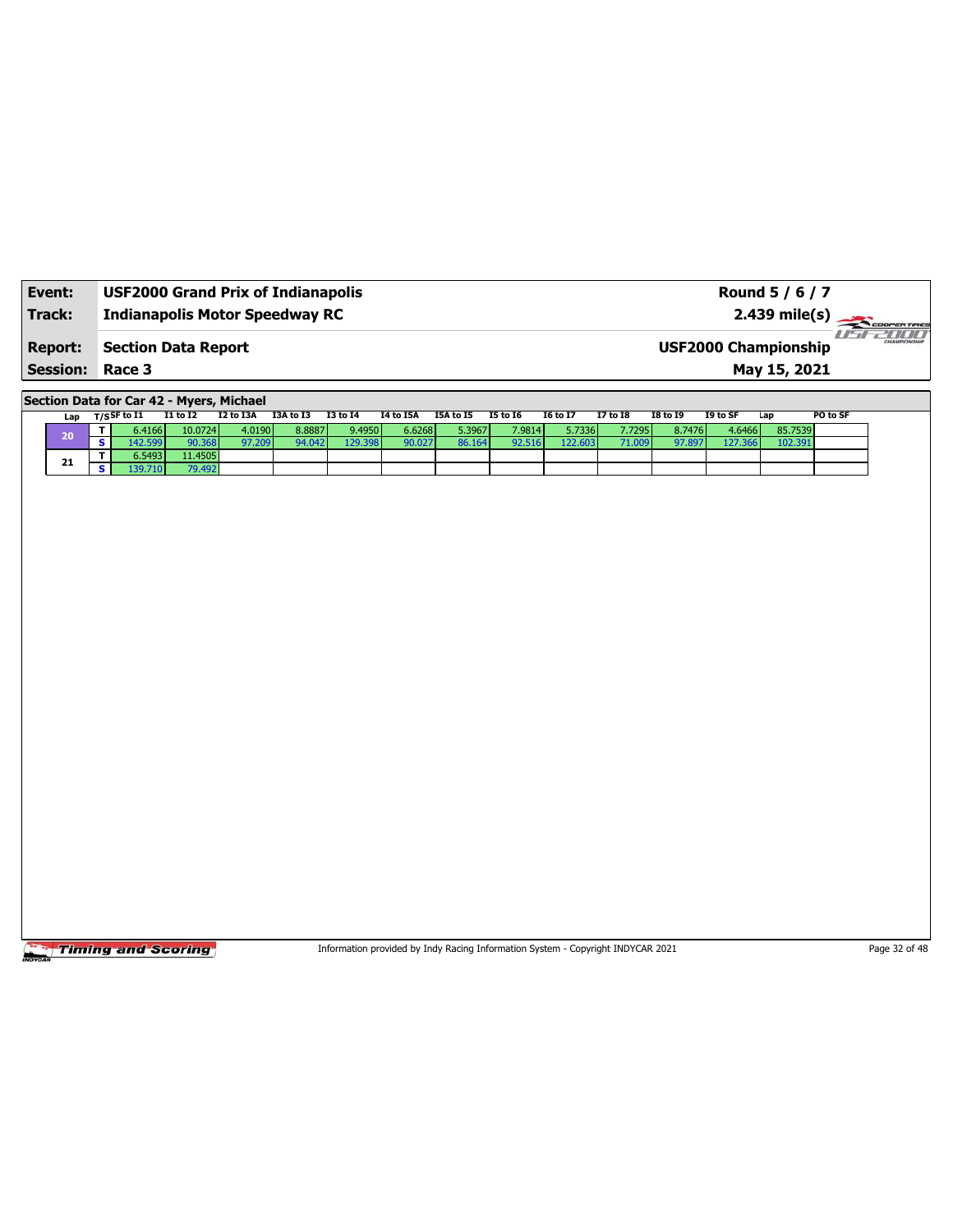| **Event:** | **USF2000 Grand Prix of Indianapolis** | **Round 5 / 6 / 7** |
|---|---|---|
| **Track:** | **Indianapolis Motor Speedway RC** | **2.439 mile(s)** |
| **Report:** | **Section Data Report** | **USF2000 Championship** |
| **Session:** | **Race 3** | **May 15, 2021** |

**Section Data for Car 42 - Myers, Michael**

| Lap | T/S | SF to I1 | I1 to I2 | I2 to I3A | I3A to I3 | I3 to I4 | I4 to I5A | I5A to I5 | I5 to I6 | I6 to I7 | I7 to I8 | I8 to I9 | I9 to SF | Lap | PO to SF |
|---|---|---|---|---|---|---|---|---|---|---|---|---|---|---|---|
| 20 | T | 6.4166 | 10.0724 | 4.0190 | 8.8887 | 9.4950 | 6.6268 | 5.3967 | 7.9814 | 5.7336 | 7.7295 | 8.7476 | 4.6466 | 85.7539 | |
| | S | 142.599 | 90.368 | 97.209 | 94.042 | 129.398 | 90.027 | 86.164 | 92.516 | 122.603 | 71.009 | 97.897 | 127.366 | 102.391 | |
| 21 | T | 6.5493 | 11.4505 | | | | | | | | | | | | |
| | S | 139.710 | 79.492 | | | | | | | | | | | | |

Information provided by Indy Racing Information System - Copyright INDYCAR 2021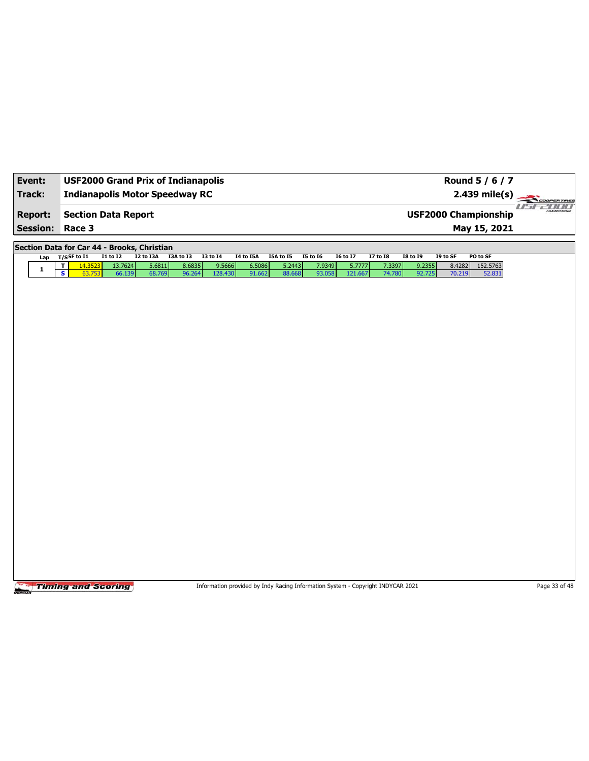| **Event:** | **USF2000 Grand Prix of Indianapolis** | **Round 5 / 6 / 7** |
|---|---|---|
| **Track:** | **Indianapolis Motor Speedway RC** | **2.439 mile(s)** |
| **Report:** | **Section Data Report** | **USF2000 Championship** |
| **Session:** | **Race 3** | **May 15, 2021** |

**Section Data for Car 44 - Brooks, Christian**

| Lap | T/S | SF to I1 | I1 to I2 | I2 to I3A | I3A to I3 | I3 to I4 | I4 to I5A | I5A to I5 | I5 to I6 | I6 to I7 | I7 to I8 | I8 to I9 | I9 to SF | PO to SF |
|---|---|---|---|---|---|---|---|---|---|---|---|---|---|---|
| 1 | T | 14.3523 | 13.7624 | 5.6811 | 8.6835 | 9.5666 | 6.5086 | 5.2443 | 7.9349 | 5.7777 | 7.3397 | 9.2355 | 8.4282 | 152.5763 |
| | S | 63.753 | 66.139 | 68.769 | 96.264 | 128.430 | 91.662 | 88.668 | 93.058 | 121.667 | 74.780 | 92.725 | 70.219 | 52.831 |

Information provided by Indy Racing Information System - Copyright INDYCAR 2021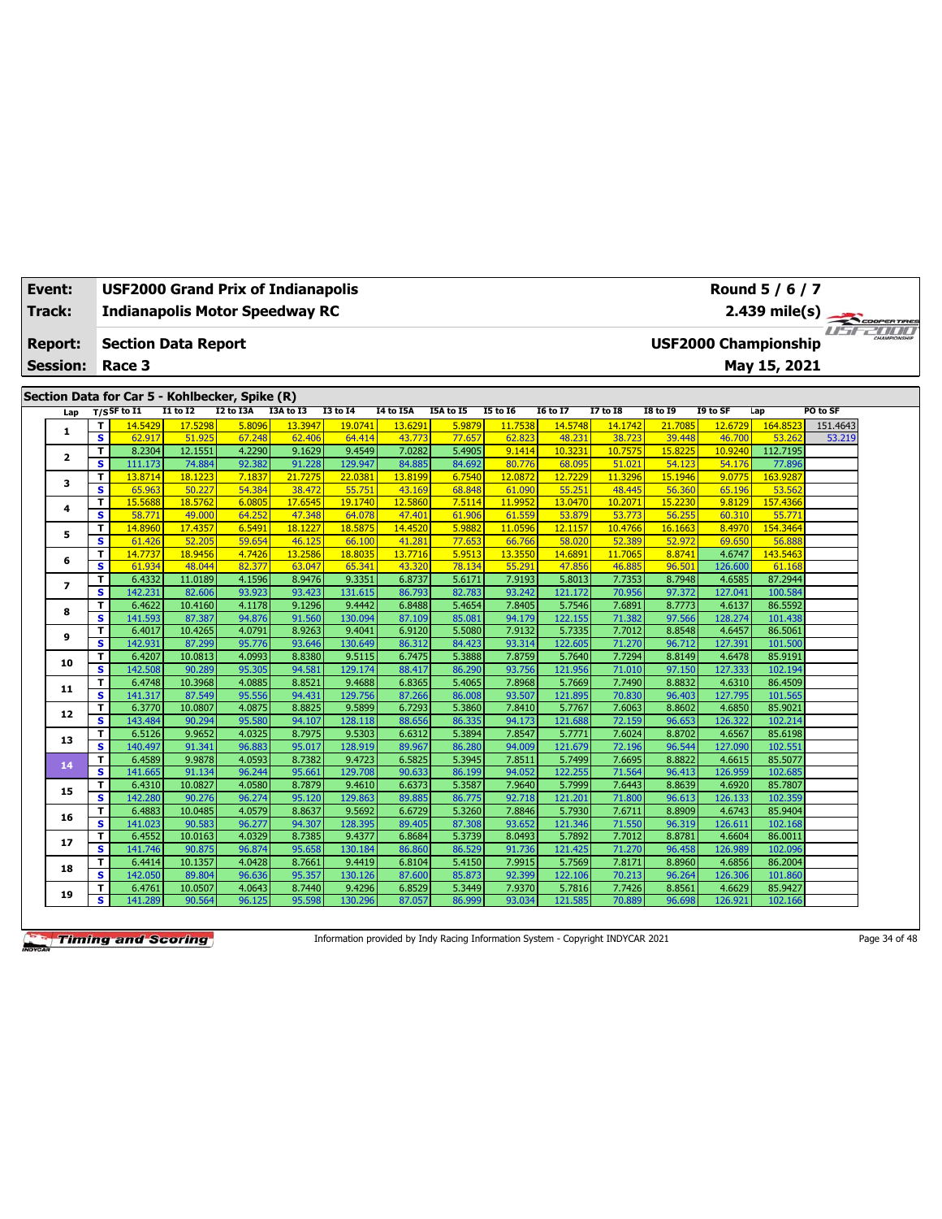| Event: | USF2000 Grand Prix of Indianapolis | Round 5 / 6 / 7 |
|---|---|---|
| Track: | Indianapolis Motor Speedway RC | 2.439 mile(s) |
| Report: | Section Data Report | USF2000 Championship |
| Session: | Race 3 | May 15, 2021 |

## Section Data for Car 5 - Kohlbecker, Spike (R)

| Lap | T/S | SF to I1 | I1 to I2 | I2 to I3A | I3A to I3 | I3 to I4 | I4 to I5A | I5A to I5 | I5 to I6 | I6 to I7 | I7 to I8 | I8 to I9 | I9 to SF | Lap | PO to SF |
|---|---|---|---|---|---|---|---|---|---|---|---|---|---|---|---|
| 1 | T | 14.5429 | 17.5298 | 5.8096 | 13.3947 | 19.0741 | 13.6291 | 5.9879 | 11.7538 | 14.5748 | 14.1742 | 21.7085 | 12.6729 | 164.8523 | 151.4643 |
| | S | 62.917 | 51.925 | 67.248 | 62.406 | 64.414 | 43.773 | 77.657 | 62.823 | 48.231 | 38.723 | 39.448 | 46.700 | 53.262 | 53.219 |
| 2 | T | 8.2304 | 12.1551 | 4.2290 | 9.1629 | 9.4549 | 7.0282 | 5.4905 | 9.1414 | 10.3231 | 10.7575 | 15.8225 | 10.9240 | 112.7195 | |
| | S | 111.173 | 74.884 | 92.382 | 91.228 | 129.947 | 84.885 | 84.692 | 80.776 | 68.095 | 51.021 | 54.123 | 54.176 | 77.896 | |
| 3 | T | 13.8714 | 18.1223 | 7.1837 | 21.7275 | 22.0381 | 13.8199 | 6.7540 | 12.0872 | 12.7229 | 11.3296 | 15.1946 | 9.0775 | 163.9287 | |
| | S | 65.963 | 50.227 | 54.384 | 38.472 | 55.751 | 43.169 | 68.848 | 61.090 | 55.251 | 48.445 | 56.360 | 65.196 | 53.562 | |
| 4 | T | 15.5688 | 18.5762 | 6.0805 | 17.6545 | 19.1740 | 12.5860 | 7.5114 | 11.9952 | 13.0470 | 10.2071 | 15.2230 | 9.8129 | 157.4366 | |
| | S | 58.771 | 49.000 | 64.252 | 47.348 | 64.078 | 47.401 | 61.906 | 61.559 | 53.879 | 53.773 | 56.255 | 60.310 | 55.771 | |
| 5 | T | 14.8960 | 17.4357 | 6.5491 | 18.1227 | 18.5875 | 14.4520 | 5.9882 | 11.0596 | 12.1157 | 10.4766 | 16.1663 | 8.4970 | 154.3464 | |
| | S | 61.426 | 52.205 | 59.654 | 46.125 | 66.100 | 41.281 | 77.653 | 66.766 | 58.020 | 52.389 | 52.972 | 69.650 | 56.888 | |
| 6 | T | 14.7737 | 18.9456 | 4.7426 | 13.2586 | 18.8035 | 13.7716 | 5.9513 | 13.3550 | 14.6891 | 11.7065 | 8.8741 | 4.6747 | 143.5463 | |
| | S | 61.934 | 48.044 | 82.377 | 63.047 | 65.341 | 43.320 | 78.134 | 55.291 | 47.856 | 46.885 | 96.501 | 126.600 | 61.168 | |
| 7 | T | 6.4332 | 11.0189 | 4.1596 | 8.9476 | 9.3351 | 6.8737 | 5.6171 | 7.9193 | 5.8013 | 7.7353 | 8.7948 | 4.6585 | 87.2944 | |
| | S | 142.231 | 82.606 | 93.923 | 93.423 | 131.615 | 86.793 | 82.783 | 93.242 | 121.172 | 70.956 | 97.372 | 127.041 | 100.584 | |
| 8 | T | 6.4622 | 10.4160 | 4.1178 | 9.1296 | 9.4442 | 6.8488 | 5.4654 | 7.8405 | 5.7546 | 7.6891 | 8.7773 | 4.6137 | 86.5592 | |
| | S | 141.593 | 87.387 | 94.876 | 91.560 | 130.094 | 87.109 | 85.081 | 94.179 | 122.155 | 71.382 | 97.566 | 128.274 | 101.438 | |
| 9 | T | 6.4017 | 10.4265 | 4.0791 | 8.9263 | 9.4041 | 6.9120 | 5.5080 | 7.9132 | 5.7335 | 7.7012 | 8.8548 | 4.6457 | 86.5061 | |
| | S | 142.931 | 87.299 | 95.776 | 93.646 | 130.649 | 86.312 | 84.423 | 93.314 | 122.605 | 71.270 | 96.712 | 127.391 | 101.500 | |
| 10 | T | 6.4207 | 10.0813 | 4.0993 | 8.8380 | 9.5115 | 6.7475 | 5.3888 | 7.8759 | 5.7640 | 7.7294 | 8.8149 | 4.6478 | 85.9191 | |
| | S | 142.508 | 90.289 | 95.305 | 94.581 | 129.174 | 88.417 | 86.290 | 93.756 | 121.956 | 71.010 | 97.150 | 127.333 | 102.194 | |
| 11 | T | 6.4748 | 10.3968 | 4.0885 | 8.8521 | 9.4688 | 6.8365 | 5.4065 | 7.8968 | 5.7669 | 7.7490 | 8.8832 | 4.6310 | 86.4509 | |
| | S | 141.317 | 87.549 | 95.556 | 94.431 | 129.756 | 87.266 | 86.008 | 93.507 | 121.895 | 70.830 | 96.403 | 127.795 | 101.565 | |
| 12 | T | 6.3770 | 10.0807 | 4.0875 | 8.8825 | 9.5899 | 6.7293 | 5.3860 | 7.8410 | 5.7767 | 7.6063 | 8.8602 | 4.6850 | 85.9021 | |
| | S | 143.484 | 90.294 | 95.580 | 94.107 | 128.118 | 88.656 | 86.335 | 94.173 | 121.688 | 72.159 | 96.653 | 126.322 | 102.214 | |
| 13 | T | 6.5126 | 9.9652 | 4.0325 | 8.7975 | 9.5303 | 6.6312 | 5.3894 | 7.8547 | 5.7771 | 7.6024 | 8.8702 | 4.6567 | 85.6198 | |
| | S | 140.497 | 91.341 | 96.883 | 95.017 | 128.919 | 89.967 | 86.280 | 94.009 | 121.679 | 72.196 | 96.544 | 127.090 | 102.551 | |
| 14 | T | 6.4589 | 9.9878 | 4.0593 | 8.7382 | 9.4723 | 6.5825 | 5.3945 | 7.8511 | 5.7499 | 7.6695 | 8.8822 | 4.6615 | 85.5077 | |
| | S | 141.665 | 91.134 | 96.244 | 95.661 | 129.708 | 90.633 | 86.199 | 94.052 | 122.255 | 71.564 | 96.413 | 126.959 | 102.685 | |
| 15 | T | 6.4310 | 10.0827 | 4.0580 | 8.7879 | 9.4610 | 6.6373 | 5.3587 | 7.9640 | 5.7999 | 7.6443 | 8.8639 | 4.6920 | 85.7807 | |
| | S | 142.280 | 90.276 | 96.274 | 95.120 | 129.863 | 89.885 | 86.775 | 92.718 | 121.201 | 71.800 | 96.613 | 126.133 | 102.359 | |
| 16 | T | 6.4883 | 10.0485 | 4.0579 | 8.8637 | 9.5692 | 6.6729 | 5.3260 | 7.8846 | 5.7930 | 7.6711 | 8.8909 | 4.6743 | 85.9404 | |
| | S | 141.023 | 90.583 | 96.277 | 94.307 | 128.395 | 89.405 | 87.308 | 93.652 | 121.346 | 71.550 | 96.319 | 126.611 | 102.168 | |
| 17 | T | 6.4552 | 10.0163 | 4.0329 | 8.7385 | 9.4377 | 6.8684 | 5.3739 | 8.0493 | 5.7892 | 7.7012 | 8.8781 | 4.6604 | 86.0011 | |
| | S | 141.746 | 90.875 | 96.874 | 95.658 | 130.184 | 86.860 | 86.529 | 91.736 | 121.425 | 71.270 | 96.458 | 126.989 | 102.096 | |
| 18 | T | 6.4414 | 10.1357 | 4.0428 | 8.7661 | 9.4419 | 6.8104 | 5.4150 | 7.9915 | 5.7569 | 7.8171 | 8.8960 | 4.6856 | 86.2004 | |
| | S | 142.050 | 89.804 | 96.636 | 95.357 | 130.126 | 87.600 | 85.873 | 92.399 | 122.106 | 70.213 | 96.264 | 126.306 | 101.860 | |
| 19 | T | 6.4761 | 10.0507 | 4.0643 | 8.7440 | 9.4296 | 6.8529 | 5.3449 | 7.9370 | 5.7816 | 7.7426 | 8.8561 | 4.6629 | 85.9427 | |
| | S | 141.289 | 90.564 | 96.125 | 95.598 | 130.296 | 87.057 | 86.999 | 93.034 | 121.585 | 70.889 | 96.698 | 126.921 | 102.166 | |

Information provided by Indy Racing Information System - Copyright INDYCAR 2021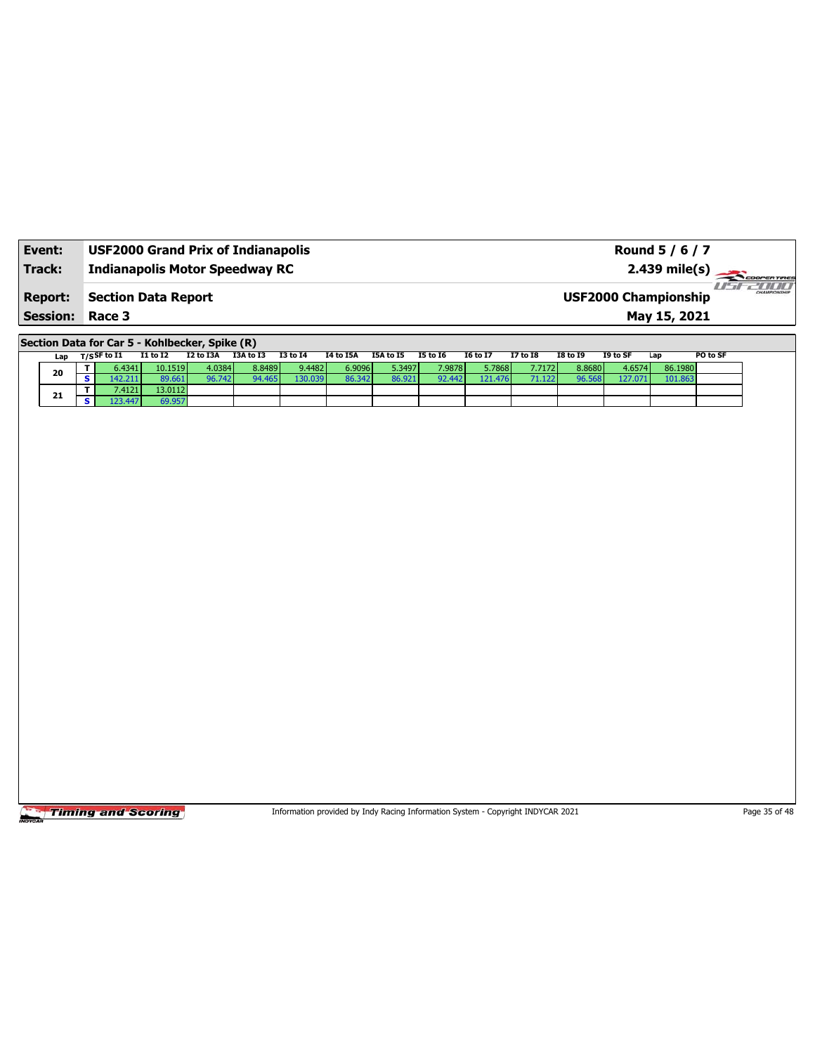| **Event:** | **USF2000 Grand Prix of Indianapolis** | **Round 5 / 6 / 7** |
|---|---|---|
| **Track:** | **Indianapolis Motor Speedway RC** | **2.439 mile(s)** |
| **Report:** | **Section Data Report** | **USF2000 Championship** |
| **Session:** | **Race 3** | **May 15, 2021** |

## Section Data for Car 5 - Kohlbecker, Spike (R)

| Lap | T/S | SF to I1 | I1 to I2 | I2 to I3A | I3A to I3 | I3 to I4 | I4 to I5A | I5A to I5 | I5 to I6 | I6 to I7 | I7 to I8 | I8 to I9 | I9 to SF | Lap | PO to SF |
|---|---|---|---|---|---|---|---|---|---|---|---|---|---|---|---|
| 20 | T | 6.4341 | 10.1519 | 4.0384 | 8.8489 | 9.4482 | 6.9096 | 5.3497 | 7.9878 | 5.7868 | 7.7172 | 8.8680 | 4.6574 | 86.1980 | |
| | S | 142.211 | 89.661 | 96.742 | 94.465 | 130.039 | 86.342 | 86.921 | 92.442 | 121.476 | 71.122 | 96.568 | 127.071 | 101.863 | |
| 21 | T | 7.4121 | 13.0112 | | | | | | | | | | | | |
| | S | 123.447 | 69.957 | | | | | | | | | | | | |

Information provided by Indy Racing Information System - Copyright INDYCAR 2021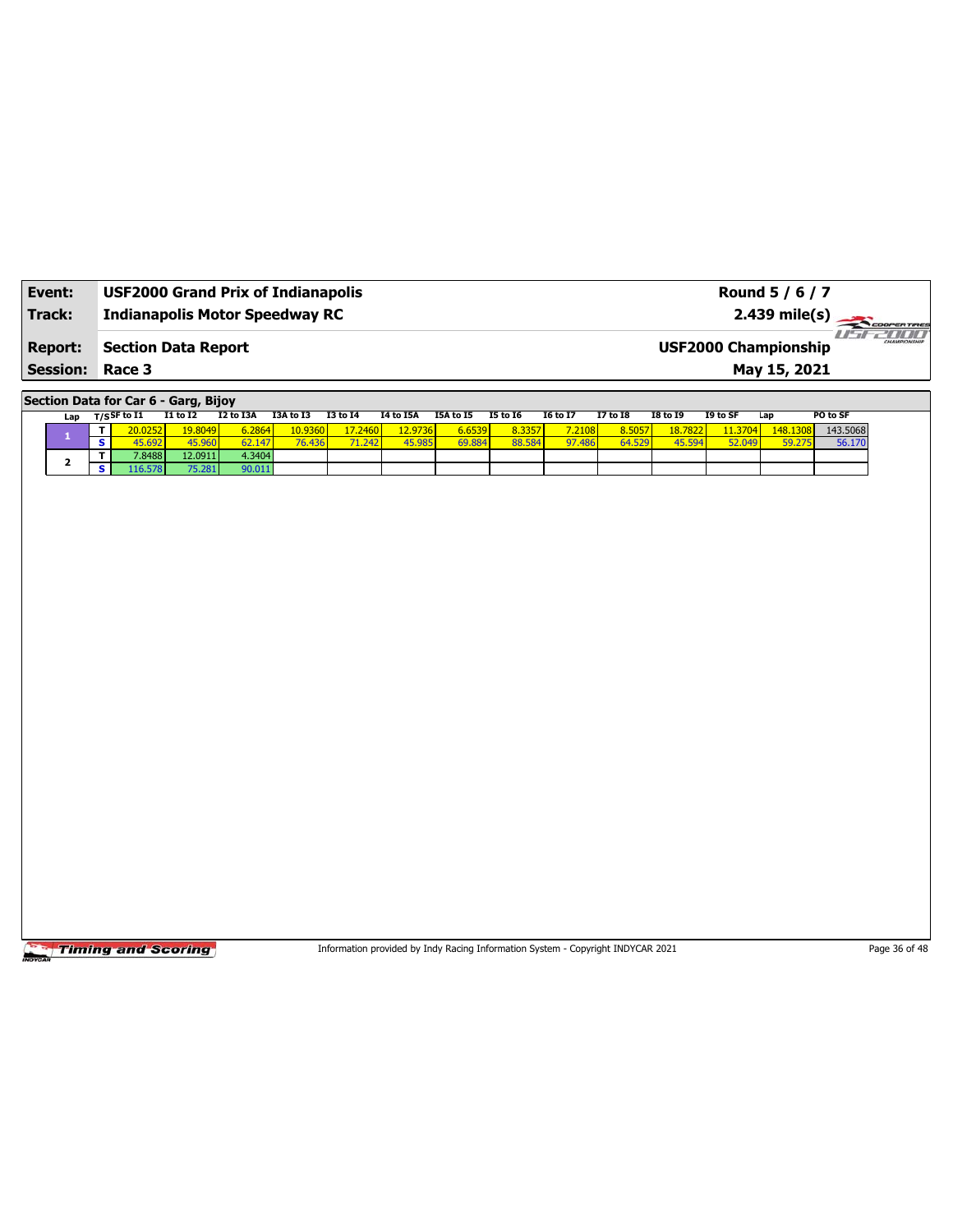| Event: | USF2000 Grand Prix of Indianapolis | Round 5 / 6 / 7 |
|---|---|---|
| Track: | Indianapolis Motor Speedway RC | 2.439 mile(s) |
| Report: | Section Data Report | USF2000 Championship |
| Session: | Race 3 | May 15, 2021 |

## Section Data for Car 6 - Garg, Bijoy

| Lap | T/S | SF to I1 | I1 to I2 | I2 to I3A | I3A to I3 | I3 to I4 | I4 to I5A | I5A to I5 | I5 to I6 | I6 to I7 | I7 to I8 | I8 to I9 | I9 to SF | Lap | PO to SF |
|---|---|---|---|---|---|---|---|---|---|---|---|---|---|---|---|
| 1 | T | 20.0252 | 19.8049 | 6.2864 | 10.9360 | 17.2460 | 12.9736 | 6.6539 | 8.3357 | 7.2108 | 8.5057 | 18.7822 | 11.3704 | 148.1308 | 143.5068 |
| | S | 45.692 | 45.960 | 62.147 | 76.436 | 71.242 | 45.985 | 69.884 | 88.584 | 97.486 | 64.529 | 45.594 | 52.049 | 59.275 | 56.170 |
| 2 | T | 7.8488 | 12.0911 | 4.3404 | | | | | | | | | | | |
| | S | 116.578 | 75.281 | 90.011 | | | | | | | | | | | |

Information provided by Indy Racing Information System - Copyright INDYCAR 2021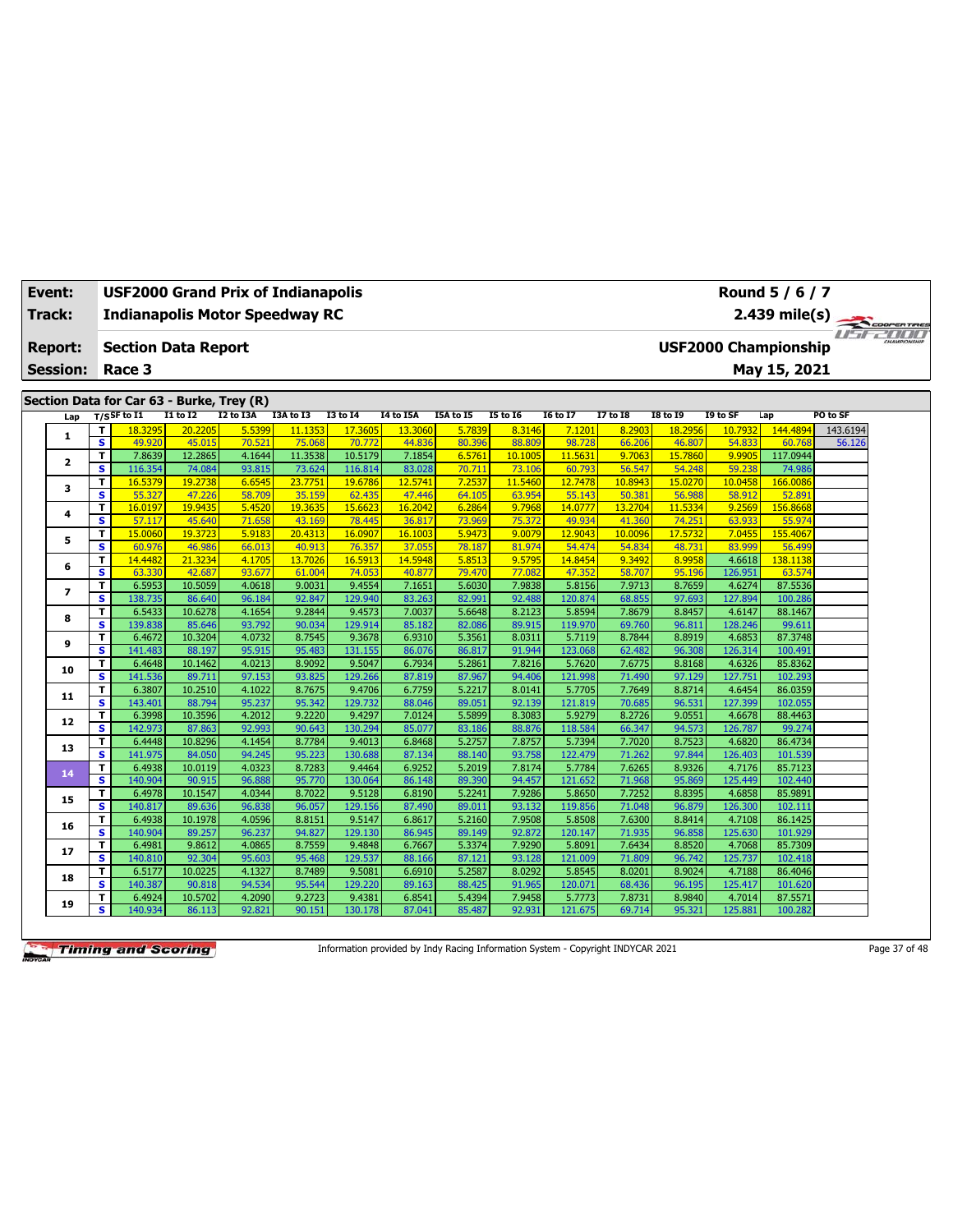| Event: | USF2000 Grand Prix of Indianapolis | Round 5 / 6 / 7 |
|---|---|---|
| Track: | Indianapolis Motor Speedway RC | 2.439 mile(s) |
| Report: | Section Data Report | USF2000 Championship |
| Session: | Race 3 | May 15, 2021 |

## Section Data for Car 63 - Burke, Trey (R)

| Lap | T/S | SF to I1 | I1 to I2 | I2 to I3A | I3A to I3 | I3 to I4 | I4 to I5A | I5A to I5 | I5 to I6 | I6 to I7 | I7 to I8 | I8 to I9 | I9 to SF | Lap | PO to SF |
|---|---|---|---|---|---|---|---|---|---|---|---|---|---|---|---|
| 1 | T | 18.3295 | 20.2205 | 5.5399 | 11.1353 | 17.3605 | 13.3060 | 5.7839 | 8.3146 | 7.1201 | 8.2903 | 18.2956 | 10.7932 | 144.4894 | 143.6194 |
| | S | 49.920 | 45.015 | 70.521 | 75.068 | 70.772 | 44.836 | 80.396 | 88.809 | 98.728 | 66.206 | 46.807 | 54.833 | 60.768 | 56.126 |
| 2 | T | 7.8639 | 12.2865 | 4.1644 | 11.3538 | 10.5179 | 7.1854 | 6.5761 | 10.1005 | 11.5631 | 9.7063 | 15.7860 | 9.9905 | 117.0944 | |
| | S | 116.354 | 74.084 | 93.815 | 73.624 | 116.814 | 83.028 | 70.711 | 73.106 | 60.793 | 56.547 | 54.248 | 59.238 | 74.986 | |
| 3 | T | 16.5379 | 19.2738 | 6.6545 | 23.7751 | 19.6786 | 12.5741 | 7.2537 | 11.5460 | 12.7478 | 10.8943 | 15.0270 | 10.0458 | 166.0086 | |
| | S | 55.327 | 47.226 | 58.709 | 35.159 | 62.435 | 47.446 | 64.105 | 63.954 | 55.143 | 50.381 | 56.988 | 58.912 | 52.891 | |
| 4 | T | 16.0197 | 19.9435 | 5.4520 | 19.3635 | 15.6623 | 16.2042 | 6.2864 | 9.7968 | 14.0777 | 13.2704 | 11.5334 | 9.2569 | 156.8668 | |
| | S | 57.117 | 45.640 | 71.658 | 43.169 | 78.445 | 36.817 | 73.969 | 75.372 | 49.934 | 41.360 | 74.251 | 63.933 | 55.974 | |
| 5 | T | 15.0060 | 19.3723 | 5.9183 | 20.4313 | 16.0907 | 16.1003 | 5.9473 | 9.0079 | 12.9043 | 10.0096 | 17.5732 | 7.0455 | 155.4067 | |
| | S | 60.976 | 46.986 | 66.013 | 40.913 | 76.357 | 37.055 | 78.187 | 81.974 | 54.474 | 54.834 | 48.731 | 83.999 | 56.499 | |
| 6 | T | 14.4482 | 21.3234 | 4.1705 | 13.7026 | 16.5913 | 14.5948 | 5.8513 | 9.5795 | 14.8454 | 9.3492 | 8.9958 | 4.6618 | 138.1138 | |
| | S | 63.330 | 42.687 | 93.677 | 61.004 | 74.053 | 40.877 | 79.470 | 77.082 | 47.352 | 58.707 | 95.196 | 126.951 | 63.574 | |
| 7 | T | 6.5953 | 10.5059 | 4.0618 | 9.0031 | 9.4554 | 7.1651 | 5.6030 | 7.9838 | 5.8156 | 7.9713 | 8.7659 | 4.6274 | 87.5536 | |
| | S | 138.735 | 86.640 | 96.184 | 92.847 | 129.940 | 83.263 | 82.991 | 92.488 | 120.874 | 68.855 | 97.693 | 127.894 | 100.286 | |
| 8 | T | 6.5433 | 10.6278 | 4.1654 | 9.2844 | 9.4573 | 7.0037 | 5.6648 | 8.2123 | 5.8594 | 7.8679 | 8.8457 | 4.6147 | 88.1467 | |
| | S | 139.838 | 85.646 | 93.792 | 90.034 | 129.914 | 85.182 | 82.086 | 89.915 | 119.970 | 69.760 | 96.811 | 128.246 | 99.611 | |
| 9 | T | 6.4672 | 10.3204 | 4.0732 | 8.7545 | 9.3678 | 6.9310 | 5.3561 | 8.0311 | 5.7119 | 8.7844 | 8.8919 | 4.6853 | 87.3748 | |
| | S | 141.483 | 88.197 | 95.915 | 95.483 | 131.155 | 86.076 | 86.817 | 91.944 | 123.068 | 62.482 | 96.308 | 126.314 | 100.491 | |
| 10 | T | 6.4648 | 10.1462 | 4.0213 | 8.9092 | 9.5047 | 6.7934 | 5.2861 | 7.8216 | 5.7620 | 7.6775 | 8.8168 | 4.6326 | 85.8362 | |
| | S | 141.536 | 89.711 | 97.153 | 93.825 | 129.266 | 87.819 | 87.967 | 94.406 | 121.998 | 71.490 | 97.129 | 127.751 | 102.293 | |
| 11 | T | 6.3807 | 10.2510 | 4.1022 | 8.7675 | 9.4706 | 6.7759 | 5.2217 | 8.0141 | 5.7705 | 7.7649 | 8.8714 | 4.6454 | 86.0359 | |
| | S | 143.401 | 88.794 | 95.237 | 95.342 | 129.732 | 88.046 | 89.051 | 92.139 | 121.819 | 70.685 | 96.531 | 127.399 | 102.055 | |
| 12 | T | 6.3998 | 10.3596 | 4.2012 | 9.2220 | 9.4297 | 7.0124 | 5.5899 | 8.3083 | 5.9279 | 8.2726 | 9.0551 | 4.6678 | 88.4463 | |
| | S | 142.973 | 87.863 | 92.993 | 90.643 | 130.294 | 85.077 | 83.186 | 88.876 | 118.584 | 66.347 | 94.573 | 126.787 | 99.274 | |
| 13 | T | 6.4448 | 10.8296 | 4.1454 | 8.7784 | 9.4013 | 6.8468 | 5.2757 | 7.8757 | 5.7394 | 7.7020 | 8.7523 | 4.6820 | 86.4734 | |
| | S | 141.975 | 84.050 | 94.245 | 95.223 | 130.688 | 87.134 | 88.140 | 93.758 | 122.479 | 71.262 | 97.844 | 126.403 | 101.539 | |
| 14 | T | 6.4938 | 10.0119 | 4.0323 | 8.7283 | 9.4464 | 6.9252 | 5.2019 | 7.8174 | 5.7784 | 7.6265 | 8.9326 | 4.7176 | 85.7123 | |
| | S | 140.904 | 90.915 | 96.888 | 95.770 | 130.064 | 86.148 | 89.390 | 94.457 | 121.652 | 71.968 | 95.869 | 125.449 | 102.440 | |
| 15 | T | 6.4978 | 10.1547 | 4.0344 | 8.7022 | 9.5128 | 6.8190 | 5.2241 | 7.9286 | 5.8650 | 7.7252 | 8.8395 | 4.6858 | 85.9891 | |
| | S | 140.817 | 89.636 | 96.838 | 96.057 | 129.156 | 87.490 | 89.011 | 93.132 | 119.856 | 71.048 | 96.879 | 126.300 | 102.111 | |
| 16 | T | 6.4938 | 10.1978 | 4.0596 | 8.8151 | 9.5147 | 6.8617 | 5.2160 | 7.9508 | 5.8508 | 7.6300 | 8.8414 | 4.7108 | 86.1425 | |
| | S | 140.904 | 89.257 | 96.237 | 94.827 | 129.130 | 86.945 | 89.149 | 92.872 | 120.147 | 71.935 | 96.858 | 125.630 | 101.929 | |
| 17 | T | 6.4981 | 9.8612 | 4.0865 | 8.7559 | 9.4848 | 6.7667 | 5.3374 | 7.9290 | 5.8091 | 7.6434 | 8.8520 | 4.7068 | 85.7309 | |
| | S | 140.810 | 92.304 | 95.603 | 95.468 | 129.537 | 88.166 | 87.121 | 93.128 | 121.009 | 71.809 | 96.742 | 125.737 | 102.418 | |
| 18 | T | 6.5177 | 10.0225 | 4.1327 | 8.7489 | 9.5081 | 6.6910 | 5.2587 | 8.0292 | 5.8545 | 8.0201 | 8.9024 | 4.7188 | 86.4046 | |
| | S | 140.387 | 90.818 | 94.534 | 95.544 | 129.220 | 89.163 | 88.425 | 91.965 | 120.071 | 68.436 | 96.195 | 125.417 | 101.620 | |
| 19 | T | 6.4924 | 10.5702 | 4.2090 | 9.2723 | 9.4381 | 6.8541 | 5.4394 | 7.9458 | 5.7773 | 7.8731 | 8.9840 | 4.7014 | 87.5571 | |
| | S | 140.934 | 86.113 | 92.821 | 90.151 | 130.178 | 87.041 | 85.487 | 92.931 | 121.675 | 69.714 | 95.321 | 125.881 | 100.282 | |

Information provided by Indy Racing Information System - Copyright INDYCAR 2021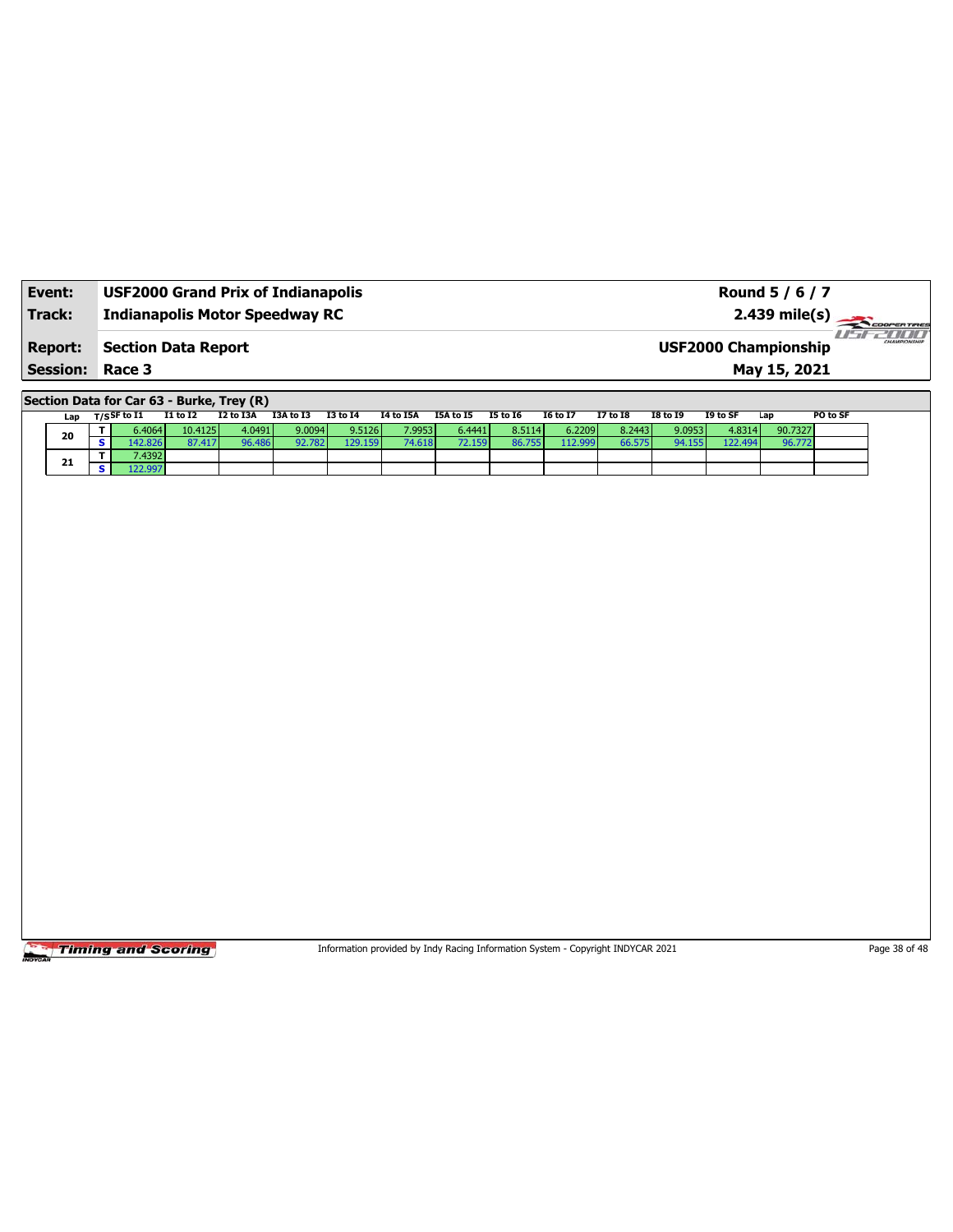| **Event:** | **USF2000 Grand Prix of Indianapolis** | **Round 5 / 6 / 7** |
|---|---|---|
| **Track:** | **Indianapolis Motor Speedway RC** | **2.439 mile(s)** |
| **Report:** | **Section Data Report** | **USF2000 Championship** |
| **Session:** | **Race 3** | **May 15, 2021** |

## Section Data for Car 63 - Burke, Trey (R)

| Lap | T/S | SF to I1 | I1 to I2 | I2 to I3A | I3A to I3 | I3 to I4 | I4 to I5A | I5A to I5 | I5 to I6 | I6 to I7 | I7 to I8 | I8 to I9 | I9 to SF | Lap | PO to SF |
|---|---|---|---|---|---|---|---|---|---|---|---|---|---|---|---|
| 20 | T | 6.4064 | 10.4125 | 4.0491 | 9.0094 | 9.5126 | 7.9953 | 6.4441 | 8.5114 | 6.2209 | 8.2443 | 9.0953 | 4.8314 | 90.7327 | |
| | S | 142.826 | 87.417 | 96.486 | 92.782 | 129.159 | 74.618 | 72.159 | 86.755 | 112.999 | 66.575 | 94.155 | 122.494 | 96.772 | |
| 21 | T | 7.4392 | | | | | | | | | | | | | |
| | S | 122.997 | | | | | | | | | | | | | |

Information provided by Indy Racing Information System - Copyright INDYCAR 2021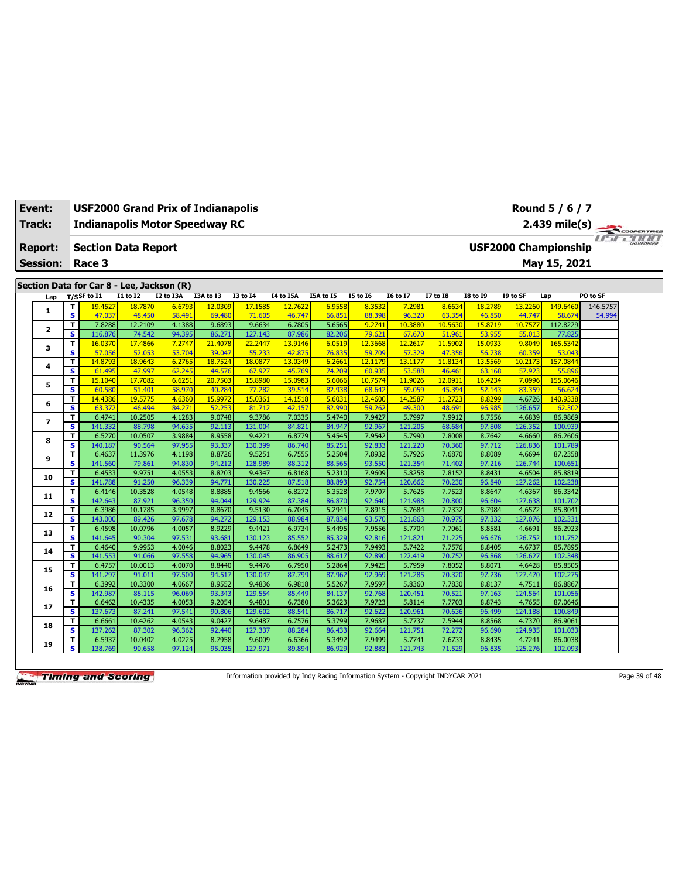| Event: | USF2000 Grand Prix of Indianapolis | Round 5 / 6 / 7 |
|---|---|---|
| Track: | Indianapolis Motor Speedway RC | 2.439 mile(s) |
| Report: | Section Data Report | USF2000 Championship |
| Session: | Race 3 | May 15, 2021 |

## Section Data for Car 8 - Lee, Jackson (R)

| Lap | T/S | SF to I1 | I1 to I2 | I2 to I3A | I3A to I3 | I3 to I4 | I4 to I5A | I5A to I5 | I5 to I6 | I6 to I7 | I7 to I8 | I8 to I9 | I9 to SF | Lap | PO to SF |
|---|---|---|---|---|---|---|---|---|---|---|---|---|---|---|---|
| 1 | T | 19.4527 | 18.7870 | 6.6793 | 12.0309 | 17.1585 | 12.7622 | 6.9558 | 8.3532 | 7.2981 | 8.6634 | 18.2789 | 13.2260 | 149.6460 | 146.5757 |
| | S | 47.037 | 48.450 | 58.491 | 69.480 | 71.605 | 46.747 | 66.851 | 88.398 | 96.320 | 63.354 | 46.850 | 44.747 | 58.674 | 54.994 |
| 2 | T | 7.8288 | 12.2109 | 4.1388 | 9.6893 | 9.6634 | 6.7805 | 5.6565 | 9.2741 | 10.3880 | 10.5630 | 15.8719 | 10.7577 | 112.8229 | |
| | S | 116.876 | 74.542 | 94.395 | 86.271 | 127.143 | 87.986 | 82.206 | 79.621 | 67.670 | 51.961 | 53.955 | 55.013 | 77.825 | |
| 3 | T | 16.0370 | 17.4866 | 7.2747 | 21.4078 | 22.2447 | 13.9146 | 6.0519 | 12.3668 | 12.2617 | 11.5902 | 15.0933 | 9.8049 | 165.5342 | |
| | S | 57.056 | 52.053 | 53.704 | 39.047 | 55.233 | 42.875 | 76.835 | 59.709 | 57.329 | 47.356 | 56.738 | 60.359 | 53.043 | |
| 4 | T | 14.8793 | 18.9643 | 6.2765 | 18.7524 | 18.0877 | 13.0349 | 6.2661 | 12.1179 | 13.1177 | 11.8134 | 13.5569 | 10.2173 | 157.0844 | |
| | S | 61.495 | 47.997 | 62.245 | 44.576 | 67.927 | 45.769 | 74.209 | 60.935 | 53.588 | 46.461 | 63.168 | 57.923 | 55.896 | |
| 5 | T | 15.1040 | 17.7082 | 6.6251 | 20.7503 | 15.8980 | 15.0983 | 5.6066 | 10.7574 | 11.9026 | 12.0911 | 16.4234 | 7.0996 | 155.0646 | |
| | S | 60.580 | 51.401 | 58.970 | 40.284 | 77.282 | 39.514 | 82.938 | 68.642 | 59.059 | 45.394 | 52.143 | 83.359 | 56.624 | |
| 6 | T | 14.4386 | 19.5775 | 4.6360 | 15.9972 | 15.0361 | 14.1518 | 5.6031 | 12.4600 | 14.2587 | 11.2723 | 8.8299 | 4.6726 | 140.9338 | |
| | S | 63.372 | 46.494 | 84.271 | 52.253 | 81.712 | 42.157 | 82.990 | 59.262 | 49.300 | 48.691 | 96.985 | 126.657 | 62.302 | |
| 7 | T | 6.4741 | 10.2505 | 4.1283 | 9.0748 | 9.3786 | 7.0335 | 5.4740 | 7.9427 | 5.7997 | 7.9912 | 8.7556 | 4.6839 | 86.9869 | |
| | S | 141.332 | 88.798 | 94.635 | 92.113 | 131.004 | 84.821 | 84.947 | 92.967 | 121.205 | 68.684 | 97.808 | 126.352 | 100.939 | |
| 8 | T | 6.5270 | 10.0507 | 3.9884 | 8.9558 | 9.4221 | 6.8779 | 5.4545 | 7.9542 | 5.7990 | 7.8008 | 8.7642 | 4.6660 | 86.2606 | |
| | S | 140.187 | 90.564 | 97.955 | 93.337 | 130.399 | 86.740 | 85.251 | 92.833 | 121.220 | 70.360 | 97.712 | 126.836 | 101.789 | |
| 9 | T | 6.4637 | 11.3976 | 4.1198 | 8.8726 | 9.5251 | 6.7555 | 5.2504 | 7.8932 | 5.7926 | 7.6870 | 8.8089 | 4.6694 | 87.2358 | |
| | S | 141.560 | 79.861 | 94.830 | 94.212 | 128.989 | 88.312 | 88.565 | 93.550 | 121.354 | 71.402 | 97.216 | 126.744 | 100.651 | |
| 10 | T | 6.4533 | 9.9751 | 4.0553 | 8.8203 | 9.4347 | 6.8168 | 5.2310 | 7.9609 | 5.8258 | 7.8152 | 8.8431 | 4.6504 | 85.8819 | |
| | S | 141.788 | 91.250 | 96.339 | 94.771 | 130.225 | 87.518 | 88.893 | 92.754 | 120.662 | 70.230 | 96.840 | 127.262 | 102.238 | |
| 11 | T | 6.4146 | 10.3528 | 4.0548 | 8.8885 | 9.4566 | 6.8272 | 5.3528 | 7.9707 | 5.7625 | 7.7523 | 8.8647 | 4.6367 | 86.3342 | |
| | S | 142.643 | 87.921 | 96.350 | 94.044 | 129.924 | 87.384 | 86.870 | 92.640 | 121.988 | 70.800 | 96.604 | 127.638 | 101.702 | |
| 12 | T | 6.3986 | 10.1785 | 3.9997 | 8.8670 | 9.5130 | 6.7045 | 5.2941 | 7.8915 | 5.7684 | 7.7332 | 8.7984 | 4.6572 | 85.8041 | |
| | S | 143.000 | 89.426 | 97.678 | 94.272 | 129.153 | 88.984 | 87.834 | 93.570 | 121.863 | 70.975 | 97.332 | 127.076 | 102.331 | |
| 13 | T | 6.4598 | 10.0796 | 4.0057 | 8.9229 | 9.4421 | 6.9734 | 5.4495 | 7.9556 | 5.7704 | 7.7061 | 8.8581 | 4.6691 | 86.2923 | |
| | S | 141.645 | 90.304 | 97.531 | 93.681 | 130.123 | 85.552 | 85.329 | 92.816 | 121.821 | 71.225 | 96.676 | 126.752 | 101.752 | |
| 14 | T | 6.4640 | 9.9953 | 4.0046 | 8.8023 | 9.4478 | 6.8649 | 5.2473 | 7.9493 | 5.7422 | 7.7576 | 8.8405 | 4.6737 | 85.7895 | |
| | S | 141.553 | 91.066 | 97.558 | 94.965 | 130.045 | 86.905 | 88.617 | 92.890 | 122.419 | 70.752 | 96.868 | 126.627 | 102.348 | |
| 15 | T | 6.4757 | 10.0013 | 4.0070 | 8.8440 | 9.4476 | 6.7950 | 5.2864 | 7.9425 | 5.7959 | 7.8052 | 8.8071 | 4.6428 | 85.8505 | |
| | S | 141.297 | 91.011 | 97.500 | 94.517 | 130.047 | 87.799 | 87.962 | 92.969 | 121.285 | 70.320 | 97.236 | 127.470 | 102.275 | |
| 16 | T | 6.3992 | 10.3300 | 4.0667 | 8.9552 | 9.4836 | 6.9818 | 5.5267 | 7.9597 | 5.8360 | 7.7830 | 8.8137 | 4.7511 | 86.8867 | |
| | S | 142.987 | 88.115 | 96.069 | 93.343 | 129.554 | 85.449 | 84.137 | 92.768 | 120.451 | 70.521 | 97.163 | 124.564 | 101.056 | |
| 17 | T | 6.6462 | 10.4335 | 4.0053 | 9.2054 | 9.4801 | 6.7380 | 5.3623 | 7.9723 | 5.8114 | 7.7703 | 8.8743 | 4.7655 | 87.0646 | |
| | S | 137.673 | 87.241 | 97.541 | 90.806 | 129.602 | 88.541 | 86.717 | 92.622 | 120.961 | 70.636 | 96.499 | 124.188 | 100.849 | |
| 18 | T | 6.6661 | 10.4262 | 4.0543 | 9.0427 | 9.6487 | 6.7576 | 5.3799 | 7.9687 | 5.7737 | 7.5944 | 8.8568 | 4.7370 | 86.9061 | |
| | S | 137.262 | 87.302 | 96.362 | 92.440 | 127.337 | 88.284 | 86.433 | 92.664 | 121.751 | 72.272 | 96.690 | 124.935 | 101.033 | |
| 19 | T | 6.5937 | 10.0402 | 4.0225 | 8.7958 | 9.6009 | 6.6366 | 5.3492 | 7.9499 | 5.7741 | 7.6733 | 8.8435 | 4.7241 | 86.0038 | |
| | S | 138.769 | 90.658 | 97.124 | 95.035 | 127.971 | 89.894 | 86.929 | 92.883 | 121.743 | 71.529 | 96.835 | 125.276 | 102.093 | |

Information provided by Indy Racing Information System - Copyright INDYCAR 2021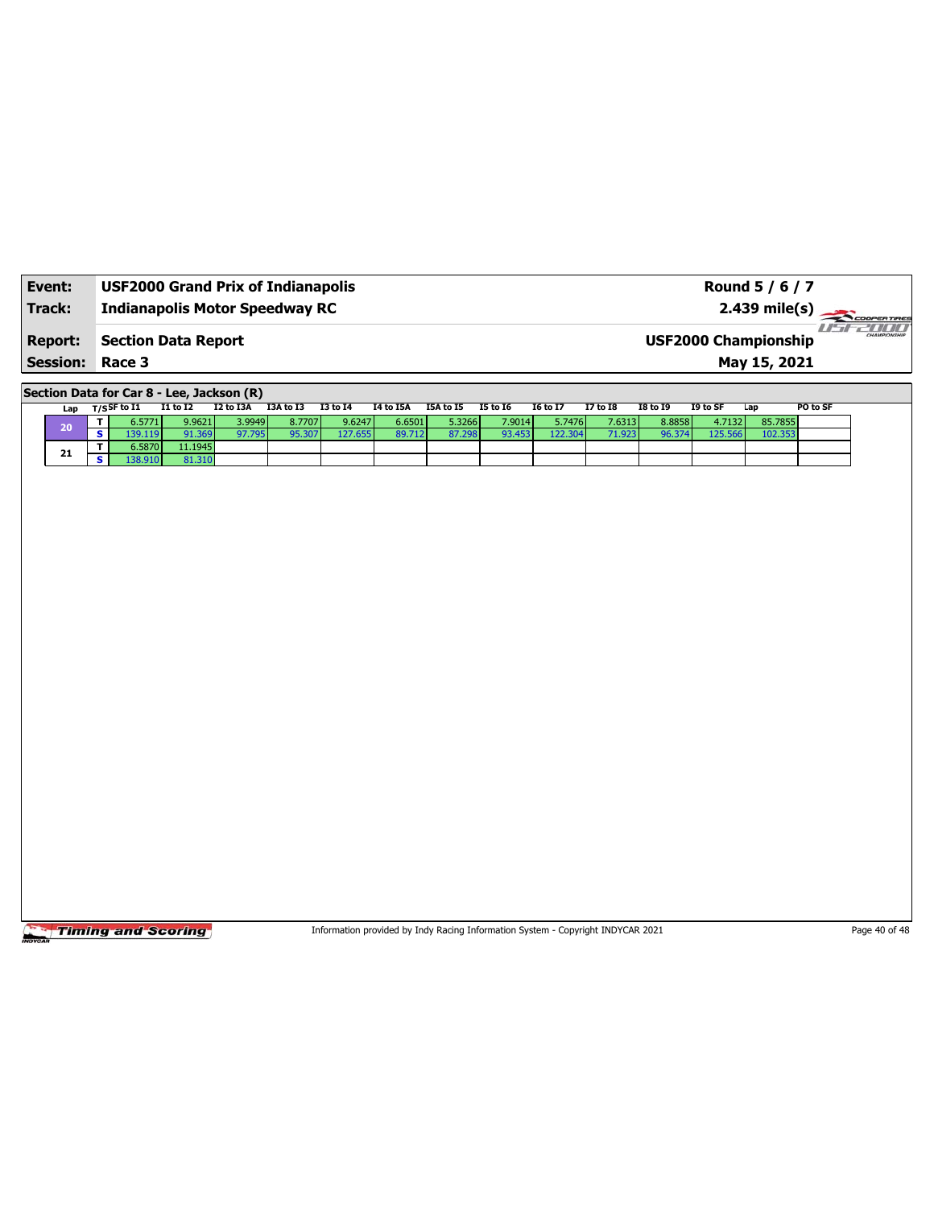| **Event:** | **USF2000 Grand Prix of Indianapolis** | **Round 5 / 6 / 7** |
|---|---|---|
| **Track:** | **Indianapolis Motor Speedway RC** | **2.439 mile(s)** |
| **Report:** | **Section Data Report** | **USF2000 Championship** |
| **Session:** | **Race 3** | **May 15, 2021** |

**Section Data for Car 8 - Lee, Jackson (R)**

| Lap | T/S | SF to I1 | I1 to I2 | I2 to I3A | I3A to I3 | I3 to I4 | I4 to I5A | I5A to I5 | I5 to I6 | I6 to I7 | I7 to I8 | I8 to I9 | I9 to SF | Lap | PO to SF |
|---|---|---|---|---|---|---|---|---|---|---|---|---|---|---|---|
| 20 | T | 6.5771 | 9.9621 | 3.9949 | 8.7707 | 9.6247 | 6.6501 | 5.3266 | 7.9014 | 5.7476 | 7.6313 | 8.8858 | 4.7132 | 85.7855 | |
| | S | 139.119 | 91.369 | 97.795 | 95.307 | 127.655 | 89.712 | 87.298 | 93.453 | 122.304 | 71.923 | 96.374 | 125.566 | 102.353 | |
| 21 | T | 6.5870 | 11.1945 | | | | | | | | | | | | |
| | S | 138.910 | 81.310 | | | | | | | | | | | | |

Information provided by Indy Racing Information System - Copyright INDYCAR 2021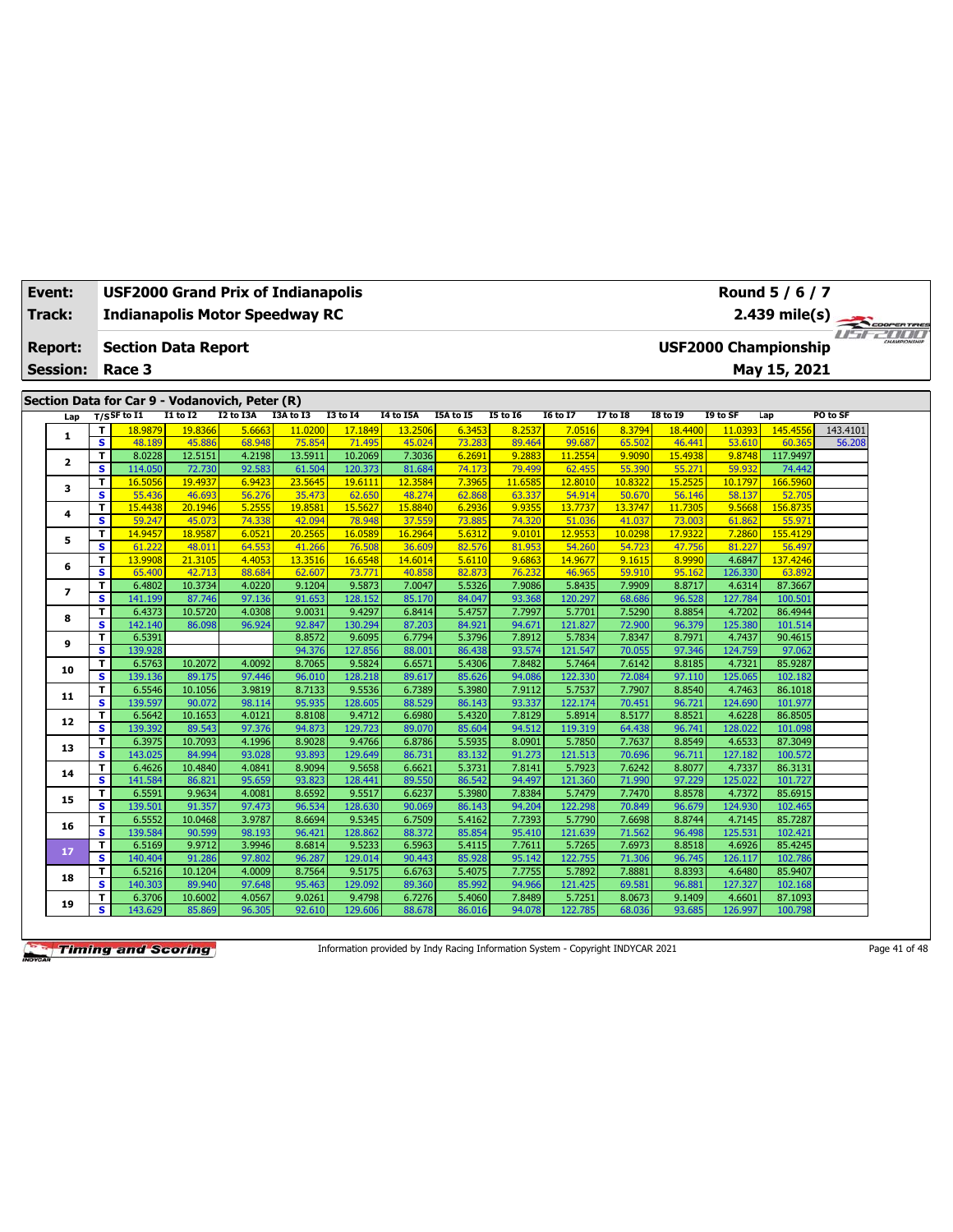| Event: | USF2000 Grand Prix of Indianapolis | Round 5 / 6 / 7 |
|---|---|---|
| Track: | Indianapolis Motor Speedway RC | 2.439 mile(s) |
| Report: | Section Data Report | USF2000 Championship |
| Session: | Race 3 | May 15, 2021 |

## Section Data for Car 9 - Vodanovich, Peter (R)

| Lap | T/S | SF to I1 | I1 to I2 | I2 to I3A | I3A to I3 | I3 to I4 | I4 to I5A | I5A to I5 | I5 to I6 | I6 to I7 | I7 to I8 | I8 to I9 | I9 to SF | Lap | PO to SF |
|---|---|---|---|---|---|---|---|---|---|---|---|---|---|---|---|
| 1 | T | 18.9879 | 19.8366 | 5.6663 | 11.0200 | 17.1849 | 13.2506 | 6.3453 | 8.2537 | 7.0516 | 8.3794 | 18.4400 | 11.0393 | 145.4556 | 143.4101 |
| | S | 48.189 | 45.886 | 68.948 | 75.854 | 71.495 | 45.024 | 73.283 | 89.464 | 99.687 | 65.502 | 46.441 | 53.610 | 60.365 | 56.208 |
| 2 | T | 8.0228 | 12.5151 | 4.2198 | 13.5911 | 10.2069 | 7.3036 | 6.2691 | 9.2883 | 11.2554 | 9.9090 | 15.4938 | 9.8748 | 117.9497 | |
| | S | 114.050 | 72.730 | 92.583 | 61.504 | 120.373 | 81.684 | 74.173 | 79.499 | 62.455 | 55.390 | 55.271 | 59.932 | 74.442 | |
| 3 | T | 16.5056 | 19.4937 | 6.9423 | 23.5645 | 19.6111 | 12.3584 | 7.3965 | 11.6585 | 12.8010 | 10.8322 | 15.2525 | 10.1797 | 166.5960 | |
| | S | 55.436 | 46.693 | 56.276 | 35.473 | 62.650 | 48.274 | 62.868 | 63.337 | 54.914 | 50.670 | 56.146 | 58.137 | 52.705 | |
| 4 | T | 15.4438 | 20.1946 | 5.2555 | 19.8581 | 15.5627 | 15.8840 | 6.2936 | 9.9355 | 13.7737 | 13.3747 | 11.7305 | 9.5668 | 156.8735 | |
| | S | 59.247 | 45.073 | 74.338 | 42.094 | 78.948 | 37.559 | 73.885 | 74.320 | 51.036 | 41.037 | 73.003 | 61.862 | 55.971 | |
| 5 | T | 14.9457 | 18.9587 | 6.0521 | 20.2565 | 16.0589 | 16.2964 | 5.6312 | 9.0101 | 12.9553 | 10.0298 | 17.9322 | 7.2860 | 155.4129 | |
| | S | 61.222 | 48.011 | 64.553 | 41.266 | 76.508 | 36.609 | 82.576 | 81.953 | 54.260 | 54.723 | 47.756 | 81.227 | 56.497 | |
| 6 | T | 13.9908 | 21.3105 | 4.4053 | 13.3516 | 16.6548 | 14.6014 | 5.6110 | 9.6863 | 14.9677 | 9.1615 | 8.9990 | 4.6847 | 137.4246 | |
| | S | 65.400 | 42.713 | 88.684 | 62.607 | 73.771 | 40.858 | 82.873 | 76.232 | 46.965 | 59.910 | 95.162 | 126.330 | 63.892 | |
| 7 | T | 6.4802 | 10.3734 | 4.0220 | 9.1204 | 9.5873 | 7.0047 | 5.5326 | 7.9086 | 5.8435 | 7.9909 | 8.8717 | 4.6314 | 87.3667 | |
| | S | 141.199 | 87.746 | 97.136 | 91.653 | 128.152 | 85.170 | 84.047 | 93.368 | 120.297 | 68.686 | 96.528 | 127.784 | 100.501 | |
| 8 | T | 6.4373 | 10.5720 | 4.0308 | 9.0031 | 9.4297 | 6.8414 | 5.4757 | 7.7997 | 5.7701 | 7.5290 | 8.8854 | 4.7202 | 86.4944 | |
| | S | 142.140 | 86.098 | 96.924 | 92.847 | 130.294 | 87.203 | 84.921 | 94.671 | 121.827 | 72.900 | 96.379 | 125.380 | 101.514 | |
| 9 | T | 6.5391 | | | 8.8572 | 9.6095 | 6.7794 | 5.3796 | 7.8912 | 5.7834 | 7.8347 | 8.7971 | 4.7437 | 90.4615 | |
| | S | 139.928 | | | 94.376 | 127.856 | 88.001 | 86.438 | 93.574 | 121.547 | 70.055 | 97.346 | 124.759 | 97.062 | |
| 10 | T | 6.5763 | 10.2072 | 4.0092 | 8.7065 | 9.5824 | 6.6571 | 5.4306 | 7.8482 | 5.7464 | 7.6142 | 8.8185 | 4.7321 | 85.9287 | |
| | S | 139.136 | 89.175 | 97.446 | 96.010 | 128.218 | 89.617 | 85.626 | 94.086 | 122.330 | 72.084 | 97.110 | 125.065 | 102.182 | |
| 11 | T | 6.5546 | 10.1056 | 3.9819 | 8.7133 | 9.5536 | 6.7389 | 5.3980 | 7.9112 | 5.7537 | 7.7907 | 8.8540 | 4.7463 | 86.1018 | |
| | S | 139.597 | 90.072 | 98.114 | 95.935 | 128.605 | 88.529 | 86.143 | 93.337 | 122.174 | 70.451 | 96.721 | 124.690 | 101.977 | |
| 12 | T | 6.5642 | 10.1653 | 4.0121 | 8.8108 | 9.4712 | 6.6980 | 5.4320 | 7.8129 | 5.8914 | 8.5177 | 8.8521 | 4.6228 | 86.8505 | |
| | S | 139.392 | 89.543 | 97.376 | 94.873 | 129.723 | 89.070 | 85.604 | 94.512 | 119.319 | 64.438 | 96.741 | 128.022 | 101.098 | |
| 13 | T | 6.3975 | 10.7093 | 4.1996 | 8.9028 | 9.4766 | 6.8786 | 5.5935 | 8.0901 | 5.7850 | 7.7637 | 8.8549 | 4.6533 | 87.3049 | |
| | S | 143.025 | 84.994 | 93.028 | 93.893 | 129.649 | 86.731 | 83.132 | 91.273 | 121.513 | 70.696 | 96.711 | 127.182 | 100.572 | |
| 14 | T | 6.4626 | 10.4840 | 4.0841 | 8.9094 | 9.5658 | 6.6621 | 5.3731 | 7.8141 | 5.7923 | 7.6242 | 8.8077 | 4.7337 | 86.3131 | |
| | S | 141.584 | 86.821 | 95.659 | 93.823 | 128.441 | 89.550 | 86.542 | 94.497 | 121.360 | 71.990 | 97.229 | 125.022 | 101.727 | |
| 15 | T | 6.5591 | 9.9634 | 4.0081 | 8.6592 | 9.5517 | 6.6237 | 5.3980 | 7.8384 | 5.7479 | 7.7470 | 8.8578 | 4.7372 | 85.6915 | |
| | S | 139.501 | 91.357 | 97.473 | 96.534 | 128.630 | 90.069 | 86.143 | 94.204 | 122.298 | 70.849 | 96.679 | 124.930 | 102.465 | |
| 16 | T | 6.5552 | 10.0468 | 3.9787 | 8.6694 | 9.5345 | 6.7509 | 5.4162 | 7.7393 | 5.7790 | 7.6698 | 8.8744 | 4.7145 | 85.7287 | |
| | S | 139.584 | 90.599 | 98.193 | 96.421 | 128.862 | 88.372 | 85.854 | 95.410 | 121.639 | 71.562 | 96.498 | 125.531 | 102.421 | |
| 17 | T | 6.5169 | 9.9712 | 3.9946 | 8.6814 | 9.5233 | 6.5963 | 5.4115 | 7.7611 | 5.7265 | 7.6973 | 8.8518 | 4.6926 | 85.4245 | |
| | S | 140.404 | 91.286 | 97.802 | 96.287 | 129.014 | 90.443 | 85.928 | 95.142 | 122.755 | 71.306 | 96.745 | 126.117 | 102.786 | |
| 18 | T | 6.5216 | 10.1204 | 4.0009 | 8.7564 | 9.5175 | 6.6763 | 5.4075 | 7.7755 | 5.7892 | 7.8881 | 8.8393 | 4.6480 | 85.9407 | |
| | S | 140.303 | 89.940 | 97.648 | 95.463 | 129.092 | 89.360 | 85.992 | 94.966 | 121.425 | 69.581 | 96.881 | 127.327 | 102.168 | |
| 19 | T | 6.3706 | 10.6002 | 4.0567 | 9.0261 | 9.4798 | 6.7276 | 5.4060 | 7.8489 | 5.7251 | 8.0673 | 9.1409 | 4.6601 | 87.1093 | |
| | S | 143.629 | 85.869 | 96.305 | 92.610 | 129.606 | 88.678 | 86.016 | 94.078 | 122.785 | 68.036 | 93.685 | 126.997 | 100.798 | |

Information provided by Indy Racing Information System - Copyright INDYCAR 2021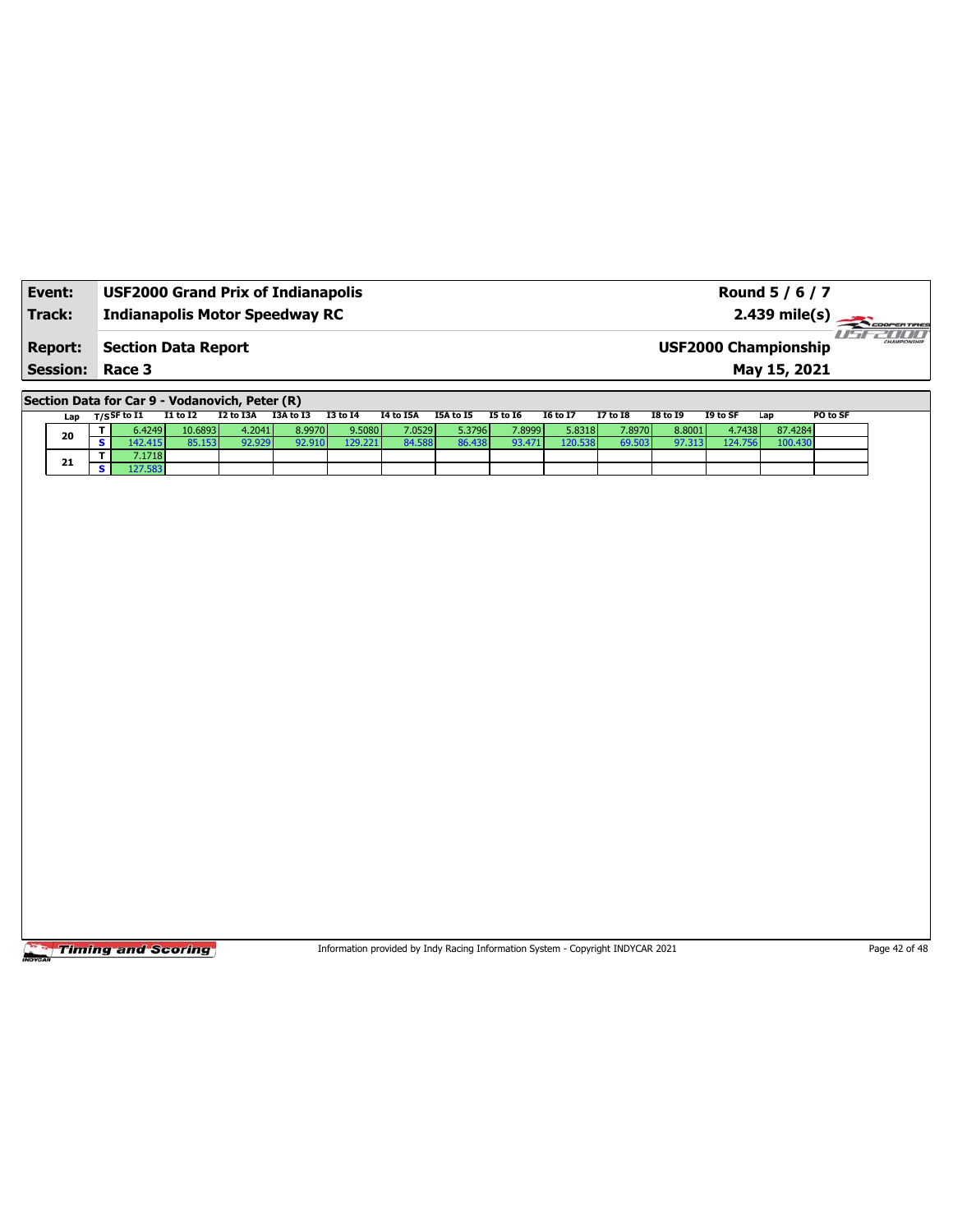| **Event:** | **USF2000 Grand Prix of Indianapolis** | **Round 5 / 6 / 7** |
|---|---|---|
| **Track:** | **Indianapolis Motor Speedway RC** | **2.439 mile(s)** |
| **Report:** | **Section Data Report** | **USF2000 Championship** |
| **Session:** | **Race 3** | **May 15, 2021** |

**Section Data for Car 9 - Vodanovich, Peter (R)**

| Lap | T/S | SF to I1 | I1 to I2 | I2 to I3A | I3A to I3 | I3 to I4 | I4 to I5A | I5A to I5 | I5 to I6 | I6 to I7 | I7 to I8 | I8 to I9 | I9 to SF | Lap | PO to SF |
|---|---|---|---|---|---|---|---|---|---|---|---|---|---|---|---|
| 20 | T | 6.4249 | 10.6893 | 4.2041 | 8.9970 | 9.5080 | 7.0529 | 5.3796 | 7.8999 | 5.8318 | 7.8970 | 8.8001 | 4.7438 | 87.4284 | |
| | S | 142.415 | 85.153 | 92.929 | 92.910 | 129.221 | 84.588 | 86.438 | 93.471 | 120.538 | 69.503 | 97.313 | 124.756 | 100.430 | |
| 21 | T | 7.1718 | | | | | | | | | | | | | |
| | S | 127.583 | | | | | | | | | | | | | |

Information provided by Indy Racing Information System - Copyright INDYCAR 2021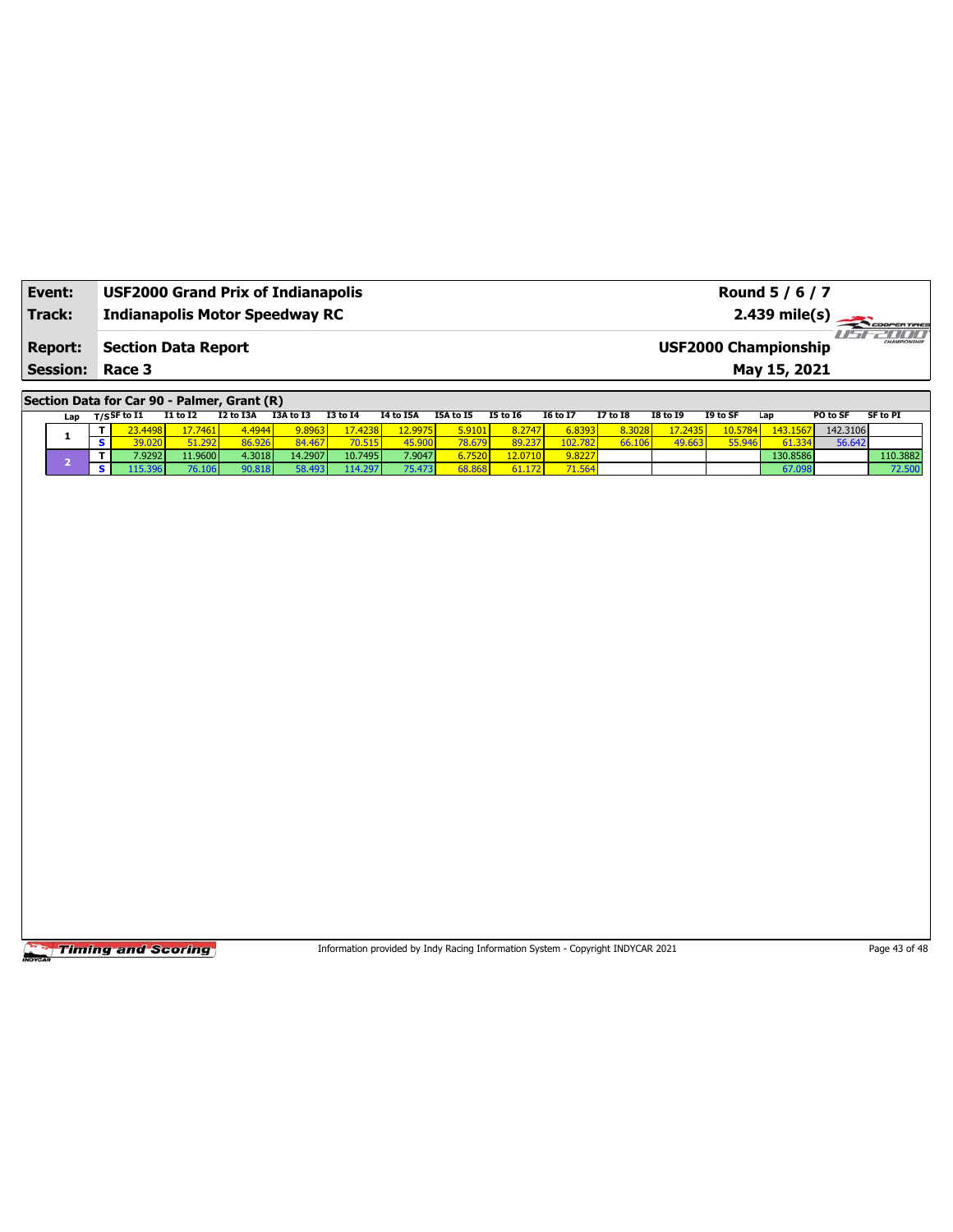| **Event:** | **USF2000 Grand Prix of Indianapolis** | **Round 5 / 6 / 7** |
|---|---|---|
| **Track:** | **Indianapolis Motor Speedway RC** | **2.439 mile(s)** |
| **Report:** | **Section Data Report** | **USF2000 Championship** |
| **Session:** | **Race 3** | **May 15, 2021** |

**Section Data for Car 90 - Palmer, Grant (R)**

| Lap | T/S | SF to I1 | I1 to I2 | I2 to I3A | I3A to I3 | I3 to I4 | I4 to I5A | I5A to I5 | I5 to I6 | I6 to I7 | I7 to I8 | I8 to I9 | I9 to SF | Lap | PO to SF | SF to PI |
|---|---|---|---|---|---|---|---|---|---|---|---|---|---|---|---|---|
| 1 | T | 23.4498 | 17.7461 | 4.4944 | 9.8963 | 17.4238 | 12.9975 | 5.9101 | 8.2747 | 6.8393 | 8.3028 | 17.2435 | 10.5784 | 143.1567 | 142.3106 | |
| | S | 39.020 | 51.292 | 86.926 | 84.467 | 70.515 | 45.900 | 78.679 | 89.237 | 102.782 | 66.106 | 49.663 | 55.946 | 61.334 | 56.642 | |
| 2 | T | 7.9292 | 11.9600 | 4.3018 | 14.2907 | 10.7495 | 7.9047 | 6.7520 | 12.0710 | 9.8227 | | | | 130.8586 | | 110.3882 |
| | S | 115.396 | 76.106 | 90.818 | 58.493 | 114.297 | 75.473 | 68.868 | 61.172 | 71.564 | | | | 67.098 | | 72.500 |

Information provided by Indy Racing Information System - Copyright INDYCAR 2021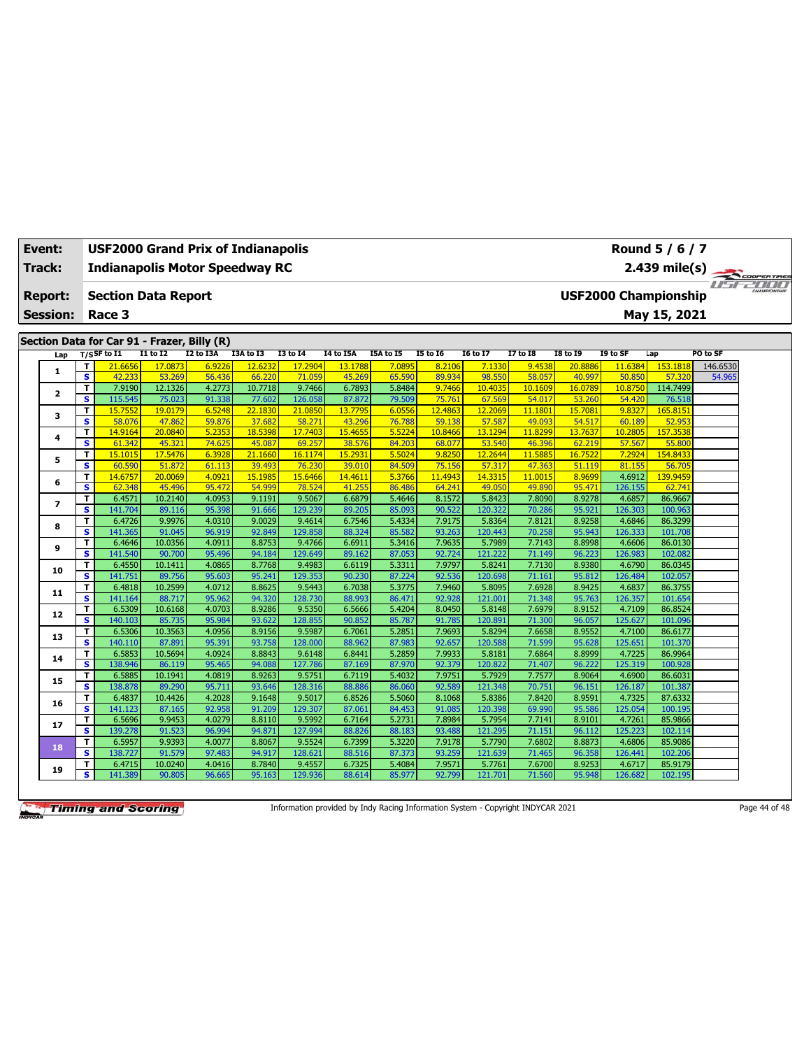| Event: | USF2000 Grand Prix of Indianapolis | Round 5 / 6 / 7 |
|---|---|---|
| Track: | Indianapolis Motor Speedway RC | 2.439 mile(s) |
| Report: | Section Data Report | USF2000 Championship |
| Session: | Race 3 | May 15, 2021 |

## Section Data for Car 91 - Frazer, Billy (R)

| Lap | T/S | SF to I1 | I1 to I2 | I2 to I3A | I3A to I3 | I3 to I4 | I4 to I5A | I5A to I5 | I5 to I6 | I6 to I7 | I7 to I8 | I8 to I9 | I9 to SF | Lap | PO to SF |
|---|---|---|---|---|---|---|---|---|---|---|---|---|---|---|---|
| 1 | T | 21.6656 | 17.0873 | 6.9226 | 12.6232 | 17.2904 | 13.1788 | 7.0895 | 8.2106 | 7.1330 | 9.4538 | 20.8886 | 11.6384 | 153.1818 | 146.6530 |
| | S | 42.233 | 53.269 | 56.436 | 66.220 | 71.059 | 45.269 | 65.590 | 89.934 | 98.550 | 58.057 | 40.997 | 50.850 | 57.320 | 54.965 |
| 2 | T | 7.9190 | 12.1326 | 4.2773 | 10.7718 | 9.7466 | 6.7893 | 5.8484 | 9.7466 | 10.4035 | 10.1609 | 16.0789 | 10.8750 | 114.7499 | |
| | S | 115.545 | 75.023 | 91.338 | 77.602 | 126.058 | 87.872 | 79.509 | 75.761 | 67.569 | 54.017 | 53.260 | 54.420 | 76.518 | |
| 3 | T | 15.7552 | 19.0179 | 6.5248 | 22.1830 | 21.0850 | 13.7795 | 6.0556 | 12.4863 | 12.2069 | 11.1801 | 15.7081 | 9.8327 | 165.8151 | |
| | S | 58.076 | 47.862 | 59.876 | 37.682 | 58.271 | 43.296 | 76.788 | 59.138 | 57.587 | 49.093 | 54.517 | 60.189 | 52.953 | |
| 4 | T | 14.9164 | 20.0840 | 5.2353 | 18.5398 | 17.7403 | 15.4655 | 5.5224 | 10.8466 | 13.1294 | 11.8299 | 13.7637 | 10.2805 | 157.3538 | |
| | S | 61.342 | 45.321 | 74.625 | 45.087 | 69.257 | 38.576 | 84.203 | 68.077 | 53.540 | 46.396 | 62.219 | 57.567 | 55.800 | |
| 5 | T | 15.1015 | 17.5476 | 6.3928 | 21.1660 | 16.1174 | 15.2931 | 5.5024 | 9.8250 | 12.2644 | 11.5885 | 16.7522 | 7.2924 | 154.8433 | |
| | S | 60.590 | 51.872 | 61.113 | 39.493 | 76.230 | 39.010 | 84.509 | 75.156 | 57.317 | 47.363 | 51.119 | 81.155 | 56.705 | |
| 6 | T | 14.6757 | 20.0069 | 4.0921 | 15.1985 | 15.6466 | 14.4611 | 5.3766 | 11.4943 | 14.3315 | 11.0015 | 8.9699 | 4.6912 | 139.9459 | |
| | S | 62.348 | 45.496 | 95.472 | 54.999 | 78.524 | 41.255 | 86.486 | 64.241 | 49.050 | 49.890 | 95.471 | 126.155 | 62.741 | |
| 7 | T | 6.4571 | 10.2140 | 4.0953 | 9.1191 | 9.5067 | 6.6879 | 5.4646 | 8.1572 | 5.8423 | 7.8090 | 8.9278 | 4.6857 | 86.9667 | |
| | S | 141.704 | 89.116 | 95.398 | 91.666 | 129.239 | 89.205 | 85.093 | 90.522 | 120.322 | 70.286 | 95.921 | 126.303 | 100.963 | |
| 8 | T | 6.4726 | 9.9976 | 4.0310 | 9.0029 | 9.4614 | 6.7546 | 5.4334 | 7.9175 | 5.8364 | 7.8121 | 8.9258 | 4.6846 | 86.3299 | |
| | S | 141.365 | 91.045 | 96.919 | 92.849 | 129.858 | 88.324 | 85.582 | 93.263 | 120.443 | 70.258 | 95.943 | 126.333 | 101.708 | |
| 9 | T | 6.4646 | 10.0356 | 4.0911 | 8.8753 | 9.4766 | 6.6911 | 5.3416 | 7.9635 | 5.7989 | 7.7143 | 8.8998 | 4.6606 | 86.0130 | |
| | S | 141.540 | 90.700 | 95.496 | 94.184 | 129.649 | 89.162 | 87.053 | 92.724 | 121.222 | 71.149 | 96.223 | 126.983 | 102.082 | |
| 10 | T | 6.4550 | 10.1411 | 4.0865 | 8.7768 | 9.4983 | 6.6119 | 5.3311 | 7.9797 | 5.8241 | 7.7130 | 8.9380 | 4.6790 | 86.0345 | |
| | S | 141.751 | 89.756 | 95.603 | 95.241 | 129.353 | 90.230 | 87.224 | 92.536 | 120.698 | 71.161 | 95.812 | 126.484 | 102.057 | |
| 11 | T | 6.4818 | 10.2599 | 4.0712 | 8.8625 | 9.5443 | 6.7038 | 5.3775 | 7.9460 | 5.8095 | 7.6928 | 8.9425 | 4.6837 | 86.3755 | |
| | S | 141.164 | 88.717 | 95.962 | 94.320 | 128.730 | 88.993 | 86.471 | 92.928 | 121.001 | 71.348 | 95.763 | 126.357 | 101.654 | |
| 12 | T | 6.5309 | 10.6168 | 4.0703 | 8.9286 | 9.5350 | 6.5666 | 5.4204 | 8.0450 | 5.8148 | 7.6979 | 8.9152 | 4.7109 | 86.8524 | |
| | S | 140.103 | 85.735 | 95.984 | 93.622 | 128.855 | 90.852 | 85.787 | 91.785 | 120.891 | 71.300 | 96.057 | 125.627 | 101.096 | |
| 13 | T | 6.5306 | 10.3563 | 4.0956 | 8.9156 | 9.5987 | 6.7061 | 5.2851 | 7.9693 | 5.8294 | 7.6658 | 8.9552 | 4.7100 | 86.6177 | |
| | S | 140.110 | 87.891 | 95.391 | 93.758 | 128.000 | 88.962 | 87.983 | 92.657 | 120.588 | 71.599 | 95.628 | 125.651 | 101.370 | |
| 14 | T | 6.5853 | 10.5694 | 4.0924 | 8.8843 | 9.6148 | 6.8441 | 5.2859 | 7.9933 | 5.8181 | 7.6864 | 8.8999 | 4.7225 | 86.9964 | |
| | S | 138.946 | 86.119 | 95.465 | 94.088 | 127.786 | 87.169 | 87.970 | 92.379 | 120.822 | 71.407 | 96.222 | 125.319 | 100.928 | |
| 15 | T | 6.5885 | 10.1941 | 4.0819 | 8.9263 | 9.5751 | 6.7119 | 5.4032 | 7.9751 | 5.7929 | 7.7577 | 8.9064 | 4.6900 | 86.6031 | |
| | S | 138.878 | 89.290 | 95.711 | 93.646 | 128.316 | 88.886 | 86.060 | 92.589 | 121.348 | 70.751 | 96.151 | 126.187 | 101.387 | |
| 16 | T | 6.4837 | 10.4426 | 4.2028 | 9.1648 | 9.5017 | 6.8526 | 5.5060 | 8.1068 | 5.8386 | 7.8420 | 8.9591 | 4.7325 | 87.6332 | |
| | S | 141.123 | 87.165 | 92.958 | 91.209 | 129.307 | 87.061 | 84.453 | 91.085 | 120.398 | 69.990 | 95.586 | 125.054 | 100.195 | |
| 17 | T | 6.5696 | 9.9453 | 4.0279 | 8.8110 | 9.5992 | 6.7164 | 5.2731 | 7.8984 | 5.7954 | 7.7141 | 8.9101 | 4.7261 | 85.9866 | |
| | S | 139.278 | 91.523 | 96.994 | 94.871 | 127.994 | 88.826 | 88.183 | 93.488 | 121.295 | 71.151 | 96.112 | 125.223 | 102.114 | |
| 18 | T | 6.5957 | 9.9393 | 4.0077 | 8.8067 | 9.5524 | 6.7399 | 5.3220 | 7.9178 | 5.7790 | 7.6802 | 8.8873 | 4.6806 | 85.9086 | |
| | S | 138.727 | 91.579 | 97.483 | 94.917 | 128.621 | 88.516 | 87.373 | 93.259 | 121.639 | 71.465 | 96.358 | 126.441 | 102.206 | |
| 19 | T | 6.4715 | 10.0240 | 4.0416 | 8.7840 | 9.4557 | 6.7325 | 5.4084 | 7.9571 | 5.7761 | 7.6700 | 8.9253 | 4.6717 | 85.9179 | |
| | S | 141.389 | 90.805 | 96.665 | 95.163 | 129.936 | 88.614 | 85.977 | 92.799 | 121.701 | 71.560 | 95.948 | 126.682 | 102.195 | |

Information provided by Indy Racing Information System - Copyright INDYCAR 2021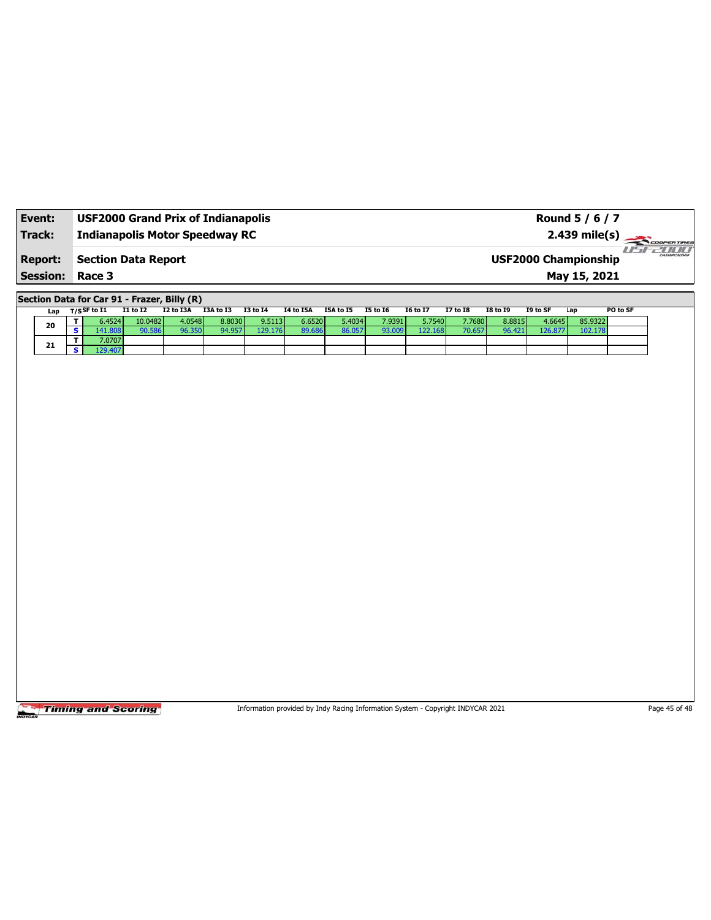| **Event:** | **USF2000 Grand Prix of Indianapolis** | **Round 5 / 6 / 7** |
|---|---|---|
| **Track:** | **Indianapolis Motor Speedway RC** | **2.439 mile(s)** |
| **Report:** | **Section Data Report** | **USF2000 Championship** |
| **Session:** | **Race 3** | **May 15, 2021** |

**Section Data for Car 91 - Frazer, Billy (R)**

| Lap | T/S | SF to I1 | I1 to I2 | I2 to I3A | I3A to I3 | I3 to I4 | I4 to I5A | I5A to I5 | I5 to I6 | I6 to I7 | I7 to I8 | I8 to I9 | I9 to SF | Lap | PO to SF |
|---|---|---|---|---|---|---|---|---|---|---|---|---|---|---|---|
| 20 | T | 6.4524 | 10.0482 | 4.0548 | 8.8030 | 9.5113 | 6.6520 | 5.4034 | 7.9391 | 5.7540 | 7.7680 | 8.8815 | 4.6645 | 85.9322 | |
| | S | 141.808 | 90.586 | 96.350 | 94.957 | 129.176 | 89.686 | 86.057 | 93.009 | 122.168 | 70.657 | 96.421 | 126.877 | 102.178 | |
| 21 | T | 7.0707 | | | | | | | | | | | | | |
| | S | 129.407 | | | | | | | | | | | | | |

Information provided by Indy Racing Information System - Copyright INDYCAR 2021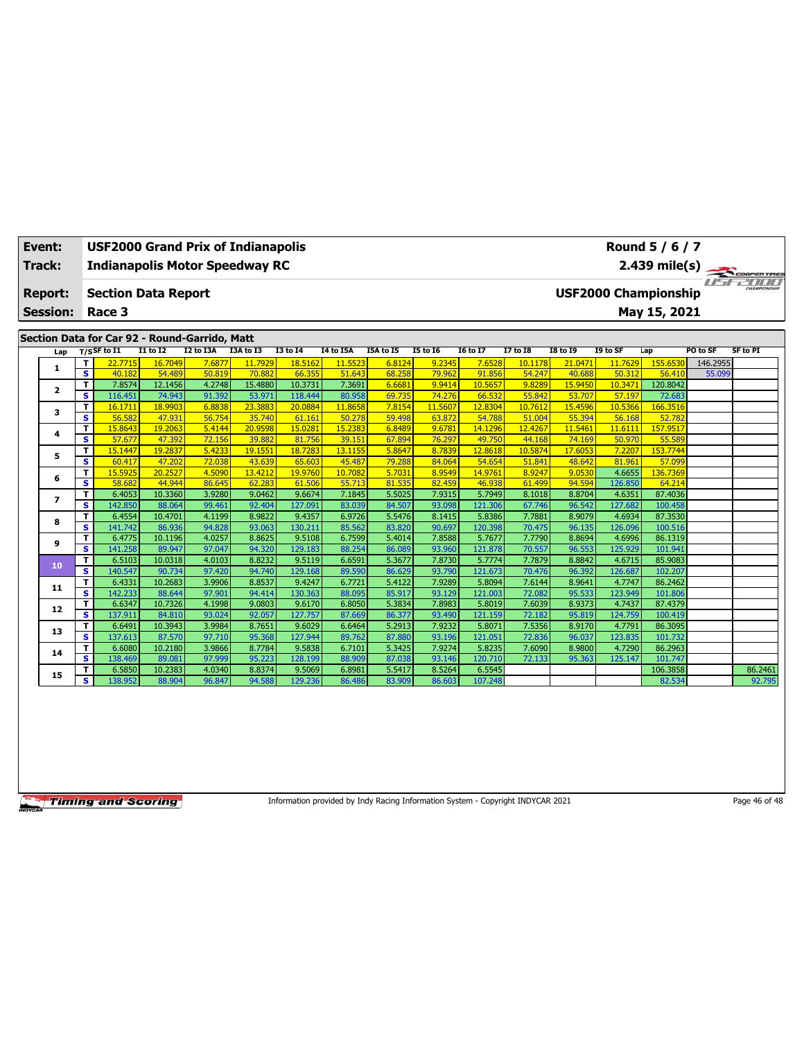| Event: | USF2000 Grand Prix of Indianapolis | Round 5 / 6 / 7 |
|---|---|---|
| Track: | Indianapolis Motor Speedway RC | 2.439 mile(s) |
| Report: | Section Data Report | USF2000 Championship |
| Session: | Race 3 | May 15, 2021 |

## Section Data for Car 92 - Round-Garrido, Matt

| Lap | T/S | SF to I1 | I1 to I2 | I2 to I3A | I3A to I3 | I3 to I4 | I4 to I5A | I5A to I5 | I5 to I6 | I6 to I7 | I7 to I8 | I8 to I9 | I9 to SF | Lap | PO to SF | SF to PI |
|---|---|---|---|---|---|---|---|---|---|---|---|---|---|---|---|---|
| 1 | T | 22.7715 | 16.7049 | 7.6877 | 11.7929 | 18.5162 | 11.5523 | 6.8124 | 9.2345 | 7.6528 | 10.1178 | 21.0471 | 11.7629 | 155.6530 | 146.2955 | |
| | S | 40.182 | 54.489 | 50.819 | 70.882 | 66.355 | 51.643 | 68.258 | 79.962 | 91.856 | 54.247 | 40.688 | 50.312 | 56.410 | 55.099 | |
| 2 | T | 7.8574 | 12.1456 | 4.2748 | 15.4880 | 10.3731 | 7.3691 | 6.6681 | 9.9414 | 10.5657 | 9.8289 | 15.9450 | 10.3471 | 120.8042 | | |
| | S | 116.451 | 74.943 | 91.392 | 53.971 | 118.444 | 80.958 | 69.735 | 74.276 | 66.532 | 55.842 | 53.707 | 57.197 | 72.683 | | |
| 3 | T | 16.1711 | 18.9903 | 6.8838 | 23.3883 | 20.0884 | 11.8658 | 7.8154 | 11.5607 | 12.8304 | 10.7612 | 15.4596 | 10.5366 | 166.3516 | | |
| | S | 56.582 | 47.931 | 56.754 | 35.740 | 61.161 | 50.278 | 59.498 | 63.872 | 54.788 | 51.004 | 55.394 | 56.168 | 52.782 | | |
| 4 | T | 15.8643 | 19.2063 | 5.4144 | 20.9598 | 15.0281 | 15.2383 | 6.8489 | 9.6781 | 14.1296 | 12.4267 | 11.5461 | 11.6111 | 157.9517 | | |
| | S | 57.677 | 47.392 | 72.156 | 39.882 | 81.756 | 39.151 | 67.894 | 76.297 | 49.750 | 44.168 | 74.169 | 50.970 | 55.589 | | |
| 5 | T | 15.1447 | 19.2837 | 5.4233 | 19.1551 | 18.7283 | 13.1155 | 5.8647 | 8.7839 | 12.8618 | 10.5874 | 17.6053 | 7.2207 | 153.7744 | | |
| | S | 60.417 | 47.202 | 72.038 | 43.639 | 65.603 | 45.487 | 79.288 | 84.064 | 54.654 | 51.841 | 48.642 | 81.961 | 57.099 | | |
| 6 | T | 15.5925 | 20.2527 | 4.5090 | 13.4212 | 19.9760 | 10.7082 | 5.7031 | 8.9549 | 14.9761 | 8.9247 | 9.0530 | 4.6655 | 136.7369 | | |
| | S | 58.682 | 44.944 | 86.645 | 62.283 | 61.506 | 55.713 | 81.535 | 82.459 | 46.938 | 61.499 | 94.594 | 126.850 | 64.214 | | |
| 7 | T | 6.4053 | 10.3360 | 3.9280 | 9.0462 | 9.6674 | 7.1845 | 5.5025 | 7.9315 | 5.7949 | 8.1018 | 8.8704 | 4.6351 | 87.4036 | | |
| | S | 142.850 | 88.064 | 99.461 | 92.404 | 127.091 | 83.039 | 84.507 | 93.098 | 121.306 | 67.746 | 96.542 | 127.682 | 100.458 | | |
| 8 | T | 6.4554 | 10.4701 | 4.1199 | 8.9822 | 9.4357 | 6.9726 | 5.5476 | 8.1415 | 5.8386 | 7.7881 | 8.9079 | 4.6934 | 87.3530 | | |
| | S | 141.742 | 86.936 | 94.828 | 93.063 | 130.211 | 85.562 | 83.820 | 90.697 | 120.398 | 70.475 | 96.135 | 126.096 | 100.516 | | |
| 9 | T | 6.4775 | 10.1196 | 4.0257 | 8.8625 | 9.5108 | 6.7599 | 5.4014 | 7.8588 | 5.7677 | 7.7790 | 8.8694 | 4.6996 | 86.1319 | | |
| | S | 141.258 | 89.947 | 97.047 | 94.320 | 129.183 | 88.254 | 86.089 | 93.960 | 121.878 | 70.557 | 96.553 | 125.929 | 101.941 | | |
| 10 | T | 6.5103 | 10.0318 | 4.0103 | 8.8232 | 9.5119 | 6.6591 | 5.3677 | 7.8730 | 5.7774 | 7.7879 | 8.8842 | 4.6715 | 85.9083 | | |
| | S | 140.547 | 90.734 | 97.420 | 94.740 | 129.168 | 89.590 | 86.629 | 93.790 | 121.673 | 70.476 | 96.392 | 126.687 | 102.207 | | |
| 11 | T | 6.4331 | 10.2683 | 3.9906 | 8.8537 | 9.4247 | 6.7721 | 5.4122 | 7.9289 | 5.8094 | 7.6144 | 8.9641 | 4.7747 | 86.2462 | | |
| | S | 142.233 | 88.644 | 97.901 | 94.414 | 130.363 | 88.095 | 85.917 | 93.129 | 121.003 | 72.082 | 95.533 | 123.949 | 101.806 | | |
| 12 | T | 6.6347 | 10.7326 | 4.1998 | 9.0803 | 9.6170 | 6.8050 | 5.3834 | 7.8983 | 5.8019 | 7.6039 | 8.9373 | 4.7437 | 87.4379 | | |
| | S | 137.911 | 84.810 | 93.024 | 92.057 | 127.757 | 87.669 | 86.377 | 93.490 | 121.159 | 72.182 | 95.819 | 124.759 | 100.419 | | |
| 13 | T | 6.6491 | 10.3943 | 3.9984 | 8.7651 | 9.6029 | 6.6464 | 5.2913 | 7.9232 | 5.8071 | 7.5356 | 8.9170 | 4.7791 | 86.3095 | | |
| | S | 137.613 | 87.570 | 97.710 | 95.368 | 127.944 | 89.762 | 87.880 | 93.196 | 121.051 | 72.836 | 96.037 | 123.835 | 101.732 | | |
| 14 | T | 6.6080 | 10.2180 | 3.9866 | 8.7784 | 9.5838 | 6.7101 | 5.3425 | 7.9274 | 5.8235 | 7.6090 | 8.9800 | 4.7290 | 86.2963 | | |
| | S | 138.469 | 89.081 | 97.999 | 95.223 | 128.199 | 88.909 | 87.038 | 93.146 | 120.710 | 72.133 | 95.363 | 125.147 | 101.747 | | |
| 15 | T | 6.5850 | 10.2383 | 4.0340 | 8.8374 | 9.5069 | 6.8981 | 5.5417 | 8.5264 | 6.5545 | | | | 106.3858 | | 86.2461 |
| | S | 138.952 | 88.904 | 96.847 | 94.588 | 129.236 | 86.486 | 83.909 | 86.603 | 107.248 | | | | 82.534 | | 92.795 |

Information provided by Indy Racing Information System - Copyright INDYCAR 2021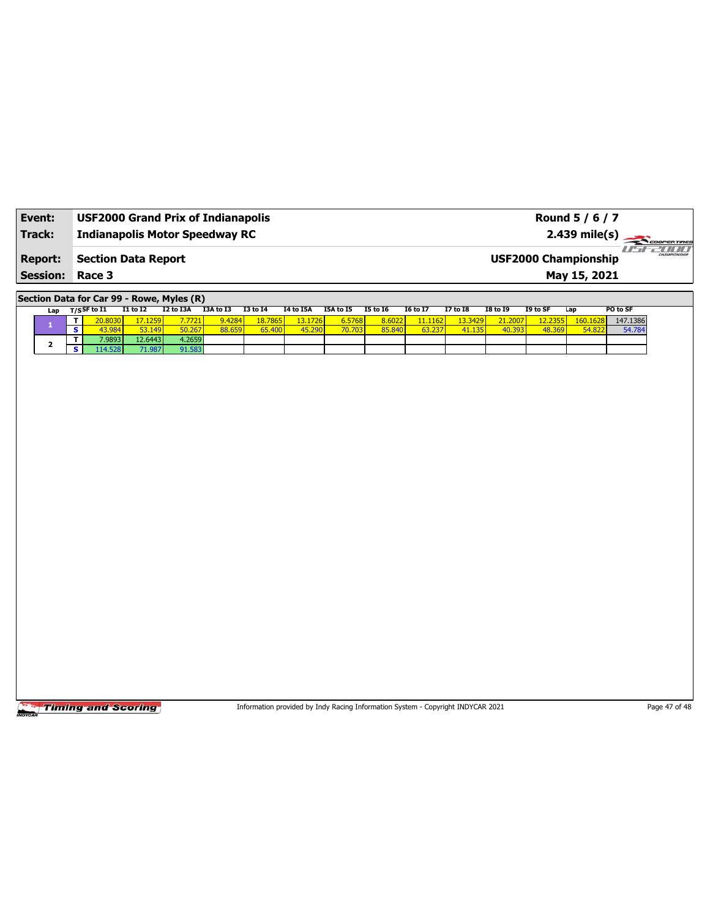| **Event:** | **USF2000 Grand Prix of Indianapolis** | **Round 5 / 6 / 7** |
|---|---|---|
| **Track:** | **Indianapolis Motor Speedway RC** | **2.439 mile(s)** |
| **Report:** | **Section Data Report** | **USF2000 Championship** |
| **Session:** | **Race 3** | **May 15, 2021** |

## Section Data for Car 99 - Rowe, Myles (R)

| Lap | T/S | SF to I1 | I1 to I2 | I2 to I3A | I3A to I3 | I3 to I4 | I4 to I5A | I5A to I5 | I5 to I6 | I6 to I7 | I7 to I8 | I8 to I9 | I9 to SF | Lap | PO to SF |
|---|---|---|---|---|---|---|---|---|---|---|---|---|---|---|---|
| 1 | T | 20.8030 | 17.1259 | 7.7721 | 9.4284 | 18.7865 | 13.1726 | 6.5768 | 8.6022 | 11.1162 | 13.3429 | 21.2007 | 12.2355 | 160.1628 | 147.1386 |
| | S | 43.984 | 53.149 | 50.267 | 88.659 | 65.400 | 45.290 | 70.703 | 85.840 | 63.237 | 41.135 | 40.393 | 48.369 | 54.822 | 54.784 |
| 2 | T | 7.9893 | 12.6443 | 4.2659 | | | | | | | | | | | |
| | S | 114.528 | 71.987 | 91.583 | | | | | | | | | | | |

Information provided by Indy Racing Information System - Copyright INDYCAR 2021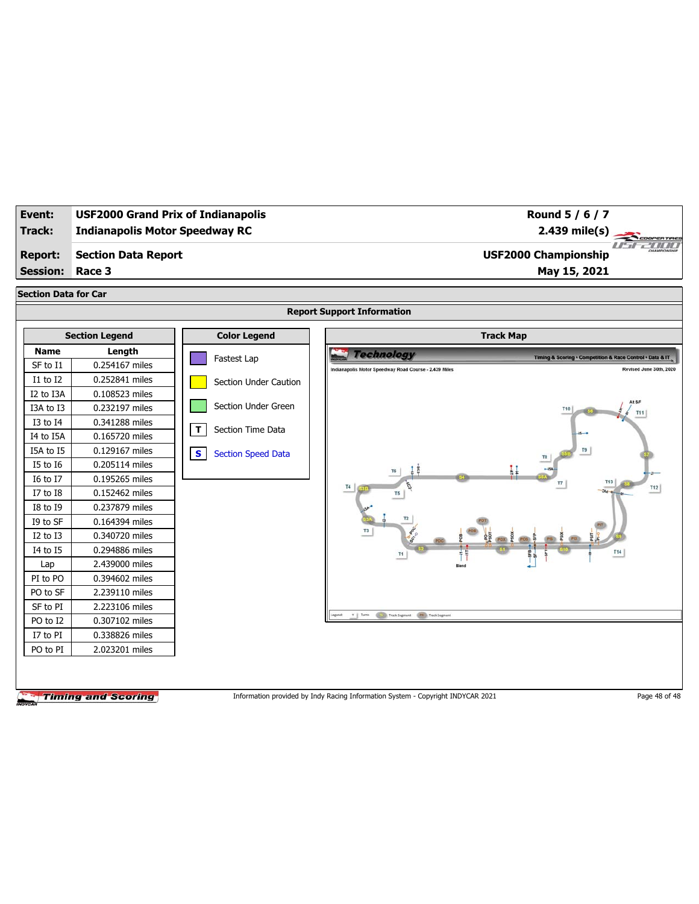| | | | |
|---|---|---|---|
| **Event:** | **USF2000 Grand Prix of Indianapolis** | **Round 5 / 6 / 7** | |
| **Track:** | **Indianapolis Motor Speedway RC** | **2.439 mile(s)** | |
| **Report:** | **Section Data Report** | **USF2000 Championship** | |
| **Session:** | **Race 3** | **May 15, 2021** | |

**Section Data for Car**

## Report Support Information

| Section Legend | |
|---|---|
| **Name** | **Length** |
| SF to I1 | 0.254167 miles |
| I1 to I2 | 0.252841 miles |
| I2 to I3A | 0.108523 miles |
| I3A to I3 | 0.232197 miles |
| I3 to I4 | 0.341288 miles |
| I4 to I5A | 0.165720 miles |
| I5A to I5 | 0.129167 miles |
| I5 to I6 | 0.205114 miles |
| I6 to I7 | 0.195265 miles |
| I7 to I8 | 0.152462 miles |
| I8 to I9 | 0.237879 miles |
| I9 to SF | 0.164394 miles |
| I2 to I3 | 0.340720 miles |
| I4 to I5 | 0.294886 miles |
| Lap | 2.439000 miles |
| PI to PO | 0.394602 miles |
| PO to SF | 2.239110 miles |
| SF to PI | 2.223106 miles |
| PO to I2 | 0.307102 miles |
| I7 to PI | 0.338826 miles |
| PO to PI | 2.023201 miles |

**Color Legend**

- Fastest Lap
- Section Under Caution
- Section Under Green
- T Section Time Data
- S Section Speed Data

**Track Map**

Technology

Timing & Scoring • Competition & Race Control • Data & IT

Indianapolis Motor Speedway Road Course - 2.439 Miles

Revised June 30th, 2020

Information provided by Indy Racing Information System - Copyright INDYCAR 2021